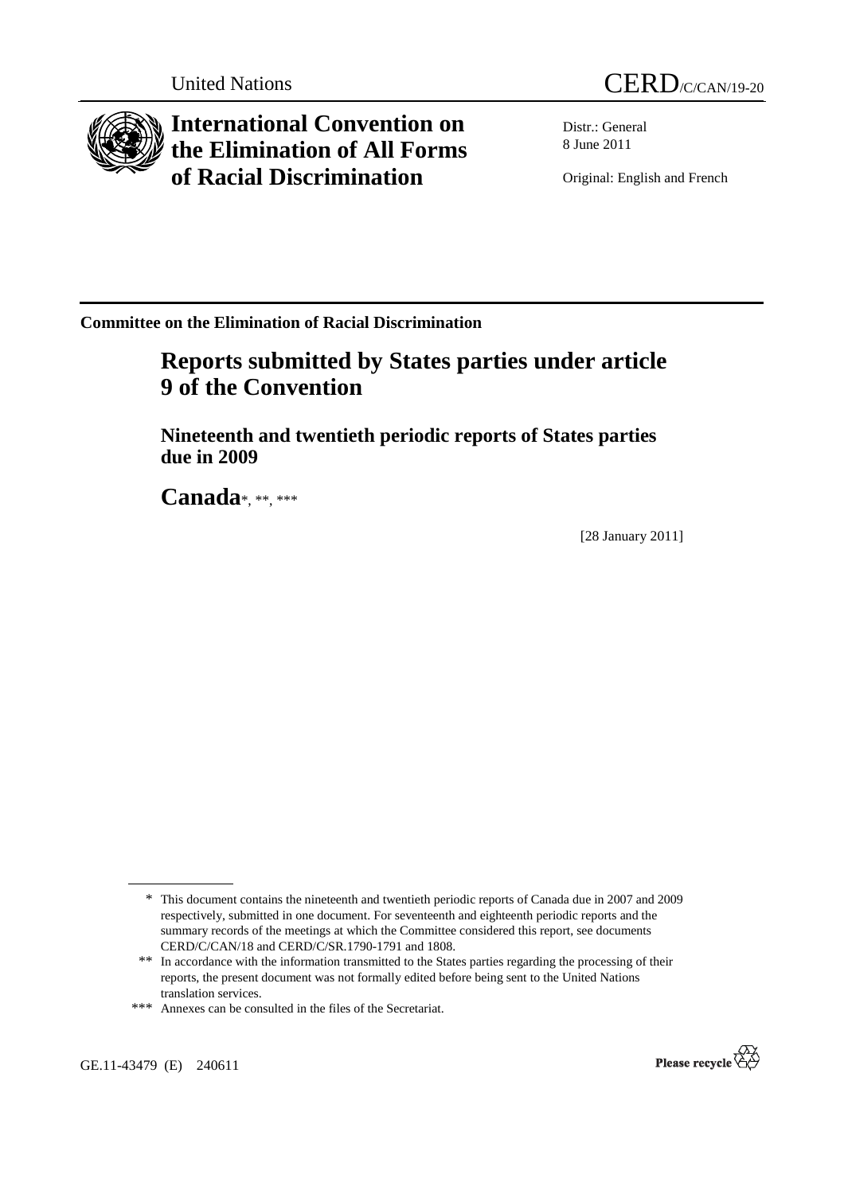United Nations CERD/C/CAN/19-20

# International Convention on the Elimination of All Forms of Racial Discrimination

Distr.: General
8 June 2011

Original: English and French

**Committee on the Elimination of Racial Discrimination**

## Reports submitted by States parties under article 9 of the Convention

### Nineteenth and twentieth periodic reports of States parties due in 2009

## Canada*, **, ***

[28 January 2011]

---

\* This document contains the nineteenth and twentieth periodic reports of Canada due in 2007 and 2009 respectively, submitted in one document. For seventeenth and eighteenth periodic reports and the summary records of the meetings at which the Committee considered this report, see documents CERD/C/CAN/18 and CERD/C/SR.1790-1791 and 1808.

\*\* In accordance with the information transmitted to the States parties regarding the processing of their reports, the present document was not formally edited before being sent to the United Nations translation services.

\*\*\* Annexes can be consulted in the files of the Secretariat.

GE.11-43479 (E) 240611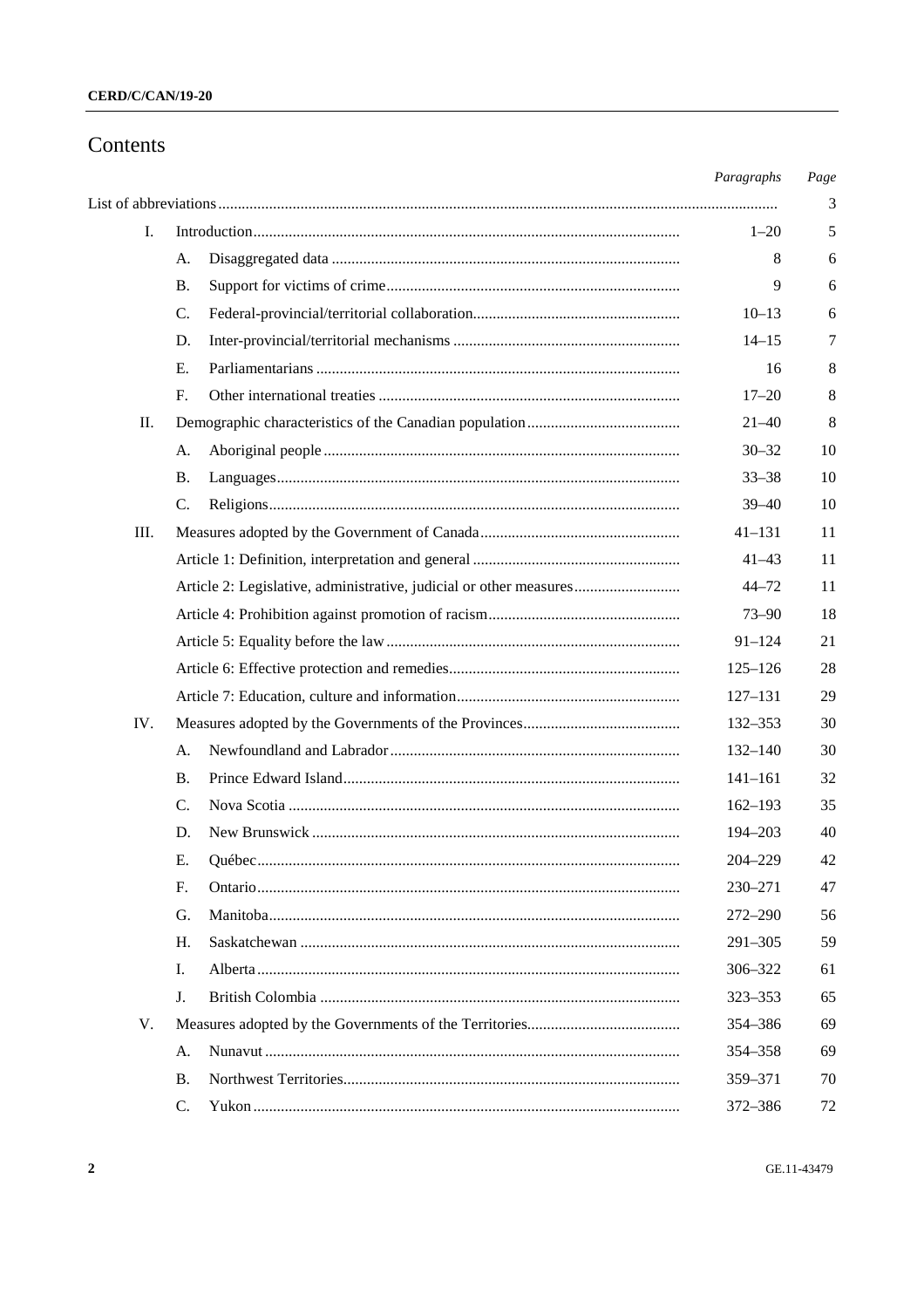# Contents

| | | | Paragraphs | Page |
|---|---|---|---|---|
| List of abbreviations | | | | 3 |
| I. | Introduction | | 1–20 | 5 |
| | A. | Disaggregated data | 8 | 6 |
| | B. | Support for victims of crime | 9 | 6 |
| | C. | Federal-provincial/territorial collaboration | 10–13 | 6 |
| | D. | Inter-provincial/territorial mechanisms | 14–15 | 7 |
| | E. | Parliamentarians | 16 | 8 |
| | F. | Other international treaties | 17–20 | 8 |
| II. | Demographic characteristics of the Canadian population | | 21–40 | 8 |
| | A. | Aboriginal people | 30–32 | 10 |
| | B. | Languages | 33–38 | 10 |
| | C. | Religions | 39–40 | 10 |
| III. | Measures adopted by the Government of Canada | | 41–131 | 11 |
| | Article 1: Definition, interpretation and general | | 41–43 | 11 |
| | Article 2: Legislative, administrative, judicial or other measures | | 44–72 | 11 |
| | Article 4: Prohibition against promotion of racism | | 73–90 | 18 |
| | Article 5: Equality before the law | | 91–124 | 21 |
| | Article 6: Effective protection and remedies | | 125–126 | 28 |
| | Article 7: Education, culture and information | | 127–131 | 29 |
| IV. | Measures adopted by the Governments of the Provinces | | 132–353 | 30 |
| | A. | Newfoundland and Labrador | 132–140 | 30 |
| | B. | Prince Edward Island | 141–161 | 32 |
| | C. | Nova Scotia | 162–193 | 35 |
| | D. | New Brunswick | 194–203 | 40 |
| | E. | Québec | 204–229 | 42 |
| | F. | Ontario | 230–271 | 47 |
| | G. | Manitoba | 272–290 | 56 |
| | H. | Saskatchewan | 291–305 | 59 |
| | I. | Alberta | 306–322 | 61 |
| | J. | British Colombia | 323–353 | 65 |
| V. | Measures adopted by the Governments of the Territories | | 354–386 | 69 |
| | A. | Nunavut | 354–358 | 69 |
| | B. | Northwest Territories | 359–371 | 70 |
| | C. | Yukon | 372–386 | 72 |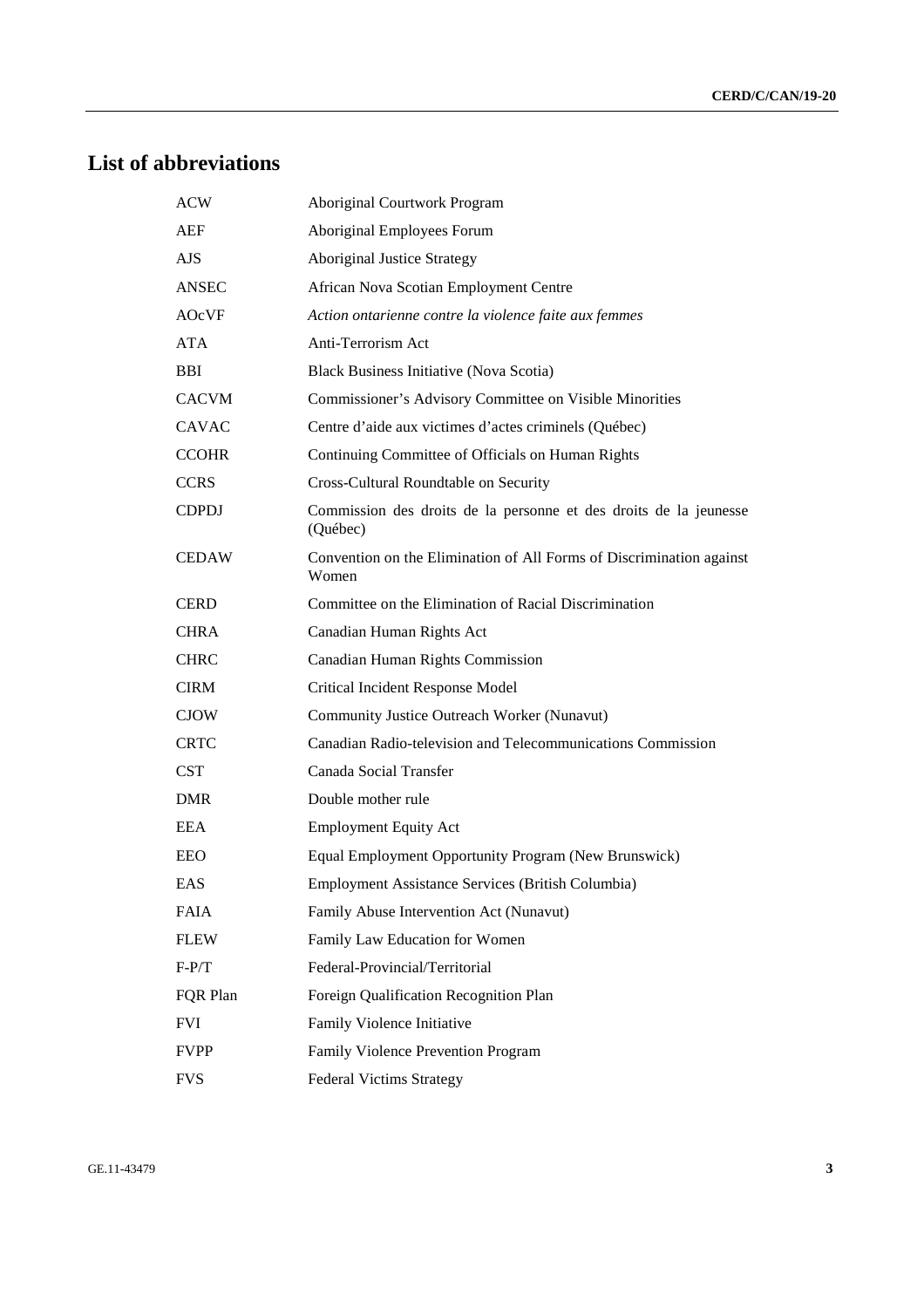# List of abbreviations

| | |
|---|---|
| ACW | Aboriginal Courtwork Program |
| AEF | Aboriginal Employees Forum |
| AJS | Aboriginal Justice Strategy |
| ANSEC | African Nova Scotian Employment Centre |
| AOcVF | *Action ontarienne contre la violence faite aux femmes* |
| ATA | Anti-Terrorism Act |
| BBI | Black Business Initiative (Nova Scotia) |
| CACVM | Commissioner's Advisory Committee on Visible Minorities |
| CAVAC | Centre d'aide aux victimes d'actes criminels (Québec) |
| CCOHR | Continuing Committee of Officials on Human Rights |
| CCRS | Cross-Cultural Roundtable on Security |
| CDPDJ | Commission des droits de la personne et des droits de la jeunesse (Québec) |
| CEDAW | Convention on the Elimination of All Forms of Discrimination against Women |
| CERD | Committee on the Elimination of Racial Discrimination |
| CHRA | Canadian Human Rights Act |
| CHRC | Canadian Human Rights Commission |
| CIRM | Critical Incident Response Model |
| CJOW | Community Justice Outreach Worker (Nunavut) |
| CRTC | Canadian Radio-television and Telecommunications Commission |
| CST | Canada Social Transfer |
| DMR | Double mother rule |
| EEA | Employment Equity Act |
| EEO | Equal Employment Opportunity Program (New Brunswick) |
| EAS | Employment Assistance Services (British Columbia) |
| FAIA | Family Abuse Intervention Act (Nunavut) |
| FLEW | Family Law Education for Women |
| F-P/T | Federal-Provincial/Territorial |
| FQR Plan | Foreign Qualification Recognition Plan |
| FVI | Family Violence Initiative |
| FVPP | Family Violence Prevention Program |
| FVS | Federal Victims Strategy |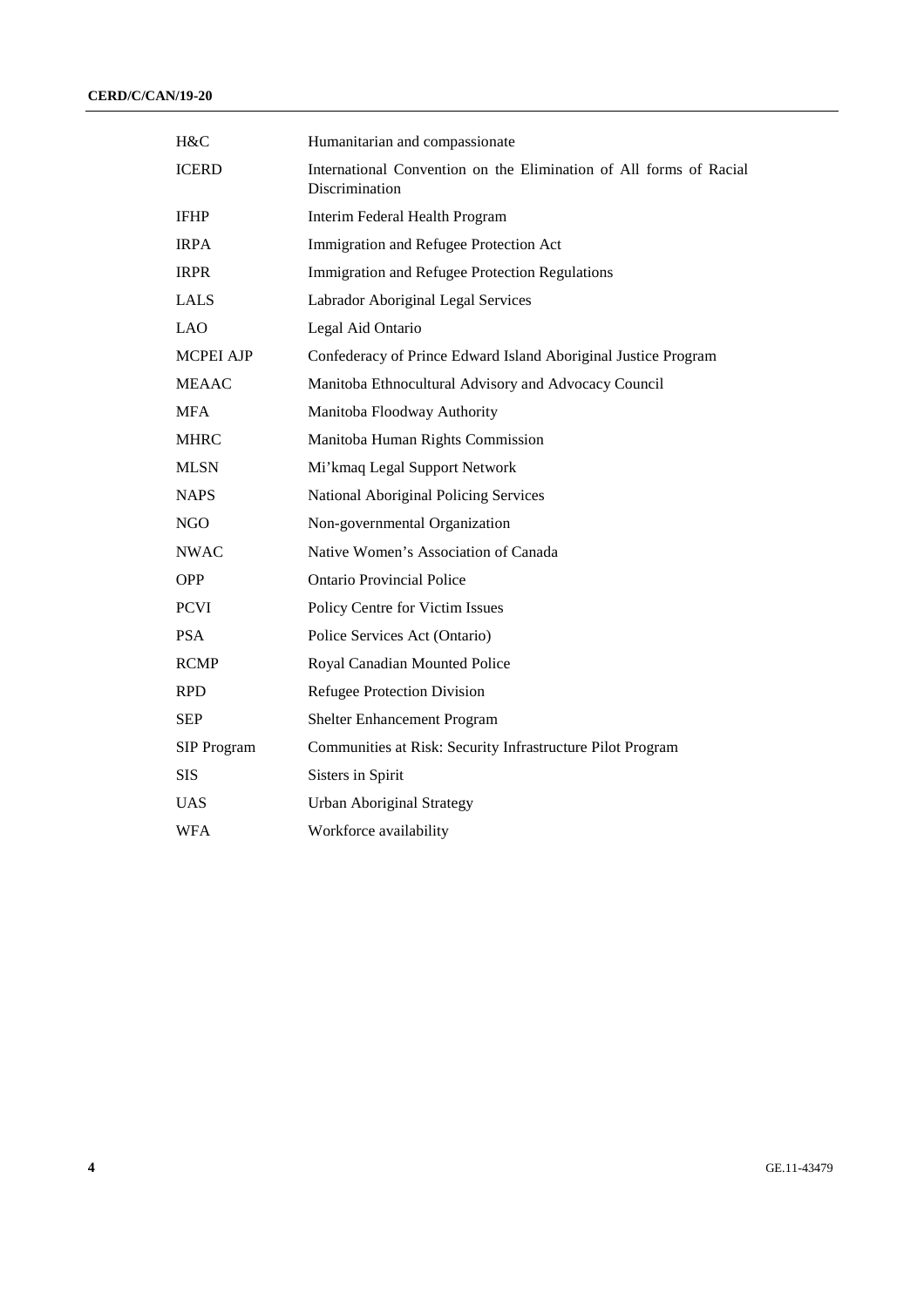| | |
|---|---|
| H&C | Humanitarian and compassionate |
| ICERD | International Convention on the Elimination of All forms of Racial Discrimination |
| IFHP | Interim Federal Health Program |
| IRPA | Immigration and Refugee Protection Act |
| IRPR | Immigration and Refugee Protection Regulations |
| LALS | Labrador Aboriginal Legal Services |
| LAO | Legal Aid Ontario |
| MCPEI AJP | Confederacy of Prince Edward Island Aboriginal Justice Program |
| MEAAC | Manitoba Ethnocultural Advisory and Advocacy Council |
| MFA | Manitoba Floodway Authority |
| MHRC | Manitoba Human Rights Commission |
| MLSN | Mi'kmaq Legal Support Network |
| NAPS | National Aboriginal Policing Services |
| NGO | Non-governmental Organization |
| NWAC | Native Women's Association of Canada |
| OPP | Ontario Provincial Police |
| PCVI | Policy Centre for Victim Issues |
| PSA | Police Services Act (Ontario) |
| RCMP | Royal Canadian Mounted Police |
| RPD | Refugee Protection Division |
| SEP | Shelter Enhancement Program |
| SIP Program | Communities at Risk: Security Infrastructure Pilot Program |
| SIS | Sisters in Spirit |
| UAS | Urban Aboriginal Strategy |
| WFA | Workforce availability |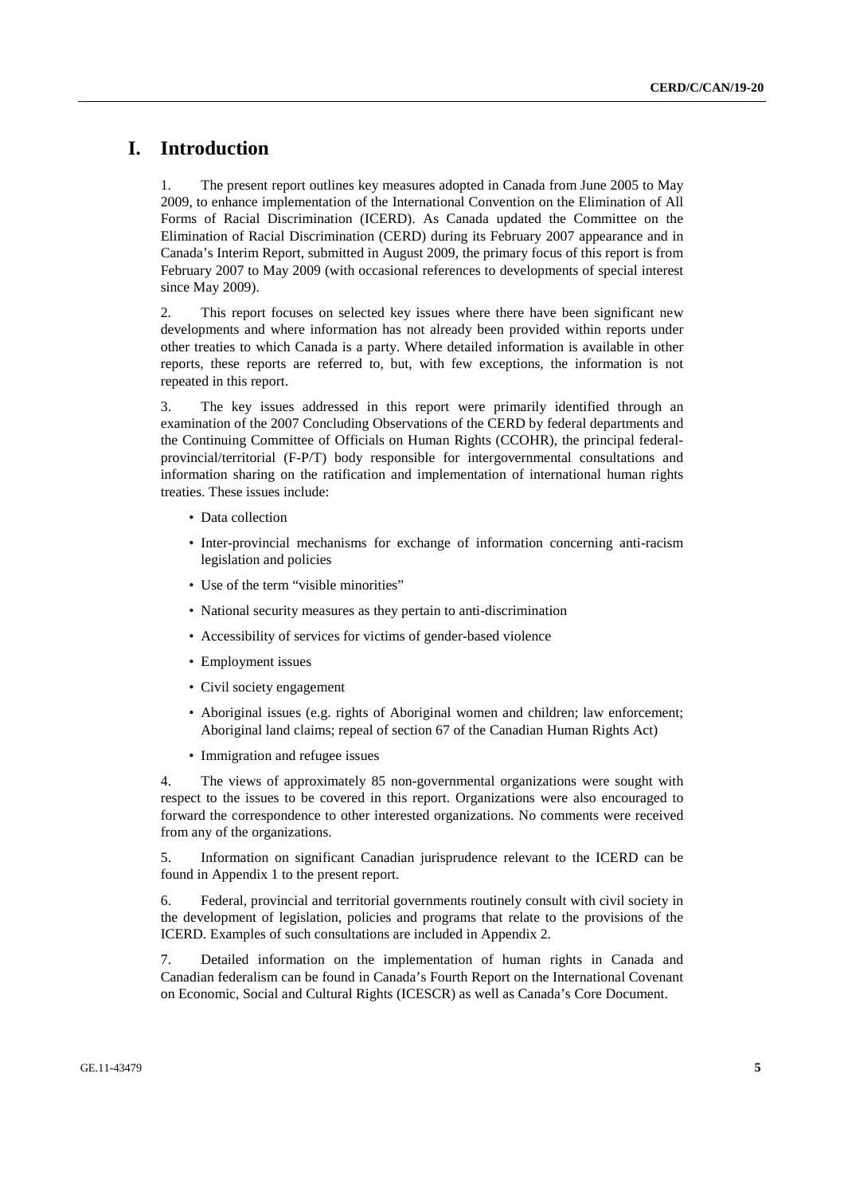# I. Introduction

1. The present report outlines key measures adopted in Canada from June 2005 to May 2009, to enhance implementation of the International Convention on the Elimination of All Forms of Racial Discrimination (ICERD). As Canada updated the Committee on the Elimination of Racial Discrimination (CERD) during its February 2007 appearance and in Canada's Interim Report, submitted in August 2009, the primary focus of this report is from February 2007 to May 2009 (with occasional references to developments of special interest since May 2009).

2. This report focuses on selected key issues where there have been significant new developments and where information has not already been provided within reports under other treaties to which Canada is a party. Where detailed information is available in other reports, these reports are referred to, but, with few exceptions, the information is not repeated in this report.

3. The key issues addressed in this report were primarily identified through an examination of the 2007 Concluding Observations of the CERD by federal departments and the Continuing Committee of Officials on Human Rights (CCOHR), the principal federal-provincial/territorial (F-P/T) body responsible for intergovernmental consultations and information sharing on the ratification and implementation of international human rights treaties. These issues include:

- Data collection
- Inter-provincial mechanisms for exchange of information concerning anti-racism legislation and policies
- Use of the term "visible minorities"
- National security measures as they pertain to anti-discrimination
- Accessibility of services for victims of gender-based violence
- Employment issues
- Civil society engagement
- Aboriginal issues (e.g. rights of Aboriginal women and children; law enforcement; Aboriginal land claims; repeal of section 67 of the Canadian Human Rights Act)
- Immigration and refugee issues

4. The views of approximately 85 non-governmental organizations were sought with respect to the issues to be covered in this report. Organizations were also encouraged to forward the correspondence to other interested organizations. No comments were received from any of the organizations.

5. Information on significant Canadian jurisprudence relevant to the ICERD can be found in Appendix 1 to the present report.

6. Federal, provincial and territorial governments routinely consult with civil society in the development of legislation, policies and programs that relate to the provisions of the ICERD. Examples of such consultations are included in Appendix 2.

7. Detailed information on the implementation of human rights in Canada and Canadian federalism can be found in Canada's Fourth Report on the International Covenant on Economic, Social and Cultural Rights (ICESCR) as well as Canada's Core Document.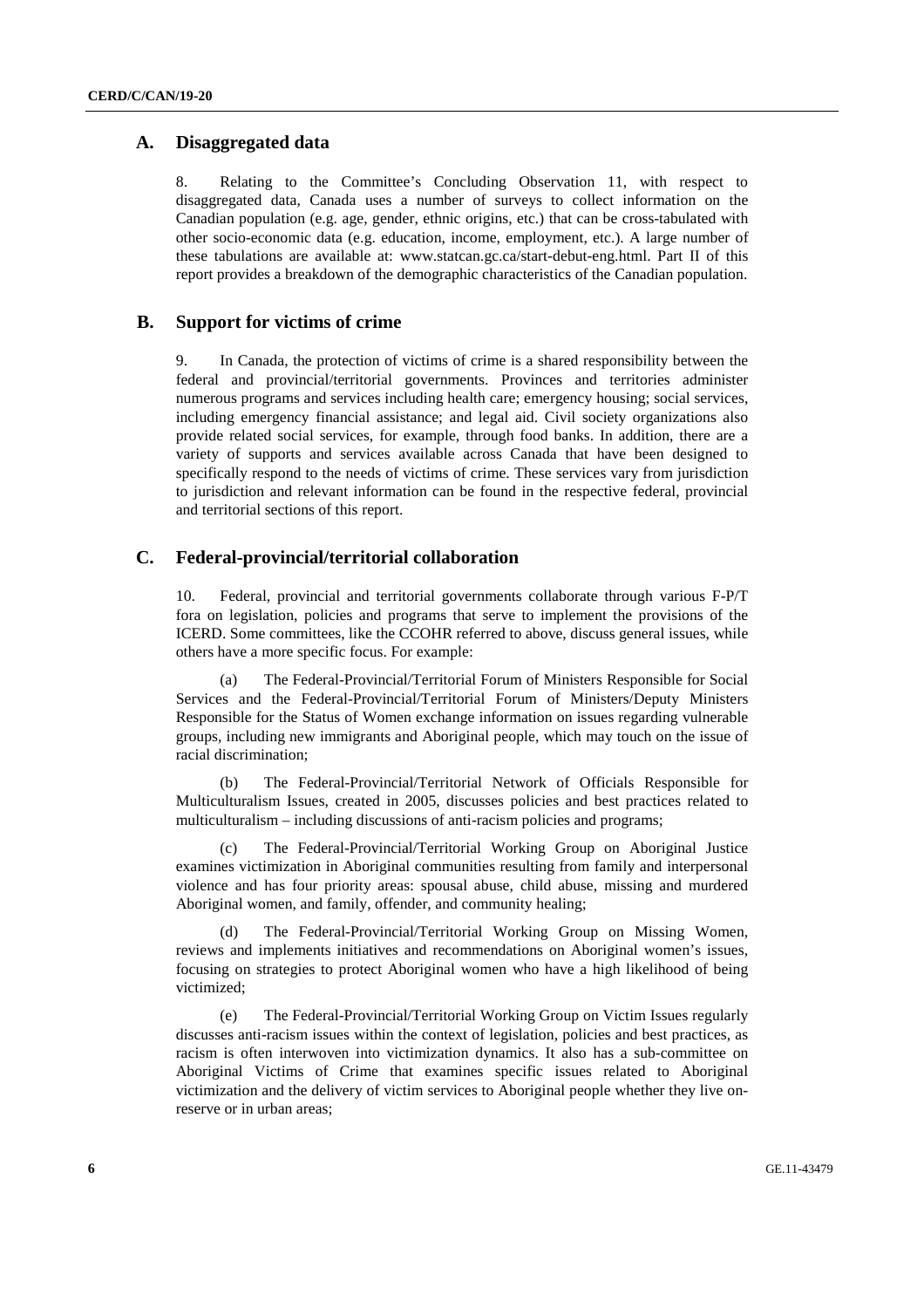## A. Disaggregated data

8. Relating to the Committee's Concluding Observation 11, with respect to disaggregated data, Canada uses a number of surveys to collect information on the Canadian population (e.g. age, gender, ethnic origins, etc.) that can be cross-tabulated with other socio-economic data (e.g. education, income, employment, etc.). A large number of these tabulations are available at: www.statcan.gc.ca/start-debut-eng.html. Part II of this report provides a breakdown of the demographic characteristics of the Canadian population.

## B. Support for victims of crime

9. In Canada, the protection of victims of crime is a shared responsibility between the federal and provincial/territorial governments. Provinces and territories administer numerous programs and services including health care; emergency housing; social services, including emergency financial assistance; and legal aid. Civil society organizations also provide related social services, for example, through food banks. In addition, there are a variety of supports and services available across Canada that have been designed to specifically respond to the needs of victims of crime. These services vary from jurisdiction to jurisdiction and relevant information can be found in the respective federal, provincial and territorial sections of this report.

## C. Federal-provincial/territorial collaboration

10. Federal, provincial and territorial governments collaborate through various F-P/T fora on legislation, policies and programs that serve to implement the provisions of the ICERD. Some committees, like the CCOHR referred to above, discuss general issues, while others have a more specific focus. For example:

(a) The Federal-Provincial/Territorial Forum of Ministers Responsible for Social Services and the Federal-Provincial/Territorial Forum of Ministers/Deputy Ministers Responsible for the Status of Women exchange information on issues regarding vulnerable groups, including new immigrants and Aboriginal people, which may touch on the issue of racial discrimination;

(b) The Federal-Provincial/Territorial Network of Officials Responsible for Multiculturalism Issues, created in 2005, discusses policies and best practices related to multiculturalism – including discussions of anti-racism policies and programs;

(c) The Federal-Provincial/Territorial Working Group on Aboriginal Justice examines victimization in Aboriginal communities resulting from family and interpersonal violence and has four priority areas: spousal abuse, child abuse, missing and murdered Aboriginal women, and family, offender, and community healing;

(d) The Federal-Provincial/Territorial Working Group on Missing Women, reviews and implements initiatives and recommendations on Aboriginal women's issues, focusing on strategies to protect Aboriginal women who have a high likelihood of being victimized;

(e) The Federal-Provincial/Territorial Working Group on Victim Issues regularly discusses anti-racism issues within the context of legislation, policies and best practices, as racism is often interwoven into victimization dynamics. It also has a sub-committee on Aboriginal Victims of Crime that examines specific issues related to Aboriginal victimization and the delivery of victim services to Aboriginal people whether they live on-reserve or in urban areas;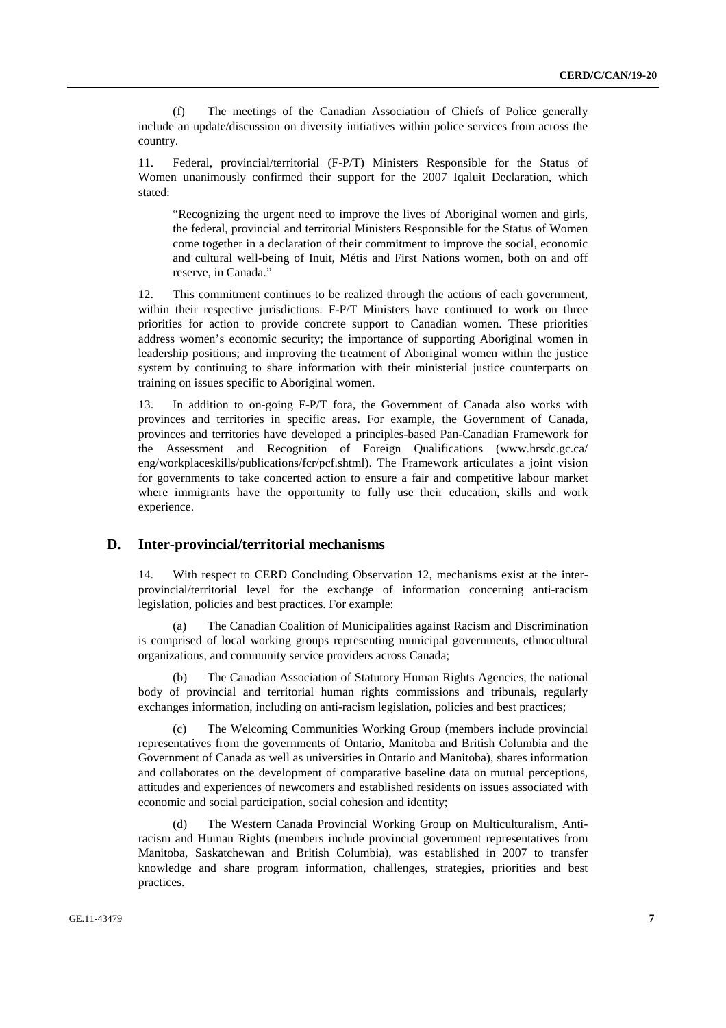(f) The meetings of the Canadian Association of Chiefs of Police generally include an update/discussion on diversity initiatives within police services from across the country.

11. Federal, provincial/territorial (F-P/T) Ministers Responsible for the Status of Women unanimously confirmed their support for the 2007 Iqaluit Declaration, which stated:

> "Recognizing the urgent need to improve the lives of Aboriginal women and girls, the federal, provincial and territorial Ministers Responsible for the Status of Women come together in a declaration of their commitment to improve the social, economic and cultural well-being of Inuit, Métis and First Nations women, both on and off reserve, in Canada."

12. This commitment continues to be realized through the actions of each government, within their respective jurisdictions. F-P/T Ministers have continued to work on three priorities for action to provide concrete support to Canadian women. These priorities address women's economic security; the importance of supporting Aboriginal women in leadership positions; and improving the treatment of Aboriginal women within the justice system by continuing to share information with their ministerial justice counterparts on training on issues specific to Aboriginal women.

13. In addition to on-going F-P/T fora, the Government of Canada also works with provinces and territories in specific areas. For example, the Government of Canada, provinces and territories have developed a principles-based Pan-Canadian Framework for the Assessment and Recognition of Foreign Qualifications (www.hrsdc.gc.ca/eng/workplaceskills/publications/fcr/pcf.shtml). The Framework articulates a joint vision for governments to take concerted action to ensure a fair and competitive labour market where immigrants have the opportunity to fully use their education, skills and work experience.

## D. Inter-provincial/territorial mechanisms

14. With respect to CERD Concluding Observation 12, mechanisms exist at the inter-provincial/territorial level for the exchange of information concerning anti-racism legislation, policies and best practices. For example:

(a) The Canadian Coalition of Municipalities against Racism and Discrimination is comprised of local working groups representing municipal governments, ethnocultural organizations, and community service providers across Canada;

(b) The Canadian Association of Statutory Human Rights Agencies, the national body of provincial and territorial human rights commissions and tribunals, regularly exchanges information, including on anti-racism legislation, policies and best practices;

(c) The Welcoming Communities Working Group (members include provincial representatives from the governments of Ontario, Manitoba and British Columbia and the Government of Canada as well as universities in Ontario and Manitoba), shares information and collaborates on the development of comparative baseline data on mutual perceptions, attitudes and experiences of newcomers and established residents on issues associated with economic and social participation, social cohesion and identity;

(d) The Western Canada Provincial Working Group on Multiculturalism, Anti-racism and Human Rights (members include provincial government representatives from Manitoba, Saskatchewan and British Columbia), was established in 2007 to transfer knowledge and share program information, challenges, strategies, priorities and best practices.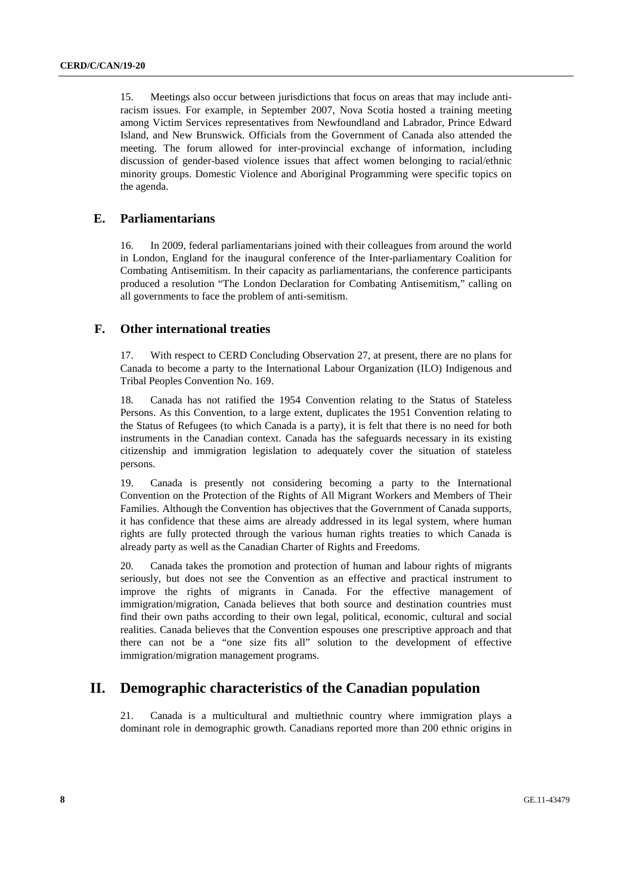15. Meetings also occur between jurisdictions that focus on areas that may include anti-racism issues. For example, in September 2007, Nova Scotia hosted a training meeting among Victim Services representatives from Newfoundland and Labrador, Prince Edward Island, and New Brunswick. Officials from the Government of Canada also attended the meeting. The forum allowed for inter-provincial exchange of information, including discussion of gender-based violence issues that affect women belonging to racial/ethnic minority groups. Domestic Violence and Aboriginal Programming were specific topics on the agenda.

### E. Parliamentarians

16. In 2009, federal parliamentarians joined with their colleagues from around the world in London, England for the inaugural conference of the Inter-parliamentary Coalition for Combating Antisemitism. In their capacity as parliamentarians, the conference participants produced a resolution "The London Declaration for Combating Antisemitism," calling on all governments to face the problem of anti-semitism.

### F. Other international treaties

17. With respect to CERD Concluding Observation 27, at present, there are no plans for Canada to become a party to the International Labour Organization (ILO) Indigenous and Tribal Peoples Convention No. 169.

18. Canada has not ratified the 1954 Convention relating to the Status of Stateless Persons. As this Convention, to a large extent, duplicates the 1951 Convention relating to the Status of Refugees (to which Canada is a party), it is felt that there is no need for both instruments in the Canadian context. Canada has the safeguards necessary in its existing citizenship and immigration legislation to adequately cover the situation of stateless persons.

19. Canada is presently not considering becoming a party to the International Convention on the Protection of the Rights of All Migrant Workers and Members of Their Families. Although the Convention has objectives that the Government of Canada supports, it has confidence that these aims are already addressed in its legal system, where human rights are fully protected through the various human rights treaties to which Canada is already party as well as the Canadian Charter of Rights and Freedoms.

20. Canada takes the promotion and protection of human and labour rights of migrants seriously, but does not see the Convention as an effective and practical instrument to improve the rights of migrants in Canada. For the effective management of immigration/migration, Canada believes that both source and destination countries must find their own paths according to their own legal, political, economic, cultural and social realities. Canada believes that the Convention espouses one prescriptive approach and that there can not be a "one size fits all" solution to the development of effective immigration/migration management programs.

## II. Demographic characteristics of the Canadian population

21. Canada is a multicultural and multiethnic country where immigration plays a dominant role in demographic growth. Canadians reported more than 200 ethnic origins in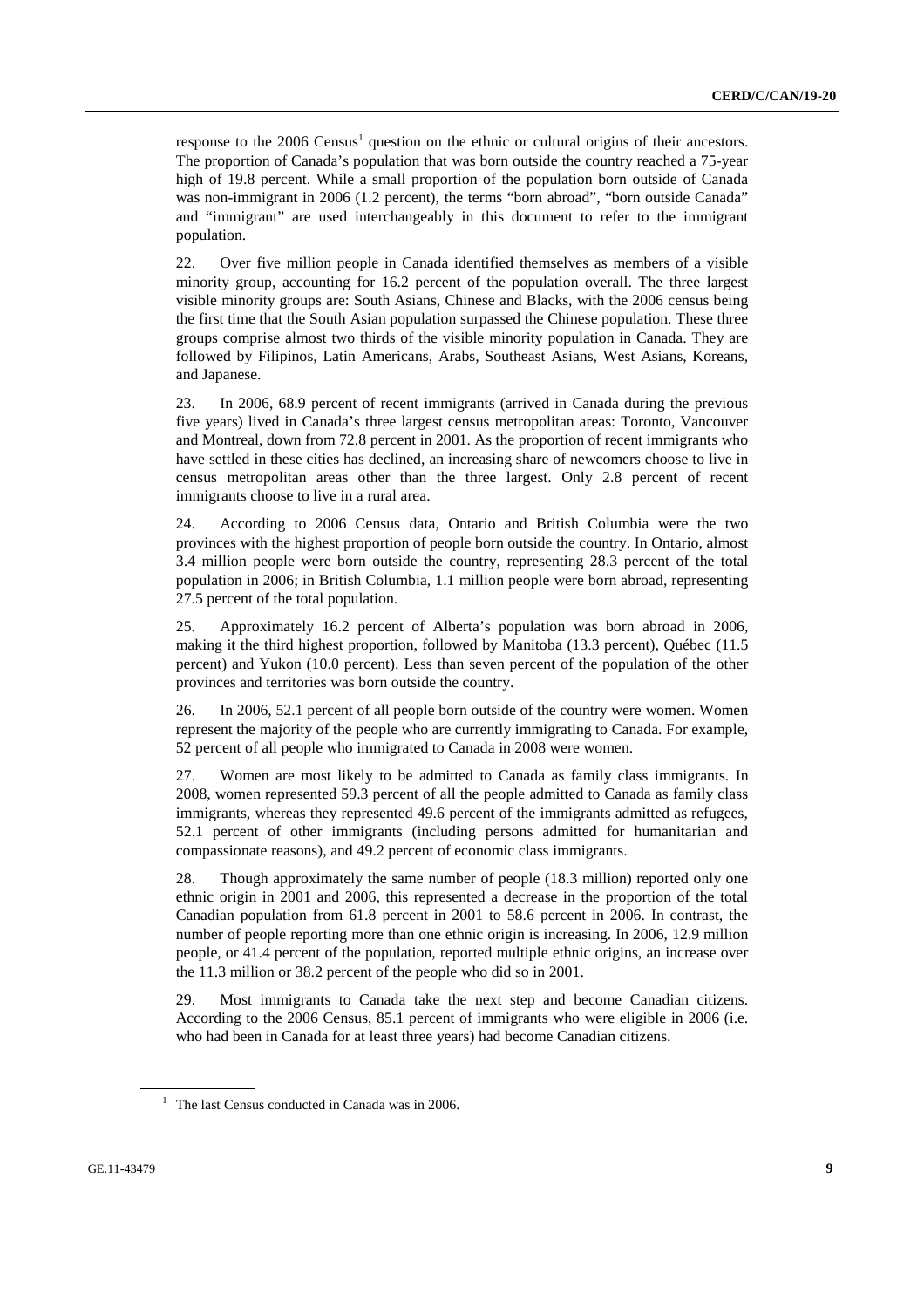response to the 2006 Census[1] question on the ethnic or cultural origins of their ancestors. The proportion of Canada's population that was born outside the country reached a 75-year high of 19.8 percent. While a small proportion of the population born outside of Canada was non-immigrant in 2006 (1.2 percent), the terms "born abroad", "born outside Canada" and "immigrant" are used interchangeably in this document to refer to the immigrant population.

22. Over five million people in Canada identified themselves as members of a visible minority group, accounting for 16.2 percent of the population overall. The three largest visible minority groups are: South Asians, Chinese and Blacks, with the 2006 census being the first time that the South Asian population surpassed the Chinese population. These three groups comprise almost two thirds of the visible minority population in Canada. They are followed by Filipinos, Latin Americans, Arabs, Southeast Asians, West Asians, Koreans, and Japanese.

23. In 2006, 68.9 percent of recent immigrants (arrived in Canada during the previous five years) lived in Canada's three largest census metropolitan areas: Toronto, Vancouver and Montreal, down from 72.8 percent in 2001. As the proportion of recent immigrants who have settled in these cities has declined, an increasing share of newcomers choose to live in census metropolitan areas other than the three largest. Only 2.8 percent of recent immigrants choose to live in a rural area.

24. According to 2006 Census data, Ontario and British Columbia were the two provinces with the highest proportion of people born outside the country. In Ontario, almost 3.4 million people were born outside the country, representing 28.3 percent of the total population in 2006; in British Columbia, 1.1 million people were born abroad, representing 27.5 percent of the total population.

25. Approximately 16.2 percent of Alberta's population was born abroad in 2006, making it the third highest proportion, followed by Manitoba (13.3 percent), Québec (11.5 percent) and Yukon (10.0 percent). Less than seven percent of the population of the other provinces and territories was born outside the country.

26. In 2006, 52.1 percent of all people born outside of the country were women. Women represent the majority of the people who are currently immigrating to Canada. For example, 52 percent of all people who immigrated to Canada in 2008 were women.

27. Women are most likely to be admitted to Canada as family class immigrants. In 2008, women represented 59.3 percent of all the people admitted to Canada as family class immigrants, whereas they represented 49.6 percent of the immigrants admitted as refugees, 52.1 percent of other immigrants (including persons admitted for humanitarian and compassionate reasons), and 49.2 percent of economic class immigrants.

28. Though approximately the same number of people (18.3 million) reported only one ethnic origin in 2001 and 2006, this represented a decrease in the proportion of the total Canadian population from 61.8 percent in 2001 to 58.6 percent in 2006. In contrast, the number of people reporting more than one ethnic origin is increasing. In 2006, 12.9 million people, or 41.4 percent of the population, reported multiple ethnic origins, an increase over the 11.3 million or 38.2 percent of the people who did so in 2001.

29. Most immigrants to Canada take the next step and become Canadian citizens. According to the 2006 Census, 85.1 percent of immigrants who were eligible in 2006 (i.e. who had been in Canada for at least three years) had become Canadian citizens.

[1] The last Census conducted in Canada was in 2006.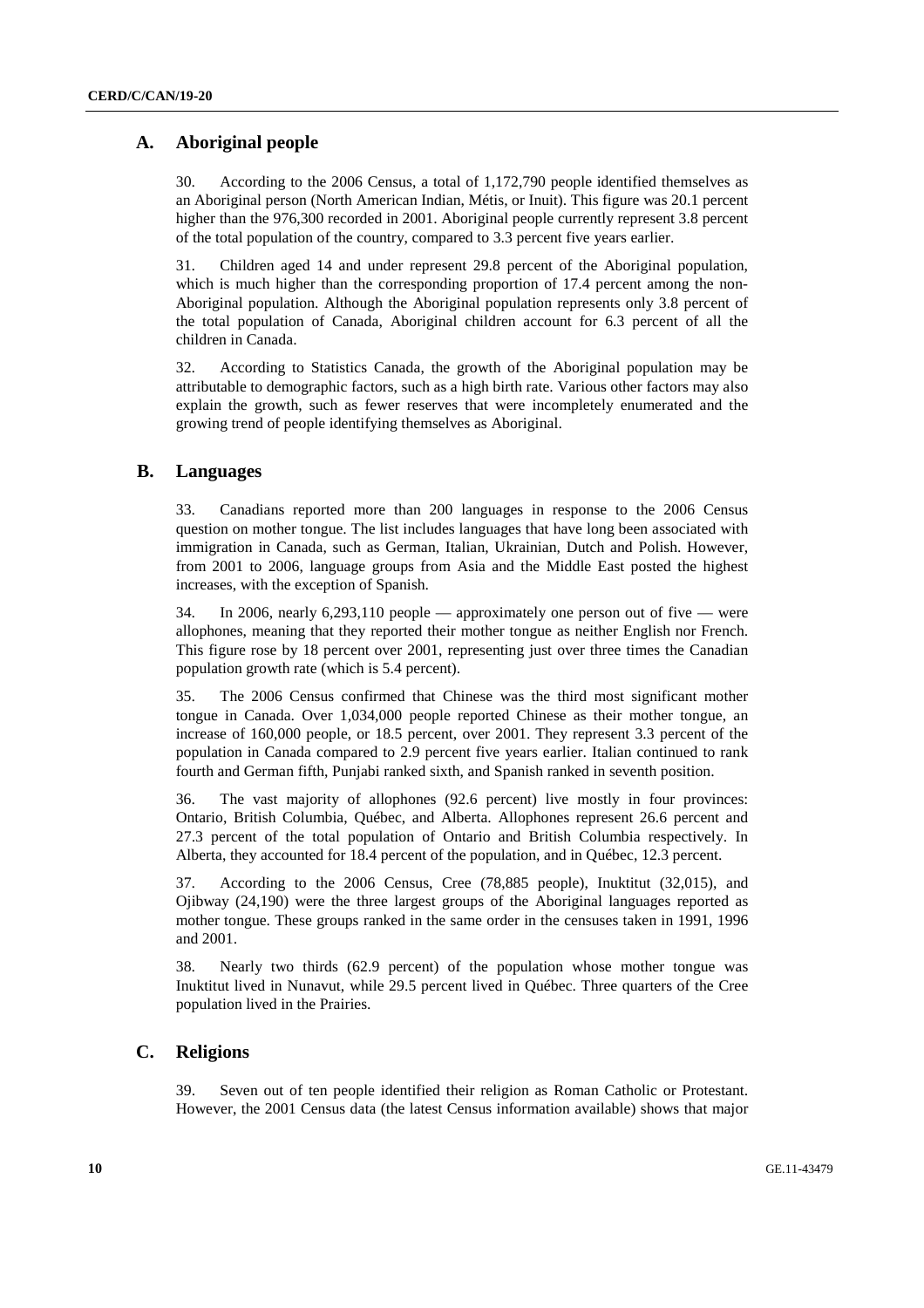## A. Aboriginal people

30. According to the 2006 Census, a total of 1,172,790 people identified themselves as an Aboriginal person (North American Indian, Métis, or Inuit). This figure was 20.1 percent higher than the 976,300 recorded in 2001. Aboriginal people currently represent 3.8 percent of the total population of the country, compared to 3.3 percent five years earlier.

31. Children aged 14 and under represent 29.8 percent of the Aboriginal population, which is much higher than the corresponding proportion of 17.4 percent among the non-Aboriginal population. Although the Aboriginal population represents only 3.8 percent of the total population of Canada, Aboriginal children account for 6.3 percent of all the children in Canada.

32. According to Statistics Canada, the growth of the Aboriginal population may be attributable to demographic factors, such as a high birth rate. Various other factors may also explain the growth, such as fewer reserves that were incompletely enumerated and the growing trend of people identifying themselves as Aboriginal.

## B. Languages

33. Canadians reported more than 200 languages in response to the 2006 Census question on mother tongue. The list includes languages that have long been associated with immigration in Canada, such as German, Italian, Ukrainian, Dutch and Polish. However, from 2001 to 2006, language groups from Asia and the Middle East posted the highest increases, with the exception of Spanish.

34. In 2006, nearly 6,293,110 people — approximately one person out of five — were allophones, meaning that they reported their mother tongue as neither English nor French. This figure rose by 18 percent over 2001, representing just over three times the Canadian population growth rate (which is 5.4 percent).

35. The 2006 Census confirmed that Chinese was the third most significant mother tongue in Canada. Over 1,034,000 people reported Chinese as their mother tongue, an increase of 160,000 people, or 18.5 percent, over 2001. They represent 3.3 percent of the population in Canada compared to 2.9 percent five years earlier. Italian continued to rank fourth and German fifth, Punjabi ranked sixth, and Spanish ranked in seventh position.

36. The vast majority of allophones (92.6 percent) live mostly in four provinces: Ontario, British Columbia, Québec, and Alberta. Allophones represent 26.6 percent and 27.3 percent of the total population of Ontario and British Columbia respectively. In Alberta, they accounted for 18.4 percent of the population, and in Québec, 12.3 percent.

37. According to the 2006 Census, Cree (78,885 people), Inuktitut (32,015), and Ojibway (24,190) were the three largest groups of the Aboriginal languages reported as mother tongue. These groups ranked in the same order in the censuses taken in 1991, 1996 and 2001.

38. Nearly two thirds (62.9 percent) of the population whose mother tongue was Inuktitut lived in Nunavut, while 29.5 percent lived in Québec. Three quarters of the Cree population lived in the Prairies.

## C. Religions

39. Seven out of ten people identified their religion as Roman Catholic or Protestant. However, the 2001 Census data (the latest Census information available) shows that major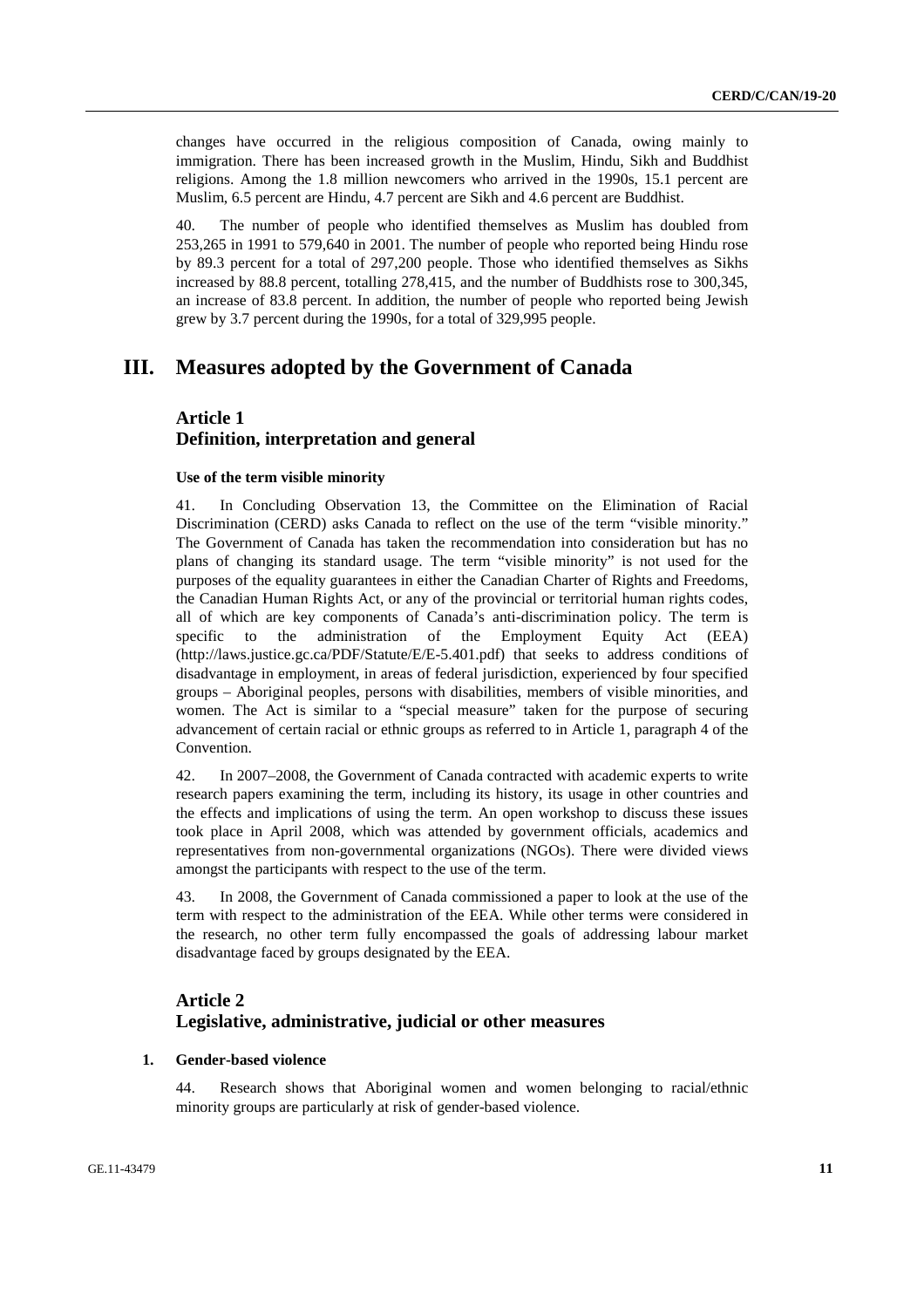changes have occurred in the religious composition of Canada, owing mainly to immigration. There has been increased growth in the Muslim, Hindu, Sikh and Buddhist religions. Among the 1.8 million newcomers who arrived in the 1990s, 15.1 percent are Muslim, 6.5 percent are Hindu, 4.7 percent are Sikh and 4.6 percent are Buddhist.

40. The number of people who identified themselves as Muslim has doubled from 253,265 in 1991 to 579,640 in 2001. The number of people who reported being Hindu rose by 89.3 percent for a total of 297,200 people. Those who identified themselves as Sikhs increased by 88.8 percent, totalling 278,415, and the number of Buddhists rose to 300,345, an increase of 83.8 percent. In addition, the number of people who reported being Jewish grew by 3.7 percent during the 1990s, for a total of 329,995 people.

# III. Measures adopted by the Government of Canada

## Article 1
## Definition, interpretation and general

#### Use of the term visible minority

41. In Concluding Observation 13, the Committee on the Elimination of Racial Discrimination (CERD) asks Canada to reflect on the use of the term "visible minority." The Government of Canada has taken the recommendation into consideration but has no plans of changing its standard usage. The term "visible minority" is not used for the purposes of the equality guarantees in either the Canadian Charter of Rights and Freedoms, the Canadian Human Rights Act, or any of the provincial or territorial human rights codes, all of which are key components of Canada's anti-discrimination policy. The term is specific to the administration of the Employment Equity Act (EEA) (http://laws.justice.gc.ca/PDF/Statute/E/E-5.401.pdf) that seeks to address conditions of disadvantage in employment, in areas of federal jurisdiction, experienced by four specified groups – Aboriginal peoples, persons with disabilities, members of visible minorities, and women. The Act is similar to a "special measure" taken for the purpose of securing advancement of certain racial or ethnic groups as referred to in Article 1, paragraph 4 of the Convention.

42. In 2007–2008, the Government of Canada contracted with academic experts to write research papers examining the term, including its history, its usage in other countries and the effects and implications of using the term. An open workshop to discuss these issues took place in April 2008, which was attended by government officials, academics and representatives from non-governmental organizations (NGOs). There were divided views amongst the participants with respect to the use of the term.

43. In 2008, the Government of Canada commissioned a paper to look at the use of the term with respect to the administration of the EEA. While other terms were considered in the research, no other term fully encompassed the goals of addressing labour market disadvantage faced by groups designated by the EEA.

## Article 2
## Legislative, administrative, judicial or other measures

#### 1. Gender-based violence

44. Research shows that Aboriginal women and women belonging to racial/ethnic minority groups are particularly at risk of gender-based violence.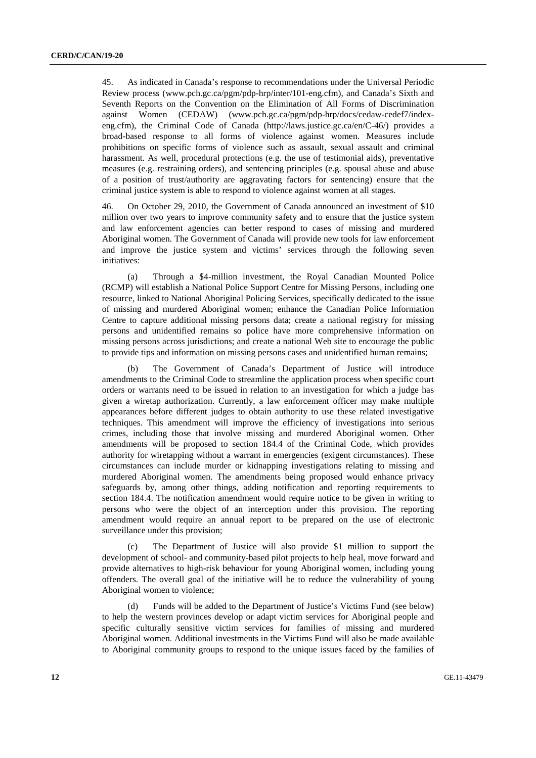45. As indicated in Canada's response to recommendations under the Universal Periodic Review process (www.pch.gc.ca/pgm/pdp-hrp/inter/101-eng.cfm), and Canada's Sixth and Seventh Reports on the Convention on the Elimination of All Forms of Discrimination against Women (CEDAW) (www.pch.gc.ca/pgm/pdp-hrp/docs/cedaw-cedef7/index-eng.cfm), the Criminal Code of Canada (http://laws.justice.gc.ca/en/C-46/) provides a broad-based response to all forms of violence against women. Measures include prohibitions on specific forms of violence such as assault, sexual assault and criminal harassment. As well, procedural protections (e.g. the use of testimonial aids), preventative measures (e.g. restraining orders), and sentencing principles (e.g. spousal abuse and abuse of a position of trust/authority are aggravating factors for sentencing) ensure that the criminal justice system is able to respond to violence against women at all stages.

46. On October 29, 2010, the Government of Canada announced an investment of $10 million over two years to improve community safety and to ensure that the justice system and law enforcement agencies can better respond to cases of missing and murdered Aboriginal women. The Government of Canada will provide new tools for law enforcement and improve the justice system and victims' services through the following seven initiatives:

(a) Through a $4-million investment, the Royal Canadian Mounted Police (RCMP) will establish a National Police Support Centre for Missing Persons, including one resource, linked to National Aboriginal Policing Services, specifically dedicated to the issue of missing and murdered Aboriginal women; enhance the Canadian Police Information Centre to capture additional missing persons data; create a national registry for missing persons and unidentified remains so police have more comprehensive information on missing persons across jurisdictions; and create a national Web site to encourage the public to provide tips and information on missing persons cases and unidentified human remains;

(b) The Government of Canada's Department of Justice will introduce amendments to the Criminal Code to streamline the application process when specific court orders or warrants need to be issued in relation to an investigation for which a judge has given a wiretap authorization. Currently, a law enforcement officer may make multiple appearances before different judges to obtain authority to use these related investigative techniques. This amendment will improve the efficiency of investigations into serious crimes, including those that involve missing and murdered Aboriginal women. Other amendments will be proposed to section 184.4 of the Criminal Code, which provides authority for wiretapping without a warrant in emergencies (exigent circumstances). These circumstances can include murder or kidnapping investigations relating to missing and murdered Aboriginal women. The amendments being proposed would enhance privacy safeguards by, among other things, adding notification and reporting requirements to section 184.4. The notification amendment would require notice to be given in writing to persons who were the object of an interception under this provision. The reporting amendment would require an annual report to be prepared on the use of electronic surveillance under this provision;

(c) The Department of Justice will also provide $1 million to support the development of school- and community-based pilot projects to help heal, move forward and provide alternatives to high-risk behaviour for young Aboriginal women, including young offenders. The overall goal of the initiative will be to reduce the vulnerability of young Aboriginal women to violence;

(d) Funds will be added to the Department of Justice's Victims Fund (see below) to help the western provinces develop or adapt victim services for Aboriginal people and specific culturally sensitive victim services for families of missing and murdered Aboriginal women. Additional investments in the Victims Fund will also be made available to Aboriginal community groups to respond to the unique issues faced by the families of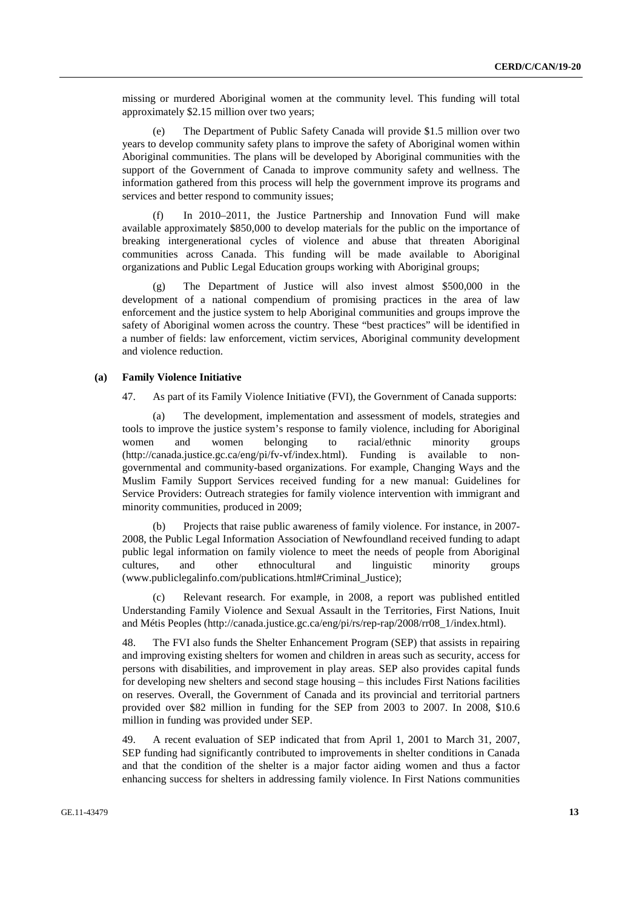missing or murdered Aboriginal women at the community level. This funding will total approximately $2.15 million over two years;

(e) The Department of Public Safety Canada will provide $1.5 million over two years to develop community safety plans to improve the safety of Aboriginal women within Aboriginal communities. The plans will be developed by Aboriginal communities with the support of the Government of Canada to improve community safety and wellness. The information gathered from this process will help the government improve its programs and services and better respond to community issues;

(f) In 2010–2011, the Justice Partnership and Innovation Fund will make available approximately $850,000 to develop materials for the public on the importance of breaking intergenerational cycles of violence and abuse that threaten Aboriginal communities across Canada. This funding will be made available to Aboriginal organizations and Public Legal Education groups working with Aboriginal groups;

(g) The Department of Justice will also invest almost $500,000 in the development of a national compendium of promising practices in the area of law enforcement and the justice system to help Aboriginal communities and groups improve the safety of Aboriginal women across the country. These "best practices" will be identified in a number of fields: law enforcement, victim services, Aboriginal community development and violence reduction.

### (a) Family Violence Initiative

47. As part of its Family Violence Initiative (FVI), the Government of Canada supports:

(a) The development, implementation and assessment of models, strategies and tools to improve the justice system's response to family violence, including for Aboriginal women and women belonging to racial/ethnic minority groups (http://canada.justice.gc.ca/eng/pi/fv-vf/index.html). Funding is available to non-governmental and community-based organizations. For example, Changing Ways and the Muslim Family Support Services received funding for a new manual: Guidelines for Service Providers: Outreach strategies for family violence intervention with immigrant and minority communities, produced in 2009;

(b) Projects that raise public awareness of family violence. For instance, in 2007-2008, the Public Legal Information Association of Newfoundland received funding to adapt public legal information on family violence to meet the needs of people from Aboriginal cultures, and other ethnocultural and linguistic minority groups (www.publiclegalinfo.com/publications.html#Criminal_Justice);

(c) Relevant research. For example, in 2008, a report was published entitled Understanding Family Violence and Sexual Assault in the Territories, First Nations, Inuit and Métis Peoples (http://canada.justice.gc.ca/eng/pi/rs/rep-rap/2008/rr08_1/index.html).

48. The FVI also funds the Shelter Enhancement Program (SEP) that assists in repairing and improving existing shelters for women and children in areas such as security, access for persons with disabilities, and improvement in play areas. SEP also provides capital funds for developing new shelters and second stage housing – this includes First Nations facilities on reserves. Overall, the Government of Canada and its provincial and territorial partners provided over $82 million in funding for the SEP from 2003 to 2007. In 2008, $10.6 million in funding was provided under SEP.

49. A recent evaluation of SEP indicated that from April 1, 2001 to March 31, 2007, SEP funding had significantly contributed to improvements in shelter conditions in Canada and that the condition of the shelter is a major factor aiding women and thus a factor enhancing success for shelters in addressing family violence. In First Nations communities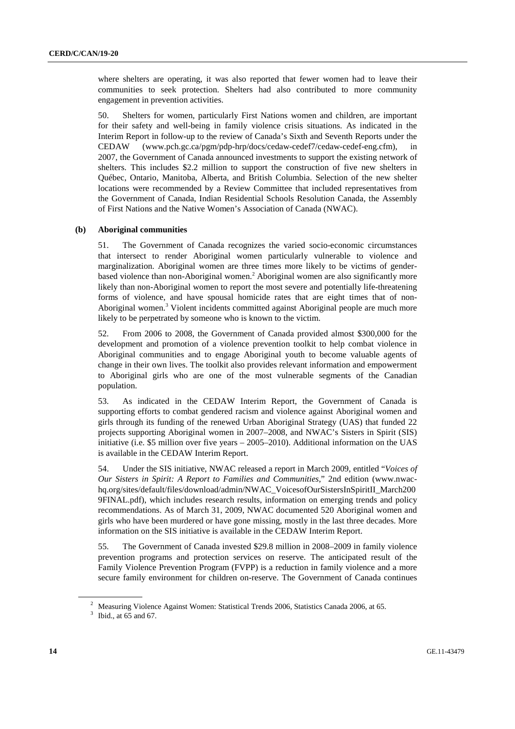where shelters are operating, it was also reported that fewer women had to leave their communities to seek protection. Shelters had also contributed to more community engagement in prevention activities.

50. Shelters for women, particularly First Nations women and children, are important for their safety and well-being in family violence crisis situations. As indicated in the Interim Report in follow-up to the review of Canada's Sixth and Seventh Reports under the CEDAW (www.pch.gc.ca/pgm/pdp-hrp/docs/cedaw-cedef7/cedaw-cedef-eng.cfm), in 2007, the Government of Canada announced investments to support the existing network of shelters. This includes $2.2 million to support the construction of five new shelters in Québec, Ontario, Manitoba, Alberta, and British Columbia. Selection of the new shelter locations were recommended by a Review Committee that included representatives from the Government of Canada, Indian Residential Schools Resolution Canada, the Assembly of First Nations and the Native Women's Association of Canada (NWAC).

### (b) Aboriginal communities

51. The Government of Canada recognizes the varied socio-economic circumstances that intersect to render Aboriginal women particularly vulnerable to violence and marginalization. Aboriginal women are three times more likely to be victims of gender-based violence than non-Aboriginal women.[2] Aboriginal women are also significantly more likely than non-Aboriginal women to report the most severe and potentially life-threatening forms of violence, and have spousal homicide rates that are eight times that of non-Aboriginal women.[3] Violent incidents committed against Aboriginal people are much more likely to be perpetrated by someone who is known to the victim.

52. From 2006 to 2008, the Government of Canada provided almost $300,000 for the development and promotion of a violence prevention toolkit to help combat violence in Aboriginal communities and to engage Aboriginal youth to become valuable agents of change in their own lives. The toolkit also provides relevant information and empowerment to Aboriginal girls who are one of the most vulnerable segments of the Canadian population.

53. As indicated in the CEDAW Interim Report, the Government of Canada is supporting efforts to combat gendered racism and violence against Aboriginal women and girls through its funding of the renewed Urban Aboriginal Strategy (UAS) that funded 22 projects supporting Aboriginal women in 2007–2008, and NWAC's Sisters in Spirit (SIS) initiative (i.e. $5 million over five years – 2005–2010). Additional information on the UAS is available in the CEDAW Interim Report.

54. Under the SIS initiative, NWAC released a report in March 2009, entitled "*Voices of Our Sisters in Spirit: A Report to Families and Communities*," 2nd edition (www.nwac-hq.org/sites/default/files/download/admin/NWAC_VoicesofOurSistersInSpiritII_March2009FINAL.pdf), which includes research results, information on emerging trends and policy recommendations. As of March 31, 2009, NWAC documented 520 Aboriginal women and girls who have been murdered or have gone missing, mostly in the last three decades. More information on the SIS initiative is available in the CEDAW Interim Report.

55. The Government of Canada invested $29.8 million in 2008–2009 in family violence prevention programs and protection services on reserve. The anticipated result of the Family Violence Prevention Program (FVPP) is a reduction in family violence and a more secure family environment for children on-reserve. The Government of Canada continues

---

[2] Measuring Violence Against Women: Statistical Trends 2006, Statistics Canada 2006, at 65.

[3] Ibid., at 65 and 67.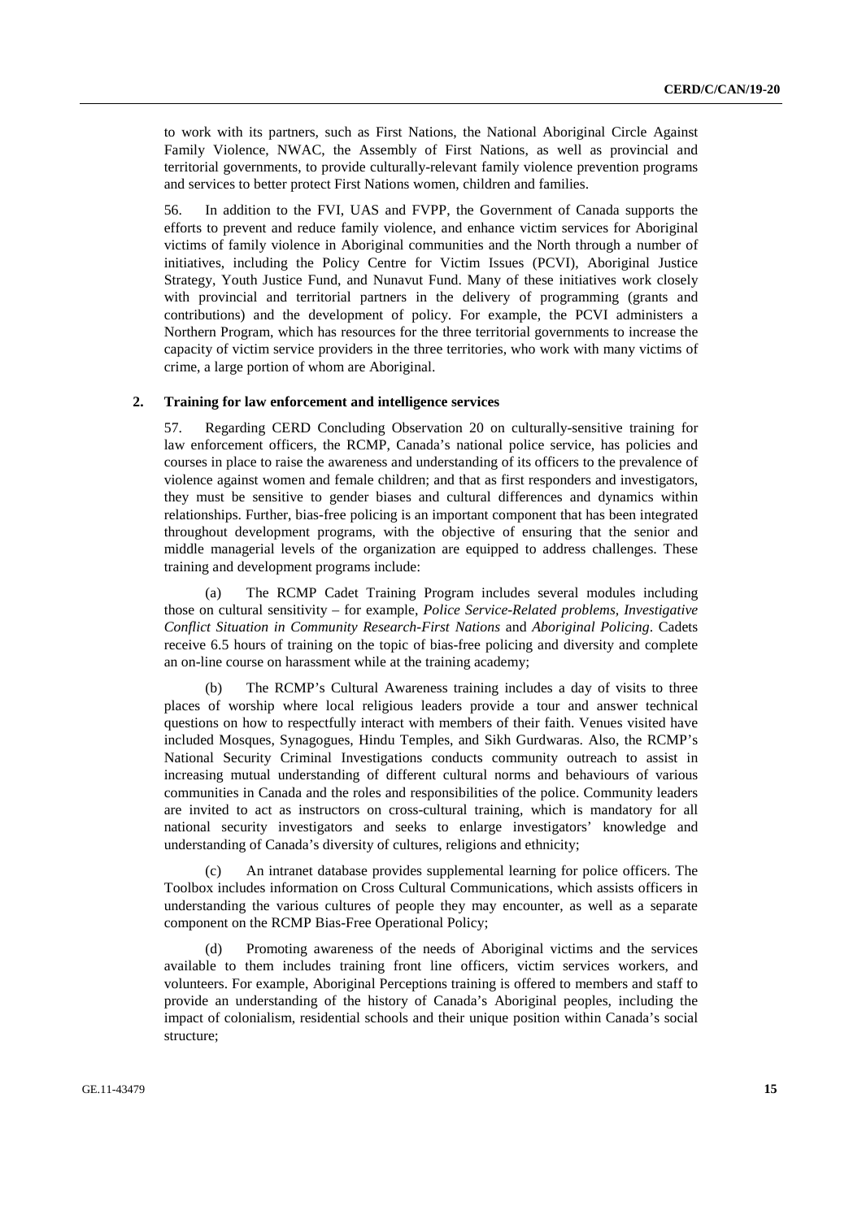to work with its partners, such as First Nations, the National Aboriginal Circle Against Family Violence, NWAC, the Assembly of First Nations, as well as provincial and territorial governments, to provide culturally-relevant family violence prevention programs and services to better protect First Nations women, children and families.

56. In addition to the FVI, UAS and FVPP, the Government of Canada supports the efforts to prevent and reduce family violence, and enhance victim services for Aboriginal victims of family violence in Aboriginal communities and the North through a number of initiatives, including the Policy Centre for Victim Issues (PCVI), Aboriginal Justice Strategy, Youth Justice Fund, and Nunavut Fund. Many of these initiatives work closely with provincial and territorial partners in the delivery of programming (grants and contributions) and the development of policy. For example, the PCVI administers a Northern Program, which has resources for the three territorial governments to increase the capacity of victim service providers in the three territories, who work with many victims of crime, a large portion of whom are Aboriginal.

### 2. Training for law enforcement and intelligence services

57. Regarding CERD Concluding Observation 20 on culturally-sensitive training for law enforcement officers, the RCMP, Canada's national police service, has policies and courses in place to raise the awareness and understanding of its officers to the prevalence of violence against women and female children; and that as first responders and investigators, they must be sensitive to gender biases and cultural differences and dynamics within relationships. Further, bias-free policing is an important component that has been integrated throughout development programs, with the objective of ensuring that the senior and middle managerial levels of the organization are equipped to address challenges. These training and development programs include:

(a) The RCMP Cadet Training Program includes several modules including those on cultural sensitivity – for example, *Police Service-Related problems, Investigative Conflict Situation in Community Research-First Nations* and *Aboriginal Policing*. Cadets receive 6.5 hours of training on the topic of bias-free policing and diversity and complete an on-line course on harassment while at the training academy;

(b) The RCMP's Cultural Awareness training includes a day of visits to three places of worship where local religious leaders provide a tour and answer technical questions on how to respectfully interact with members of their faith. Venues visited have included Mosques, Synagogues, Hindu Temples, and Sikh Gurdwaras. Also, the RCMP's National Security Criminal Investigations conducts community outreach to assist in increasing mutual understanding of different cultural norms and behaviours of various communities in Canada and the roles and responsibilities of the police. Community leaders are invited to act as instructors on cross-cultural training, which is mandatory for all national security investigators and seeks to enlarge investigators' knowledge and understanding of Canada's diversity of cultures, religions and ethnicity;

(c) An intranet database provides supplemental learning for police officers. The Toolbox includes information on Cross Cultural Communications, which assists officers in understanding the various cultures of people they may encounter, as well as a separate component on the RCMP Bias-Free Operational Policy;

(d) Promoting awareness of the needs of Aboriginal victims and the services available to them includes training front line officers, victim services workers, and volunteers. For example, Aboriginal Perceptions training is offered to members and staff to provide an understanding of the history of Canada's Aboriginal peoples, including the impact of colonialism, residential schools and their unique position within Canada's social structure;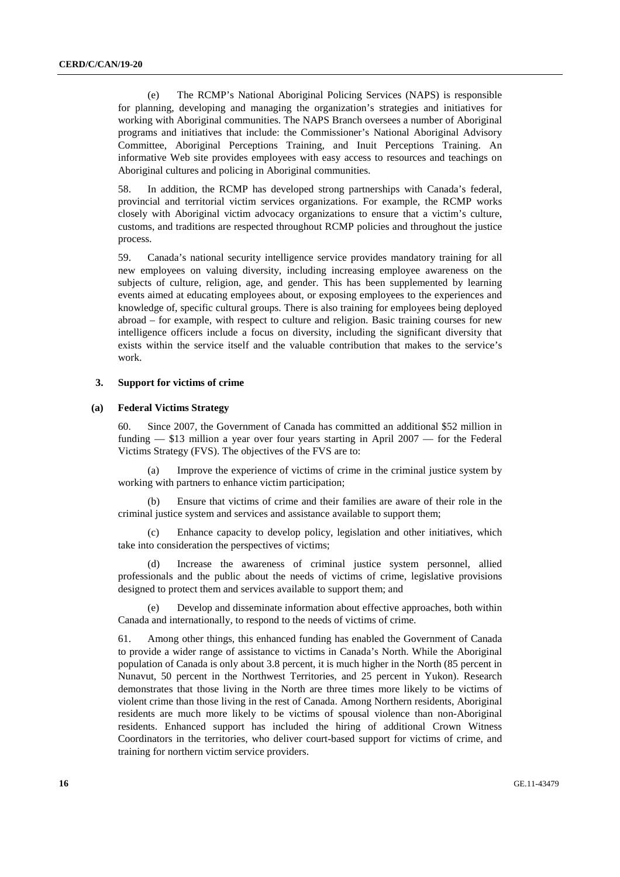(e) The RCMP's National Aboriginal Policing Services (NAPS) is responsible for planning, developing and managing the organization's strategies and initiatives for working with Aboriginal communities. The NAPS Branch oversees a number of Aboriginal programs and initiatives that include: the Commissioner's National Aboriginal Advisory Committee, Aboriginal Perceptions Training, and Inuit Perceptions Training. An informative Web site provides employees with easy access to resources and teachings on Aboriginal cultures and policing in Aboriginal communities.

58. In addition, the RCMP has developed strong partnerships with Canada's federal, provincial and territorial victim services organizations. For example, the RCMP works closely with Aboriginal victim advocacy organizations to ensure that a victim's culture, customs, and traditions are respected throughout RCMP policies and throughout the justice process.

59. Canada's national security intelligence service provides mandatory training for all new employees on valuing diversity, including increasing employee awareness on the subjects of culture, religion, age, and gender. This has been supplemented by learning events aimed at educating employees about, or exposing employees to the experiences and knowledge of, specific cultural groups. There is also training for employees being deployed abroad – for example, with respect to culture and religion. Basic training courses for new intelligence officers include a focus on diversity, including the significant diversity that exists within the service itself and the valuable contribution that makes to the service's work.

### 3. Support for victims of crime

#### (a) Federal Victims Strategy

60. Since 2007, the Government of Canada has committed an additional \$52 million in funding — \$13 million a year over four years starting in April 2007 — for the Federal Victims Strategy (FVS). The objectives of the FVS are to:

(a) Improve the experience of victims of crime in the criminal justice system by working with partners to enhance victim participation;

(b) Ensure that victims of crime and their families are aware of their role in the criminal justice system and services and assistance available to support them;

(c) Enhance capacity to develop policy, legislation and other initiatives, which take into consideration the perspectives of victims;

(d) Increase the awareness of criminal justice system personnel, allied professionals and the public about the needs of victims of crime, legislative provisions designed to protect them and services available to support them; and

(e) Develop and disseminate information about effective approaches, both within Canada and internationally, to respond to the needs of victims of crime.

61. Among other things, this enhanced funding has enabled the Government of Canada to provide a wider range of assistance to victims in Canada's North. While the Aboriginal population of Canada is only about 3.8 percent, it is much higher in the North (85 percent in Nunavut, 50 percent in the Northwest Territories, and 25 percent in Yukon). Research demonstrates that those living in the North are three times more likely to be victims of violent crime than those living in the rest of Canada. Among Northern residents, Aboriginal residents are much more likely to be victims of spousal violence than non-Aboriginal residents. Enhanced support has included the hiring of additional Crown Witness Coordinators in the territories, who deliver court-based support for victims of crime, and training for northern victim service providers.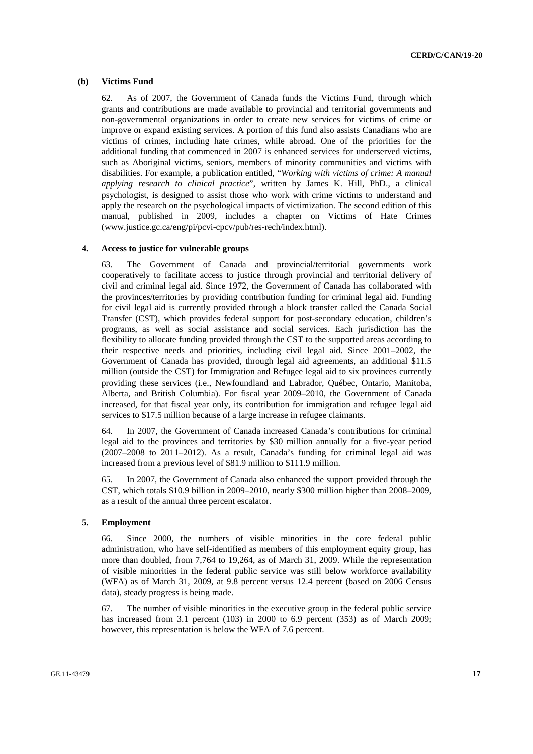### (b) Victims Fund

62. As of 2007, the Government of Canada funds the Victims Fund, through which grants and contributions are made available to provincial and territorial governments and non-governmental organizations in order to create new services for victims of crime or improve or expand existing services. A portion of this fund also assists Canadians who are victims of crimes, including hate crimes, while abroad. One of the priorities for the additional funding that commenced in 2007 is enhanced services for underserved victims, such as Aboriginal victims, seniors, members of minority communities and victims with disabilities. For example, a publication entitled, "*Working with victims of crime: A manual applying research to clinical practice*", written by James K. Hill, PhD., a clinical psychologist, is designed to assist those who work with crime victims to understand and apply the research on the psychological impacts of victimization. The second edition of this manual, published in 2009, includes a chapter on Victims of Hate Crimes (www.justice.gc.ca/eng/pi/pcvi-cpcv/pub/res-rech/index.html).

### 4. Access to justice for vulnerable groups

63. The Government of Canada and provincial/territorial governments work cooperatively to facilitate access to justice through provincial and territorial delivery of civil and criminal legal aid. Since 1972, the Government of Canada has collaborated with the provinces/territories by providing contribution funding for criminal legal aid. Funding for civil legal aid is currently provided through a block transfer called the Canada Social Transfer (CST), which provides federal support for post-secondary education, children's programs, as well as social assistance and social services. Each jurisdiction has the flexibility to allocate funding provided through the CST to the supported areas according to their respective needs and priorities, including civil legal aid. Since 2001–2002, the Government of Canada has provided, through legal aid agreements, an additional $11.5 million (outside the CST) for Immigration and Refugee legal aid to six provinces currently providing these services (i.e., Newfoundland and Labrador, Québec, Ontario, Manitoba, Alberta, and British Columbia). For fiscal year 2009–2010, the Government of Canada increased, for that fiscal year only, its contribution for immigration and refugee legal aid services to $17.5 million because of a large increase in refugee claimants.

64. In 2007, the Government of Canada increased Canada's contributions for criminal legal aid to the provinces and territories by $30 million annually for a five-year period (2007–2008 to 2011–2012). As a result, Canada's funding for criminal legal aid was increased from a previous level of $81.9 million to $111.9 million.

65. In 2007, the Government of Canada also enhanced the support provided through the CST, which totals $10.9 billion in 2009–2010, nearly $300 million higher than 2008–2009, as a result of the annual three percent escalator.

### 5. Employment

66. Since 2000, the numbers of visible minorities in the core federal public administration, who have self-identified as members of this employment equity group, has more than doubled, from 7,764 to 19,264, as of March 31, 2009. While the representation of visible minorities in the federal public service was still below workforce availability (WFA) as of March 31, 2009, at 9.8 percent versus 12.4 percent (based on 2006 Census data), steady progress is being made.

67. The number of visible minorities in the executive group in the federal public service has increased from 3.1 percent (103) in 2000 to 6.9 percent (353) as of March 2009; however, this representation is below the WFA of 7.6 percent.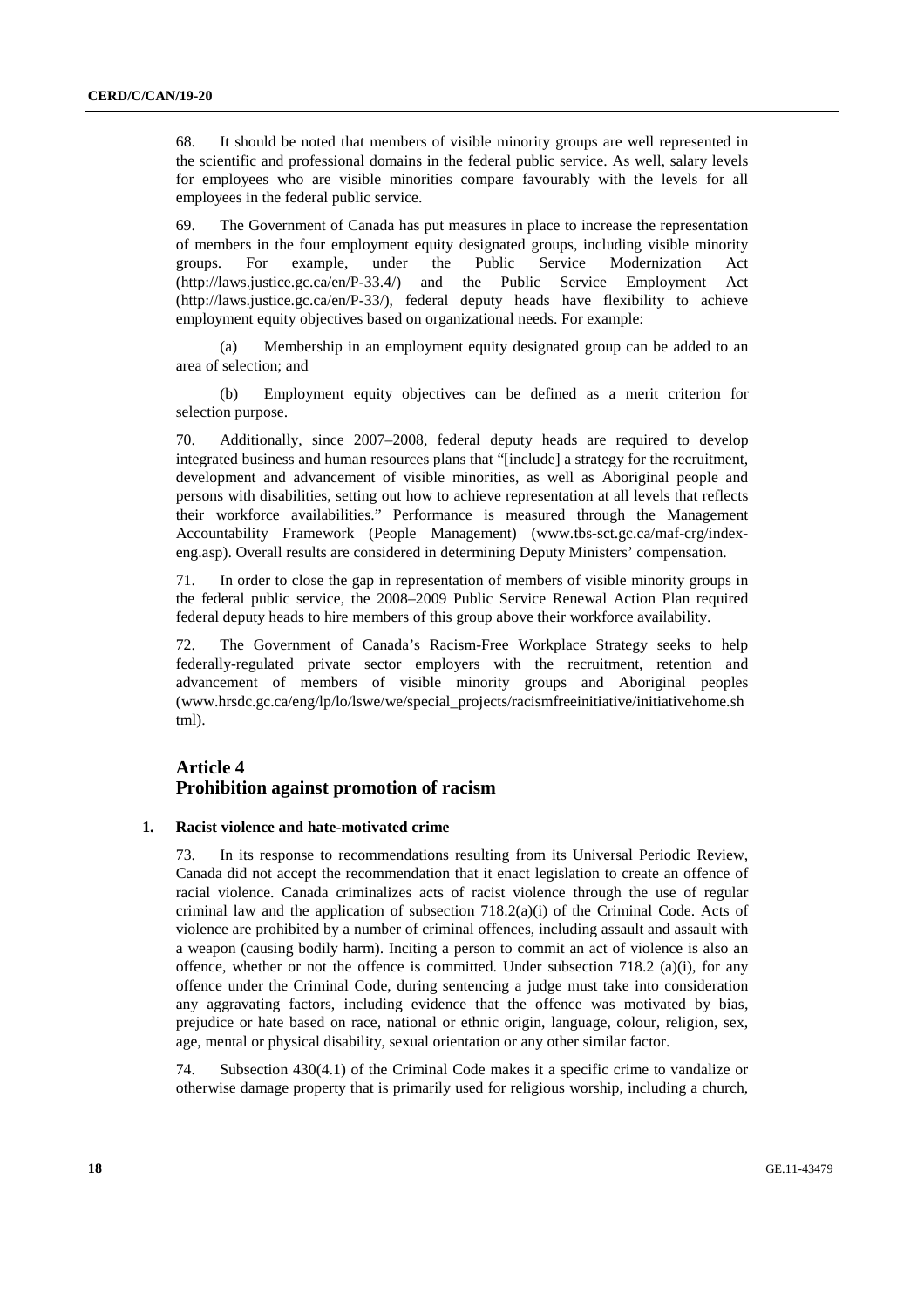68. It should be noted that members of visible minority groups are well represented in the scientific and professional domains in the federal public service. As well, salary levels for employees who are visible minorities compare favourably with the levels for all employees in the federal public service.

69. The Government of Canada has put measures in place to increase the representation of members in the four employment equity designated groups, including visible minority groups. For example, under the Public Service Modernization Act (http://laws.justice.gc.ca/en/P-33.4/) and the Public Service Employment Act (http://laws.justice.gc.ca/en/P-33/), federal deputy heads have flexibility to achieve employment equity objectives based on organizational needs. For example:

(a) Membership in an employment equity designated group can be added to an area of selection; and

(b) Employment equity objectives can be defined as a merit criterion for selection purpose.

70. Additionally, since 2007–2008, federal deputy heads are required to develop integrated business and human resources plans that "[include] a strategy for the recruitment, development and advancement of visible minorities, as well as Aboriginal people and persons with disabilities, setting out how to achieve representation at all levels that reflects their workforce availabilities." Performance is measured through the Management Accountability Framework (People Management) (www.tbs-sct.gc.ca/maf-crg/index-eng.asp). Overall results are considered in determining Deputy Ministers' compensation.

71. In order to close the gap in representation of members of visible minority groups in the federal public service, the 2008–2009 Public Service Renewal Action Plan required federal deputy heads to hire members of this group above their workforce availability.

72. The Government of Canada's Racism-Free Workplace Strategy seeks to help federally-regulated private sector employers with the recruitment, retention and advancement of members of visible minority groups and Aboriginal peoples (www.hrsdc.gc.ca/eng/lp/lo/lswe/we/special_projects/racismfreeinitiative/initiativehome.shtml).

## Article 4
## Prohibition against promotion of racism

### 1. Racist violence and hate-motivated crime

73. In its response to recommendations resulting from its Universal Periodic Review, Canada did not accept the recommendation that it enact legislation to create an offence of racial violence. Canada criminalizes acts of racist violence through the use of regular criminal law and the application of subsection 718.2(a)(i) of the Criminal Code. Acts of violence are prohibited by a number of criminal offences, including assault and assault with a weapon (causing bodily harm). Inciting a person to commit an act of violence is also an offence, whether or not the offence is committed. Under subsection 718.2 (a)(i), for any offence under the Criminal Code, during sentencing a judge must take into consideration any aggravating factors, including evidence that the offence was motivated by bias, prejudice or hate based on race, national or ethnic origin, language, colour, religion, sex, age, mental or physical disability, sexual orientation or any other similar factor.

74. Subsection 430(4.1) of the Criminal Code makes it a specific crime to vandalize or otherwise damage property that is primarily used for religious worship, including a church,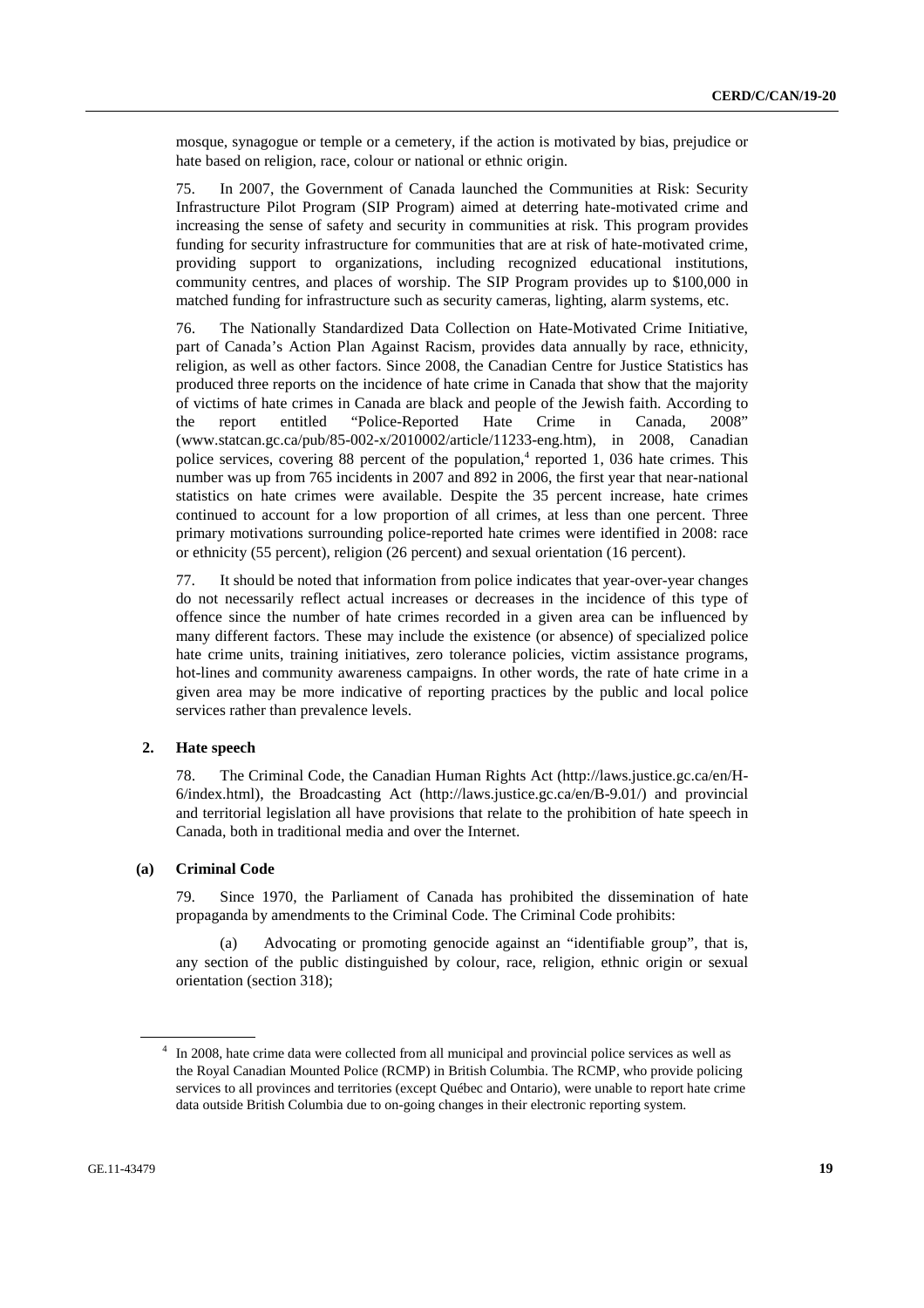mosque, synagogue or temple or a cemetery, if the action is motivated by bias, prejudice or hate based on religion, race, colour or national or ethnic origin.

75. In 2007, the Government of Canada launched the Communities at Risk: Security Infrastructure Pilot Program (SIP Program) aimed at deterring hate-motivated crime and increasing the sense of safety and security in communities at risk. This program provides funding for security infrastructure for communities that are at risk of hate-motivated crime, providing support to organizations, including recognized educational institutions, community centres, and places of worship. The SIP Program provides up to $100,000 in matched funding for infrastructure such as security cameras, lighting, alarm systems, etc.

76. The Nationally Standardized Data Collection on Hate-Motivated Crime Initiative, part of Canada's Action Plan Against Racism, provides data annually by race, ethnicity, religion, as well as other factors. Since 2008, the Canadian Centre for Justice Statistics has produced three reports on the incidence of hate crime in Canada that show that the majority of victims of hate crimes in Canada are black and people of the Jewish faith. According to the report entitled "Police-Reported Hate Crime in Canada, 2008" (www.statcan.gc.ca/pub/85-002-x/2010002/article/11233-eng.htm), in 2008, Canadian police services, covering 88 percent of the population,[4] reported 1, 036 hate crimes. This number was up from 765 incidents in 2007 and 892 in 2006, the first year that near-national statistics on hate crimes were available. Despite the 35 percent increase, hate crimes continued to account for a low proportion of all crimes, at less than one percent. Three primary motivations surrounding police-reported hate crimes were identified in 2008: race or ethnicity (55 percent), religion (26 percent) and sexual orientation (16 percent).

77. It should be noted that information from police indicates that year-over-year changes do not necessarily reflect actual increases or decreases in the incidence of this type of offence since the number of hate crimes recorded in a given area can be influenced by many different factors. These may include the existence (or absence) of specialized police hate crime units, training initiatives, zero tolerance policies, victim assistance programs, hot-lines and community awareness campaigns. In other words, the rate of hate crime in a given area may be more indicative of reporting practices by the public and local police services rather than prevalence levels.

### 2. Hate speech

78. The Criminal Code, the Canadian Human Rights Act (http://laws.justice.gc.ca/en/H-6/index.html), the Broadcasting Act (http://laws.justice.gc.ca/en/B-9.01/) and provincial and territorial legislation all have provisions that relate to the prohibition of hate speech in Canada, both in traditional media and over the Internet.

#### (a) Criminal Code

79. Since 1970, the Parliament of Canada has prohibited the dissemination of hate propaganda by amendments to the Criminal Code. The Criminal Code prohibits:

(a) Advocating or promoting genocide against an "identifiable group", that is, any section of the public distinguished by colour, race, religion, ethnic origin or sexual orientation (section 318);

---

[4] In 2008, hate crime data were collected from all municipal and provincial police services as well as the Royal Canadian Mounted Police (RCMP) in British Columbia. The RCMP, who provide policing services to all provinces and territories (except Québec and Ontario), were unable to report hate crime data outside British Columbia due to on-going changes in their electronic reporting system.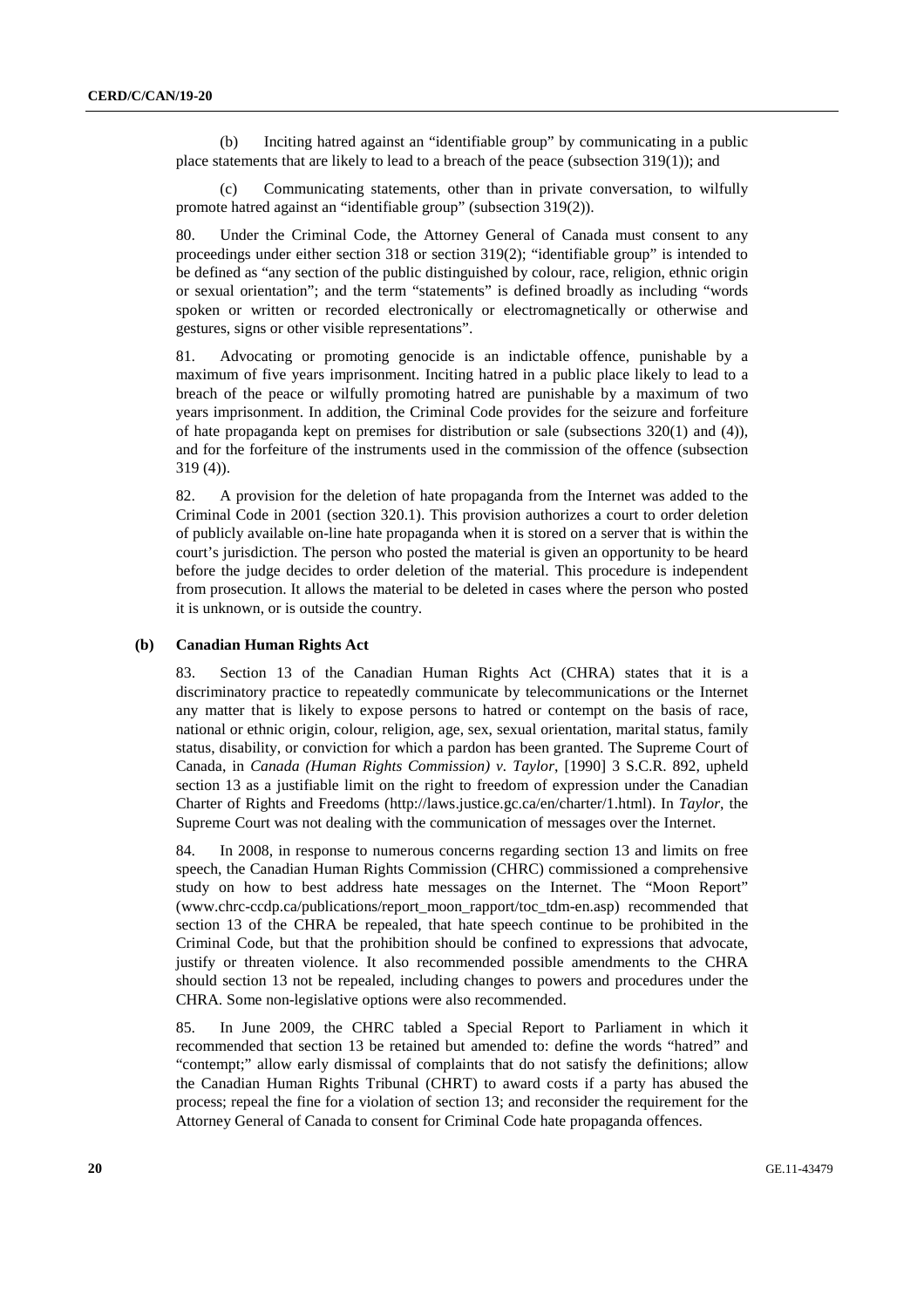(b) Inciting hatred against an "identifiable group" by communicating in a public place statements that are likely to lead to a breach of the peace (subsection 319(1)); and

(c) Communicating statements, other than in private conversation, to wilfully promote hatred against an "identifiable group" (subsection 319(2)).

80. Under the Criminal Code, the Attorney General of Canada must consent to any proceedings under either section 318 or section 319(2); "identifiable group" is intended to be defined as "any section of the public distinguished by colour, race, religion, ethnic origin or sexual orientation"; and the term "statements" is defined broadly as including "words spoken or written or recorded electronically or electromagnetically or otherwise and gestures, signs or other visible representations".

81. Advocating or promoting genocide is an indictable offence, punishable by a maximum of five years imprisonment. Inciting hatred in a public place likely to lead to a breach of the peace or wilfully promoting hatred are punishable by a maximum of two years imprisonment. In addition, the Criminal Code provides for the seizure and forfeiture of hate propaganda kept on premises for distribution or sale (subsections 320(1) and (4)), and for the forfeiture of the instruments used in the commission of the offence (subsection 319 (4)).

82. A provision for the deletion of hate propaganda from the Internet was added to the Criminal Code in 2001 (section 320.1). This provision authorizes a court to order deletion of publicly available on-line hate propaganda when it is stored on a server that is within the court's jurisdiction. The person who posted the material is given an opportunity to be heard before the judge decides to order deletion of the material. This procedure is independent from prosecution. It allows the material to be deleted in cases where the person who posted it is unknown, or is outside the country.

### (b) Canadian Human Rights Act

83. Section 13 of the Canadian Human Rights Act (CHRA) states that it is a discriminatory practice to repeatedly communicate by telecommunications or the Internet any matter that is likely to expose persons to hatred or contempt on the basis of race, national or ethnic origin, colour, religion, age, sex, sexual orientation, marital status, family status, disability, or conviction for which a pardon has been granted. The Supreme Court of Canada, in *Canada (Human Rights Commission) v. Taylor*, [1990] 3 S.C.R. 892, upheld section 13 as a justifiable limit on the right to freedom of expression under the Canadian Charter of Rights and Freedoms (http://laws.justice.gc.ca/en/charter/1.html). In *Taylor*, the Supreme Court was not dealing with the communication of messages over the Internet.

84. In 2008, in response to numerous concerns regarding section 13 and limits on free speech, the Canadian Human Rights Commission (CHRC) commissioned a comprehensive study on how to best address hate messages on the Internet. The "Moon Report" (www.chrc-ccdp.ca/publications/report_moon_rapport/toc_tdm-en.asp) recommended that section 13 of the CHRA be repealed, that hate speech continue to be prohibited in the Criminal Code, but that the prohibition should be confined to expressions that advocate, justify or threaten violence. It also recommended possible amendments to the CHRA should section 13 not be repealed, including changes to powers and procedures under the CHRA. Some non-legislative options were also recommended.

85. In June 2009, the CHRC tabled a Special Report to Parliament in which it recommended that section 13 be retained but amended to: define the words "hatred" and "contempt;" allow early dismissal of complaints that do not satisfy the definitions; allow the Canadian Human Rights Tribunal (CHRT) to award costs if a party has abused the process; repeal the fine for a violation of section 13; and reconsider the requirement for the Attorney General of Canada to consent for Criminal Code hate propaganda offences.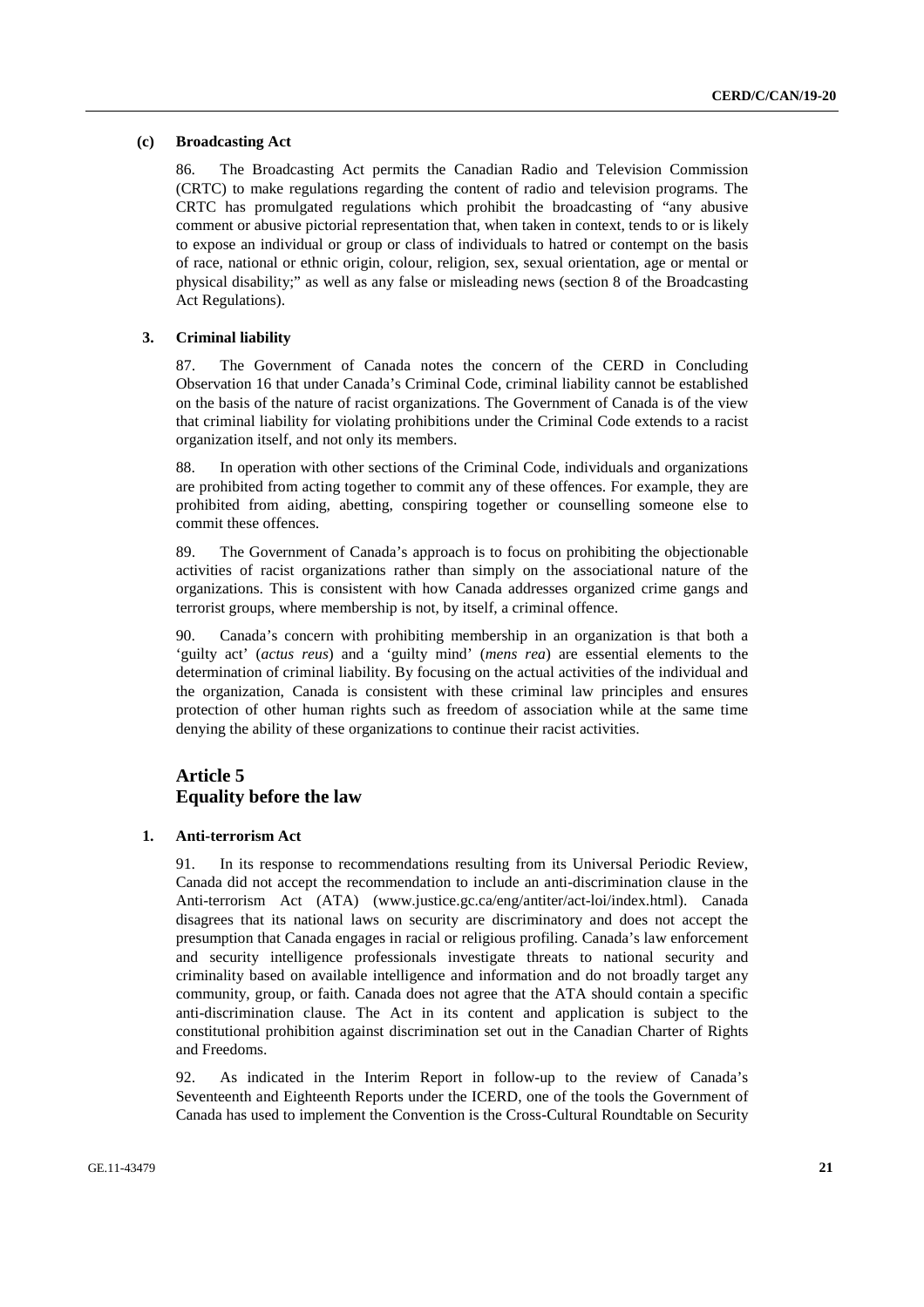#### (c) Broadcasting Act

86. The Broadcasting Act permits the Canadian Radio and Television Commission (CRTC) to make regulations regarding the content of radio and television programs. The CRTC has promulgated regulations which prohibit the broadcasting of "any abusive comment or abusive pictorial representation that, when taken in context, tends to or is likely to expose an individual or group or class of individuals to hatred or contempt on the basis of race, national or ethnic origin, colour, religion, sex, sexual orientation, age or mental or physical disability;" as well as any false or misleading news (section 8 of the Broadcasting Act Regulations).

### 3. Criminal liability

87. The Government of Canada notes the concern of the CERD in Concluding Observation 16 that under Canada's Criminal Code, criminal liability cannot be established on the basis of the nature of racist organizations. The Government of Canada is of the view that criminal liability for violating prohibitions under the Criminal Code extends to a racist organization itself, and not only its members.

88. In operation with other sections of the Criminal Code, individuals and organizations are prohibited from acting together to commit any of these offences. For example, they are prohibited from aiding, abetting, conspiring together or counselling someone else to commit these offences.

89. The Government of Canada's approach is to focus on prohibiting the objectionable activities of racist organizations rather than simply on the associational nature of the organizations. This is consistent with how Canada addresses organized crime gangs and terrorist groups, where membership is not, by itself, a criminal offence.

90. Canada's concern with prohibiting membership in an organization is that both a 'guilty act' (*actus reus*) and a 'guilty mind' (*mens rea*) are essential elements to the determination of criminal liability. By focusing on the actual activities of the individual and the organization, Canada is consistent with these criminal law principles and ensures protection of other human rights such as freedom of association while at the same time denying the ability of these organizations to continue their racist activities.

## Article 5
## Equality before the law

### 1. Anti-terrorism Act

91. In its response to recommendations resulting from its Universal Periodic Review, Canada did not accept the recommendation to include an anti-discrimination clause in the Anti-terrorism Act (ATA) (www.justice.gc.ca/eng/antiter/act-loi/index.html). Canada disagrees that its national laws on security are discriminatory and does not accept the presumption that Canada engages in racial or religious profiling. Canada's law enforcement and security intelligence professionals investigate threats to national security and criminality based on available intelligence and information and do not broadly target any community, group, or faith. Canada does not agree that the ATA should contain a specific anti-discrimination clause. The Act in its content and application is subject to the constitutional prohibition against discrimination set out in the Canadian Charter of Rights and Freedoms.

92. As indicated in the Interim Report in follow-up to the review of Canada's Seventeenth and Eighteenth Reports under the ICERD, one of the tools the Government of Canada has used to implement the Convention is the Cross-Cultural Roundtable on Security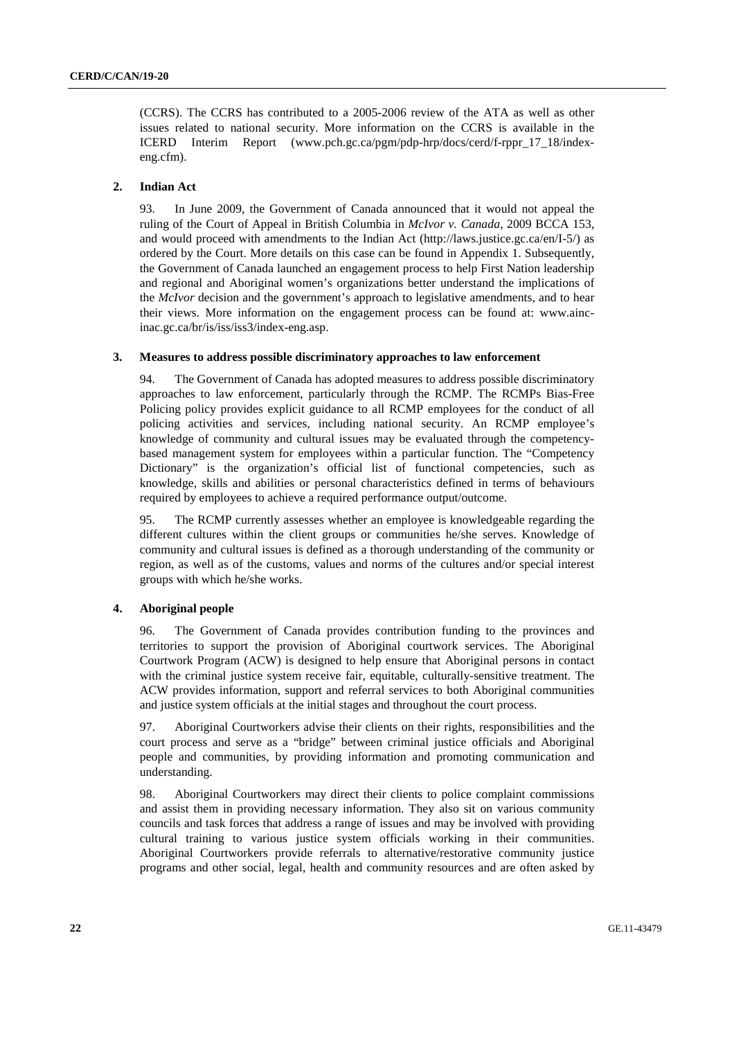(CCRS). The CCRS has contributed to a 2005-2006 review of the ATA as well as other issues related to national security. More information on the CCRS is available in the ICERD Interim Report (www.pch.gc.ca/pgm/pdp-hrp/docs/cerd/f-rppr_17_18/index-eng.cfm).

### 2. Indian Act

93. In June 2009, the Government of Canada announced that it would not appeal the ruling of the Court of Appeal in British Columbia in *McIvor v. Canada*, 2009 BCCA 153, and would proceed with amendments to the Indian Act (http://laws.justice.gc.ca/en/I-5/) as ordered by the Court. More details on this case can be found in Appendix 1. Subsequently, the Government of Canada launched an engagement process to help First Nation leadership and regional and Aboriginal women's organizations better understand the implications of the *McIvor* decision and the government's approach to legislative amendments, and to hear their views. More information on the engagement process can be found at: www.ainc-inac.gc.ca/br/is/iss/iss3/index-eng.asp.

### 3. Measures to address possible discriminatory approaches to law enforcement

94. The Government of Canada has adopted measures to address possible discriminatory approaches to law enforcement, particularly through the RCMP. The RCMPs Bias-Free Policing policy provides explicit guidance to all RCMP employees for the conduct of all policing activities and services, including national security. An RCMP employee's knowledge of community and cultural issues may be evaluated through the competency-based management system for employees within a particular function. The "Competency Dictionary" is the organization's official list of functional competencies, such as knowledge, skills and abilities or personal characteristics defined in terms of behaviours required by employees to achieve a required performance output/outcome.

95. The RCMP currently assesses whether an employee is knowledgeable regarding the different cultures within the client groups or communities he/she serves. Knowledge of community and cultural issues is defined as a thorough understanding of the community or region, as well as of the customs, values and norms of the cultures and/or special interest groups with which he/she works.

### 4. Aboriginal people

96. The Government of Canada provides contribution funding to the provinces and territories to support the provision of Aboriginal courtwork services. The Aboriginal Courtwork Program (ACW) is designed to help ensure that Aboriginal persons in contact with the criminal justice system receive fair, equitable, culturally-sensitive treatment. The ACW provides information, support and referral services to both Aboriginal communities and justice system officials at the initial stages and throughout the court process.

97. Aboriginal Courtworkers advise their clients on their rights, responsibilities and the court process and serve as a "bridge" between criminal justice officials and Aboriginal people and communities, by providing information and promoting communication and understanding.

98. Aboriginal Courtworkers may direct their clients to police complaint commissions and assist them in providing necessary information. They also sit on various community councils and task forces that address a range of issues and may be involved with providing cultural training to various justice system officials working in their communities. Aboriginal Courtworkers provide referrals to alternative/restorative community justice programs and other social, legal, health and community resources and are often asked by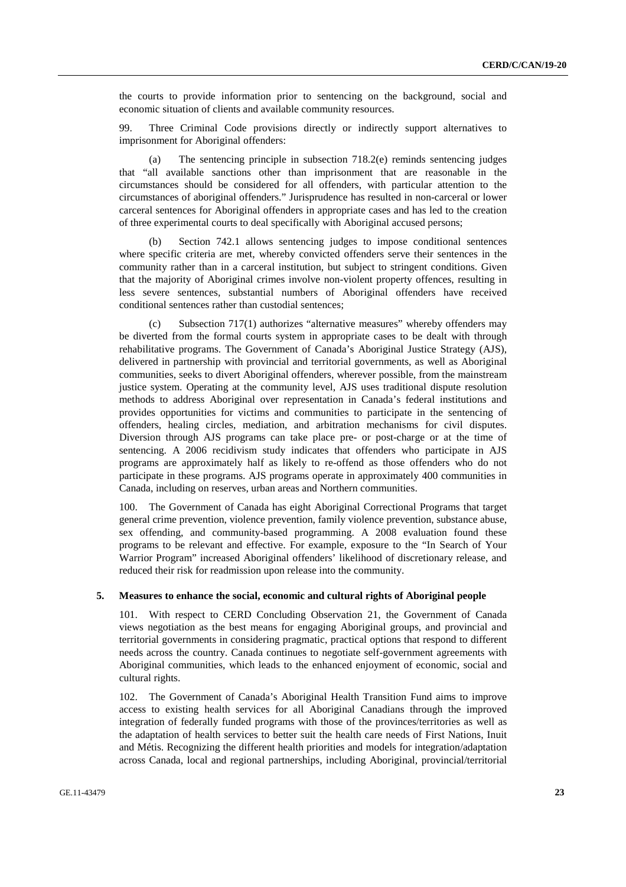the courts to provide information prior to sentencing on the background, social and economic situation of clients and available community resources.

99. Three Criminal Code provisions directly or indirectly support alternatives to imprisonment for Aboriginal offenders:

(a) The sentencing principle in subsection 718.2(e) reminds sentencing judges that "all available sanctions other than imprisonment that are reasonable in the circumstances should be considered for all offenders, with particular attention to the circumstances of aboriginal offenders." Jurisprudence has resulted in non-carceral or lower carceral sentences for Aboriginal offenders in appropriate cases and has led to the creation of three experimental courts to deal specifically with Aboriginal accused persons;

(b) Section 742.1 allows sentencing judges to impose conditional sentences where specific criteria are met, whereby convicted offenders serve their sentences in the community rather than in a carceral institution, but subject to stringent conditions. Given that the majority of Aboriginal crimes involve non-violent property offences, resulting in less severe sentences, substantial numbers of Aboriginal offenders have received conditional sentences rather than custodial sentences;

(c) Subsection 717(1) authorizes "alternative measures" whereby offenders may be diverted from the formal courts system in appropriate cases to be dealt with through rehabilitative programs. The Government of Canada's Aboriginal Justice Strategy (AJS), delivered in partnership with provincial and territorial governments, as well as Aboriginal communities, seeks to divert Aboriginal offenders, wherever possible, from the mainstream justice system. Operating at the community level, AJS uses traditional dispute resolution methods to address Aboriginal over representation in Canada's federal institutions and provides opportunities for victims and communities to participate in the sentencing of offenders, healing circles, mediation, and arbitration mechanisms for civil disputes. Diversion through AJS programs can take place pre- or post-charge or at the time of sentencing. A 2006 recidivism study indicates that offenders who participate in AJS programs are approximately half as likely to re-offend as those offenders who do not participate in these programs. AJS programs operate in approximately 400 communities in Canada, including on reserves, urban areas and Northern communities.

100. The Government of Canada has eight Aboriginal Correctional Programs that target general crime prevention, violence prevention, family violence prevention, substance abuse, sex offending, and community-based programming. A 2008 evaluation found these programs to be relevant and effective. For example, exposure to the "In Search of Your Warrior Program" increased Aboriginal offenders' likelihood of discretionary release, and reduced their risk for readmission upon release into the community.

### 5. Measures to enhance the social, economic and cultural rights of Aboriginal people

101. With respect to CERD Concluding Observation 21, the Government of Canada views negotiation as the best means for engaging Aboriginal groups, and provincial and territorial governments in considering pragmatic, practical options that respond to different needs across the country. Canada continues to negotiate self-government agreements with Aboriginal communities, which leads to the enhanced enjoyment of economic, social and cultural rights.

102. The Government of Canada's Aboriginal Health Transition Fund aims to improve access to existing health services for all Aboriginal Canadians through the improved integration of federally funded programs with those of the provinces/territories as well as the adaptation of health services to better suit the health care needs of First Nations, Inuit and Métis. Recognizing the different health priorities and models for integration/adaptation across Canada, local and regional partnerships, including Aboriginal, provincial/territorial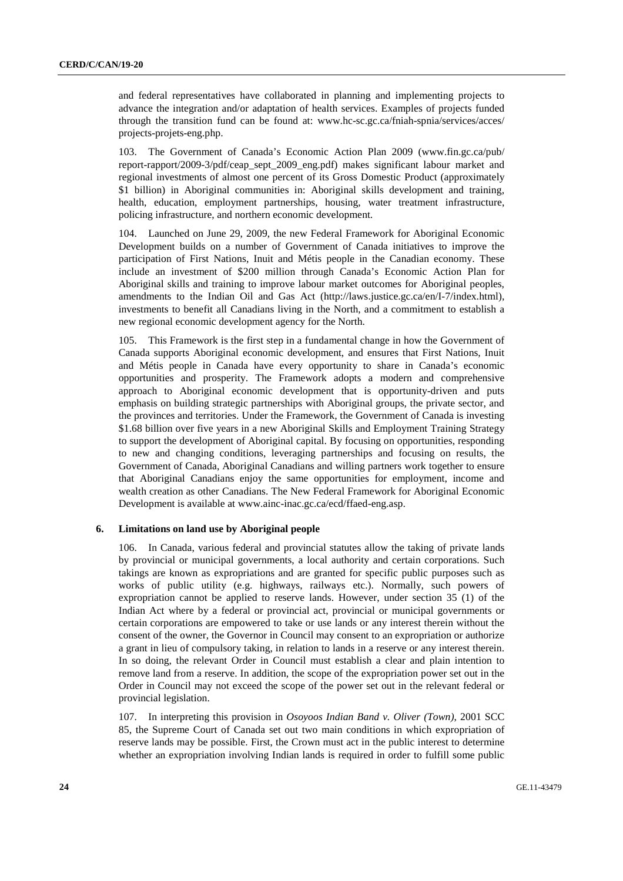and federal representatives have collaborated in planning and implementing projects to advance the integration and/or adaptation of health services. Examples of projects funded through the transition fund can be found at: www.hc-sc.gc.ca/fniah-spnia/services/acces/projects-projets-eng.php.

103. The Government of Canada's Economic Action Plan 2009 (www.fin.gc.ca/pub/report-rapport/2009-3/pdf/ceap_sept_2009_eng.pdf) makes significant labour market and regional investments of almost one percent of its Gross Domestic Product (approximately $1 billion) in Aboriginal communities in: Aboriginal skills development and training, health, education, employment partnerships, housing, water treatment infrastructure, policing infrastructure, and northern economic development.

104. Launched on June 29, 2009, the new Federal Framework for Aboriginal Economic Development builds on a number of Government of Canada initiatives to improve the participation of First Nations, Inuit and Métis people in the Canadian economy. These include an investment of $200 million through Canada's Economic Action Plan for Aboriginal skills and training to improve labour market outcomes for Aboriginal peoples, amendments to the Indian Oil and Gas Act (http://laws.justice.gc.ca/en/I-7/index.html), investments to benefit all Canadians living in the North, and a commitment to establish a new regional economic development agency for the North.

105. This Framework is the first step in a fundamental change in how the Government of Canada supports Aboriginal economic development, and ensures that First Nations, Inuit and Métis people in Canada have every opportunity to share in Canada's economic opportunities and prosperity. The Framework adopts a modern and comprehensive approach to Aboriginal economic development that is opportunity-driven and puts emphasis on building strategic partnerships with Aboriginal groups, the private sector, and the provinces and territories. Under the Framework, the Government of Canada is investing $1.68 billion over five years in a new Aboriginal Skills and Employment Training Strategy to support the development of Aboriginal capital. By focusing on opportunities, responding to new and changing conditions, leveraging partnerships and focusing on results, the Government of Canada, Aboriginal Canadians and willing partners work together to ensure that Aboriginal Canadians enjoy the same opportunities for employment, income and wealth creation as other Canadians. The New Federal Framework for Aboriginal Economic Development is available at www.ainc-inac.gc.ca/ecd/ffaed-eng.asp.

### 6. Limitations on land use by Aboriginal people

106. In Canada, various federal and provincial statutes allow the taking of private lands by provincial or municipal governments, a local authority and certain corporations. Such takings are known as expropriations and are granted for specific public purposes such as works of public utility (e.g. highways, railways etc.). Normally, such powers of expropriation cannot be applied to reserve lands. However, under section 35 (1) of the Indian Act where by a federal or provincial act, provincial or municipal governments or certain corporations are empowered to take or use lands or any interest therein without the consent of the owner, the Governor in Council may consent to an expropriation or authorize a grant in lieu of compulsory taking, in relation to lands in a reserve or any interest therein. In so doing, the relevant Order in Council must establish a clear and plain intention to remove land from a reserve. In addition, the scope of the expropriation power set out in the Order in Council may not exceed the scope of the power set out in the relevant federal or provincial legislation.

107. In interpreting this provision in *Osoyoos Indian Band v. Oliver (Town)*, 2001 SCC 85, the Supreme Court of Canada set out two main conditions in which expropriation of reserve lands may be possible. First, the Crown must act in the public interest to determine whether an expropriation involving Indian lands is required in order to fulfill some public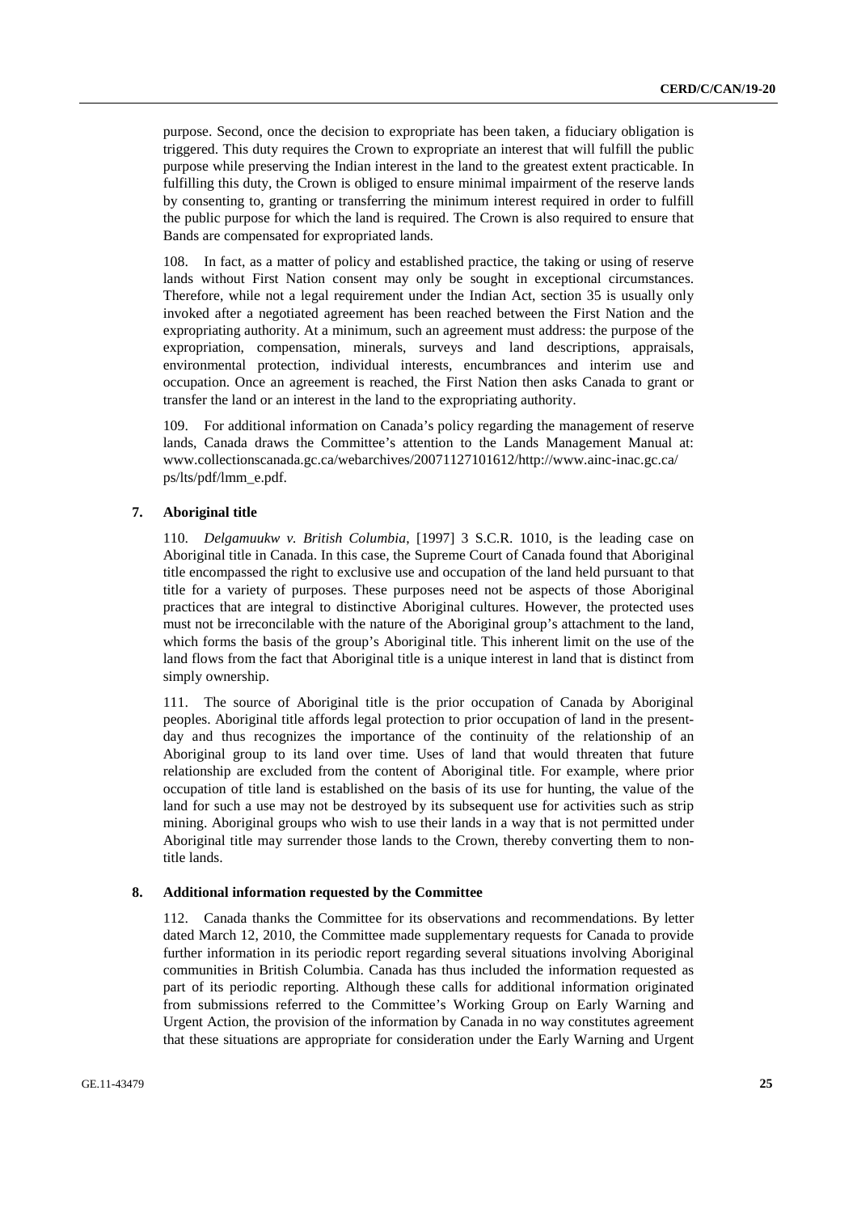purpose. Second, once the decision to expropriate has been taken, a fiduciary obligation is triggered. This duty requires the Crown to expropriate an interest that will fulfill the public purpose while preserving the Indian interest in the land to the greatest extent practicable. In fulfilling this duty, the Crown is obliged to ensure minimal impairment of the reserve lands by consenting to, granting or transferring the minimum interest required in order to fulfill the public purpose for which the land is required. The Crown is also required to ensure that Bands are compensated for expropriated lands.

108. In fact, as a matter of policy and established practice, the taking or using of reserve lands without First Nation consent may only be sought in exceptional circumstances. Therefore, while not a legal requirement under the Indian Act, section 35 is usually only invoked after a negotiated agreement has been reached between the First Nation and the expropriating authority. At a minimum, such an agreement must address: the purpose of the expropriation, compensation, minerals, surveys and land descriptions, appraisals, environmental protection, individual interests, encumbrances and interim use and occupation. Once an agreement is reached, the First Nation then asks Canada to grant or transfer the land or an interest in the land to the expropriating authority.

109. For additional information on Canada's policy regarding the management of reserve lands, Canada draws the Committee's attention to the Lands Management Manual at: www.collectionscanada.gc.ca/webarchives/20071127101612/http://www.ainc-inac.gc.ca/ps/lts/pdf/lmm_e.pdf.

### 7. Aboriginal title

110. *Delgamuukw v. British Columbia*, [1997] 3 S.C.R. 1010, is the leading case on Aboriginal title in Canada. In this case, the Supreme Court of Canada found that Aboriginal title encompassed the right to exclusive use and occupation of the land held pursuant to that title for a variety of purposes. These purposes need not be aspects of those Aboriginal practices that are integral to distinctive Aboriginal cultures. However, the protected uses must not be irreconcilable with the nature of the Aboriginal group's attachment to the land, which forms the basis of the group's Aboriginal title. This inherent limit on the use of the land flows from the fact that Aboriginal title is a unique interest in land that is distinct from simply ownership.

111. The source of Aboriginal title is the prior occupation of Canada by Aboriginal peoples. Aboriginal title affords legal protection to prior occupation of land in the present-day and thus recognizes the importance of the continuity of the relationship of an Aboriginal group to its land over time. Uses of land that would threaten that future relationship are excluded from the content of Aboriginal title. For example, where prior occupation of title land is established on the basis of its use for hunting, the value of the land for such a use may not be destroyed by its subsequent use for activities such as strip mining. Aboriginal groups who wish to use their lands in a way that is not permitted under Aboriginal title may surrender those lands to the Crown, thereby converting them to non-title lands.

### 8. Additional information requested by the Committee

112. Canada thanks the Committee for its observations and recommendations. By letter dated March 12, 2010, the Committee made supplementary requests for Canada to provide further information in its periodic report regarding several situations involving Aboriginal communities in British Columbia. Canada has thus included the information requested as part of its periodic reporting. Although these calls for additional information originated from submissions referred to the Committee's Working Group on Early Warning and Urgent Action, the provision of the information by Canada in no way constitutes agreement that these situations are appropriate for consideration under the Early Warning and Urgent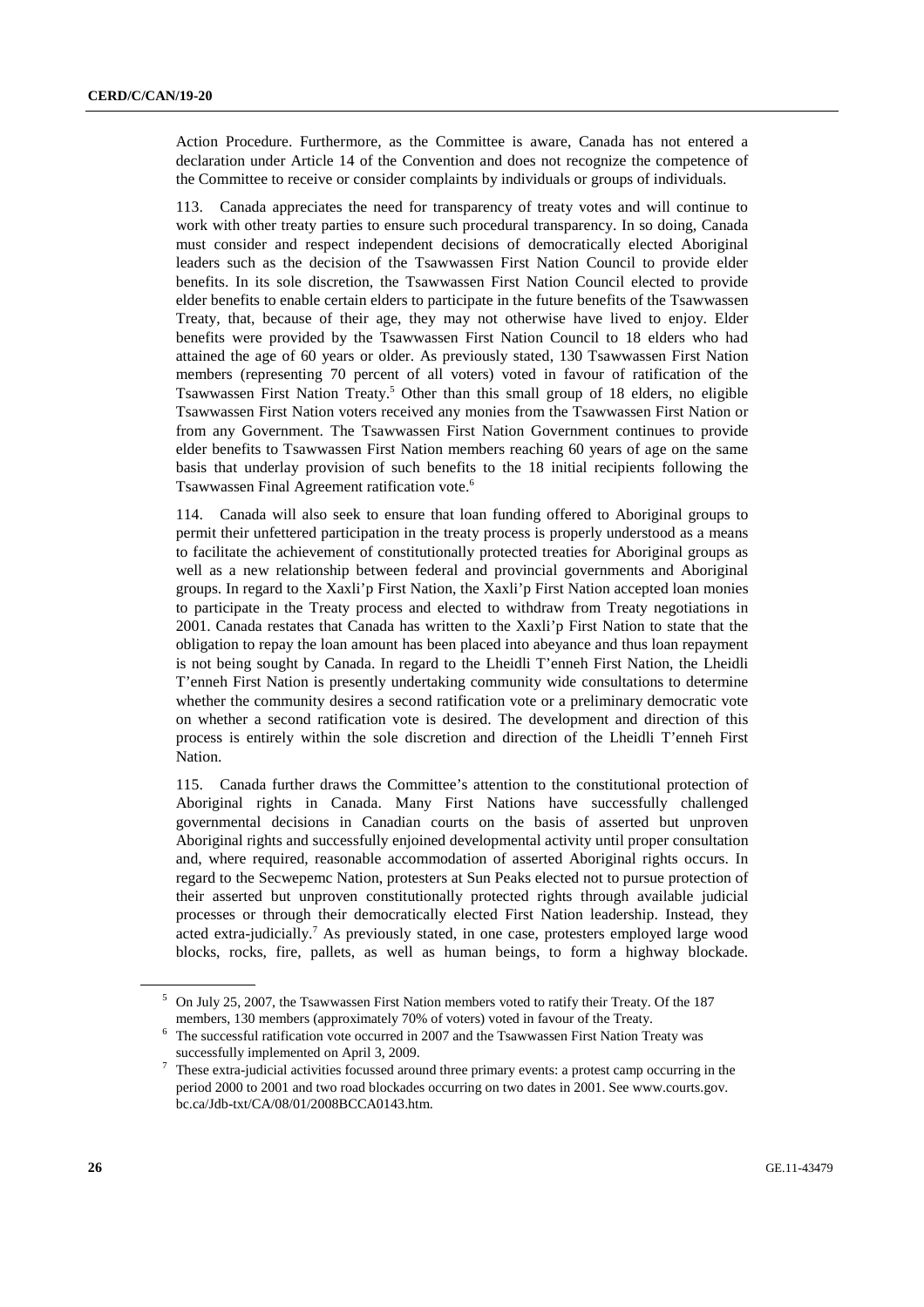Action Procedure. Furthermore, as the Committee is aware, Canada has not entered a declaration under Article 14 of the Convention and does not recognize the competence of the Committee to receive or consider complaints by individuals or groups of individuals.

113. Canada appreciates the need for transparency of treaty votes and will continue to work with other treaty parties to ensure such procedural transparency. In so doing, Canada must consider and respect independent decisions of democratically elected Aboriginal leaders such as the decision of the Tsawwassen First Nation Council to provide elder benefits. In its sole discretion, the Tsawwassen First Nation Council elected to provide elder benefits to enable certain elders to participate in the future benefits of the Tsawwassen Treaty, that, because of their age, they may not otherwise have lived to enjoy. Elder benefits were provided by the Tsawwassen First Nation Council to 18 elders who had attained the age of 60 years or older. As previously stated, 130 Tsawwassen First Nation members (representing 70 percent of all voters) voted in favour of ratification of the Tsawwassen First Nation Treaty.[5] Other than this small group of 18 elders, no eligible Tsawwassen First Nation voters received any monies from the Tsawwassen First Nation or from any Government. The Tsawwassen First Nation Government continues to provide elder benefits to Tsawwassen First Nation members reaching 60 years of age on the same basis that underlay provision of such benefits to the 18 initial recipients following the Tsawwassen Final Agreement ratification vote.[6]

114. Canada will also seek to ensure that loan funding offered to Aboriginal groups to permit their unfettered participation in the treaty process is properly understood as a means to facilitate the achievement of constitutionally protected treaties for Aboriginal groups as well as a new relationship between federal and provincial governments and Aboriginal groups. In regard to the Xaxli'p First Nation, the Xaxli'p First Nation accepted loan monies to participate in the Treaty process and elected to withdraw from Treaty negotiations in 2001. Canada restates that Canada has written to the Xaxli'p First Nation to state that the obligation to repay the loan amount has been placed into abeyance and thus loan repayment is not being sought by Canada. In regard to the Lheidli T'enneh First Nation, the Lheidli T'enneh First Nation is presently undertaking community wide consultations to determine whether the community desires a second ratification vote or a preliminary democratic vote on whether a second ratification vote is desired. The development and direction of this process is entirely within the sole discretion and direction of the Lheidli T'enneh First Nation.

115. Canada further draws the Committee's attention to the constitutional protection of Aboriginal rights in Canada. Many First Nations have successfully challenged governmental decisions in Canadian courts on the basis of asserted but unproven Aboriginal rights and successfully enjoined developmental activity until proper consultation and, where required, reasonable accommodation of asserted Aboriginal rights occurs. In regard to the Secwepemc Nation, protesters at Sun Peaks elected not to pursue protection of their asserted but unproven constitutionally protected rights through available judicial processes or through their democratically elected First Nation leadership. Instead, they acted extra-judicially.[7] As previously stated, in one case, protesters employed large wood blocks, rocks, fire, pallets, as well as human beings, to form a highway blockade.

---

[5] On July 25, 2007, the Tsawwassen First Nation members voted to ratify their Treaty. Of the 187 members, 130 members (approximately 70% of voters) voted in favour of the Treaty.

[6] The successful ratification vote occurred in 2007 and the Tsawwassen First Nation Treaty was successfully implemented on April 3, 2009.

[7] These extra-judicial activities focussed around three primary events: a protest camp occurring in the period 2000 to 2001 and two road blockades occurring on two dates in 2001. See www.courts.gov.bc.ca/Jdb-txt/CA/08/01/2008BCCA0143.htm.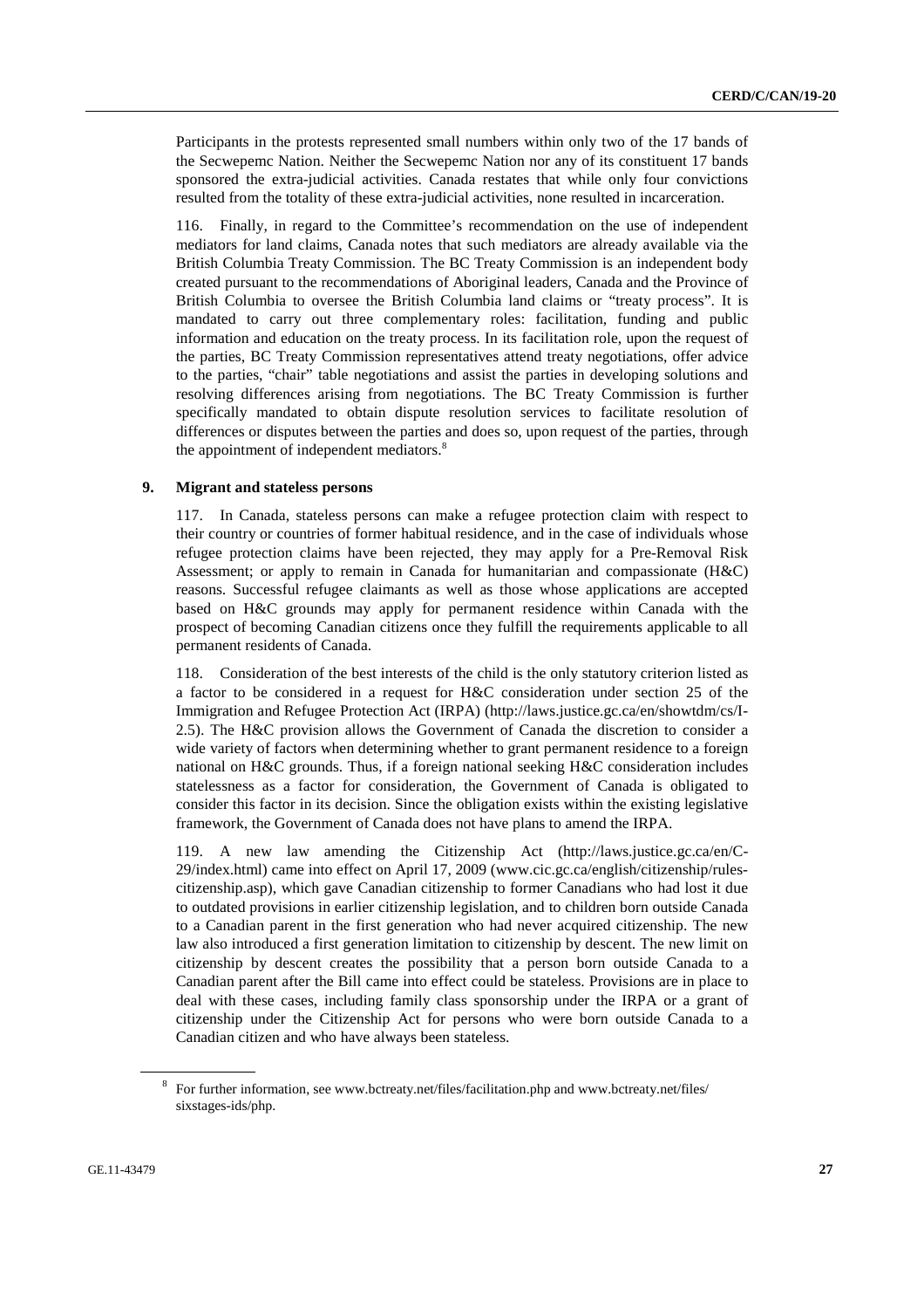Participants in the protests represented small numbers within only two of the 17 bands of the Secwepemc Nation. Neither the Secwepemc Nation nor any of its constituent 17 bands sponsored the extra-judicial activities. Canada restates that while only four convictions resulted from the totality of these extra-judicial activities, none resulted in incarceration.

116. Finally, in regard to the Committee's recommendation on the use of independent mediators for land claims, Canada notes that such mediators are already available via the British Columbia Treaty Commission. The BC Treaty Commission is an independent body created pursuant to the recommendations of Aboriginal leaders, Canada and the Province of British Columbia to oversee the British Columbia land claims or "treaty process". It is mandated to carry out three complementary roles: facilitation, funding and public information and education on the treaty process. In its facilitation role, upon the request of the parties, BC Treaty Commission representatives attend treaty negotiations, offer advice to the parties, "chair" table negotiations and assist the parties in developing solutions and resolving differences arising from negotiations. The BC Treaty Commission is further specifically mandated to obtain dispute resolution services to facilitate resolution of differences or disputes between the parties and does so, upon request of the parties, through the appointment of independent mediators.[8]

## 9. Migrant and stateless persons

117. In Canada, stateless persons can make a refugee protection claim with respect to their country or countries of former habitual residence, and in the case of individuals whose refugee protection claims have been rejected, they may apply for a Pre-Removal Risk Assessment; or apply to remain in Canada for humanitarian and compassionate (H&C) reasons. Successful refugee claimants as well as those whose applications are accepted based on H&C grounds may apply for permanent residence within Canada with the prospect of becoming Canadian citizens once they fulfill the requirements applicable to all permanent residents of Canada.

118. Consideration of the best interests of the child is the only statutory criterion listed as a factor to be considered in a request for H&C consideration under section 25 of the Immigration and Refugee Protection Act (IRPA) (http://laws.justice.gc.ca/en/showtdm/cs/I-2.5). The H&C provision allows the Government of Canada the discretion to consider a wide variety of factors when determining whether to grant permanent residence to a foreign national on H&C grounds. Thus, if a foreign national seeking H&C consideration includes statelessness as a factor for consideration, the Government of Canada is obligated to consider this factor in its decision. Since the obligation exists within the existing legislative framework, the Government of Canada does not have plans to amend the IRPA.

119. A new law amending the Citizenship Act (http://laws.justice.gc.ca/en/C-29/index.html) came into effect on April 17, 2009 (www.cic.gc.ca/english/citizenship/rules-citizenship.asp), which gave Canadian citizenship to former Canadians who had lost it due to outdated provisions in earlier citizenship legislation, and to children born outside Canada to a Canadian parent in the first generation who had never acquired citizenship. The new law also introduced a first generation limitation to citizenship by descent. The new limit on citizenship by descent creates the possibility that a person born outside Canada to a Canadian parent after the Bill came into effect could be stateless. Provisions are in place to deal with these cases, including family class sponsorship under the IRPA or a grant of citizenship under the Citizenship Act for persons who were born outside Canada to a Canadian citizen and who have always been stateless.

[8] For further information, see www.bctreaty.net/files/facilitation.php and www.bctreaty.net/files/sixstages-ids/php.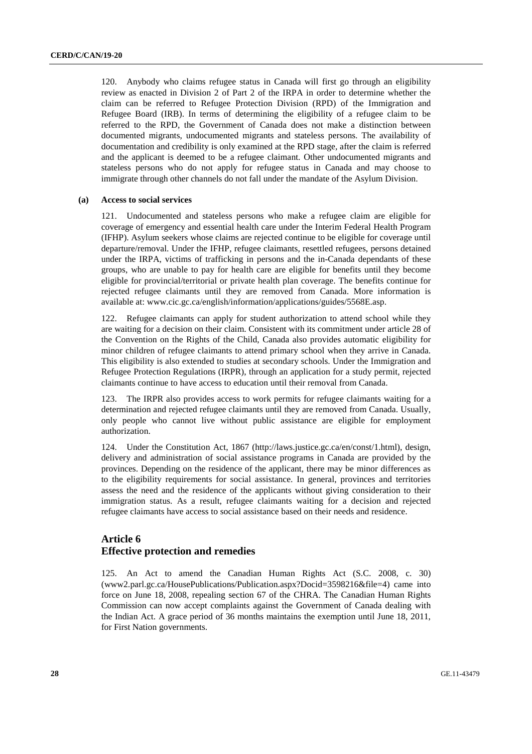120. Anybody who claims refugee status in Canada will first go through an eligibility review as enacted in Division 2 of Part 2 of the IRPA in order to determine whether the claim can be referred to Refugee Protection Division (RPD) of the Immigration and Refugee Board (IRB). In terms of determining the eligibility of a refugee claim to be referred to the RPD, the Government of Canada does not make a distinction between documented migrants, undocumented migrants and stateless persons. The availability of documentation and credibility is only examined at the RPD stage, after the claim is referred and the applicant is deemed to be a refugee claimant. Other undocumented migrants and stateless persons who do not apply for refugee status in Canada and may choose to immigrate through other channels do not fall under the mandate of the Asylum Division.

**(a) Access to social services**

121. Undocumented and stateless persons who make a refugee claim are eligible for coverage of emergency and essential health care under the Interim Federal Health Program (IFHP). Asylum seekers whose claims are rejected continue to be eligible for coverage until departure/removal. Under the IFHP, refugee claimants, resettled refugees, persons detained under the IRPA, victims of trafficking in persons and the in-Canada dependants of these groups, who are unable to pay for health care are eligible for benefits until they become eligible for provincial/territorial or private health plan coverage. The benefits continue for rejected refugee claimants until they are removed from Canada. More information is available at: www.cic.gc.ca/english/information/applications/guides/5568E.asp.

122. Refugee claimants can apply for student authorization to attend school while they are waiting for a decision on their claim. Consistent with its commitment under article 28 of the Convention on the Rights of the Child, Canada also provides automatic eligibility for minor children of refugee claimants to attend primary school when they arrive in Canada. This eligibility is also extended to studies at secondary schools. Under the Immigration and Refugee Protection Regulations (IRPR), through an application for a study permit, rejected claimants continue to have access to education until their removal from Canada.

123. The IRPR also provides access to work permits for refugee claimants waiting for a determination and rejected refugee claimants until they are removed from Canada. Usually, only people who cannot live without public assistance are eligible for employment authorization.

124. Under the Constitution Act, 1867 (http://laws.justice.gc.ca/en/const/1.html), design, delivery and administration of social assistance programs in Canada are provided by the provinces. Depending on the residence of the applicant, there may be minor differences as to the eligibility requirements for social assistance. In general, provinces and territories assess the need and the residence of the applicants without giving consideration to their immigration status. As a result, refugee claimants waiting for a decision and rejected refugee claimants have access to social assistance based on their needs and residence.

## Article 6
## Effective protection and remedies

125. An Act to amend the Canadian Human Rights Act (S.C. 2008, c. 30) (www2.parl.gc.ca/HousePublications/Publication.aspx?Docid=3598216&file=4) came into force on June 18, 2008, repealing section 67 of the CHRA. The Canadian Human Rights Commission can now accept complaints against the Government of Canada dealing with the Indian Act. A grace period of 36 months maintains the exemption until June 18, 2011, for First Nation governments.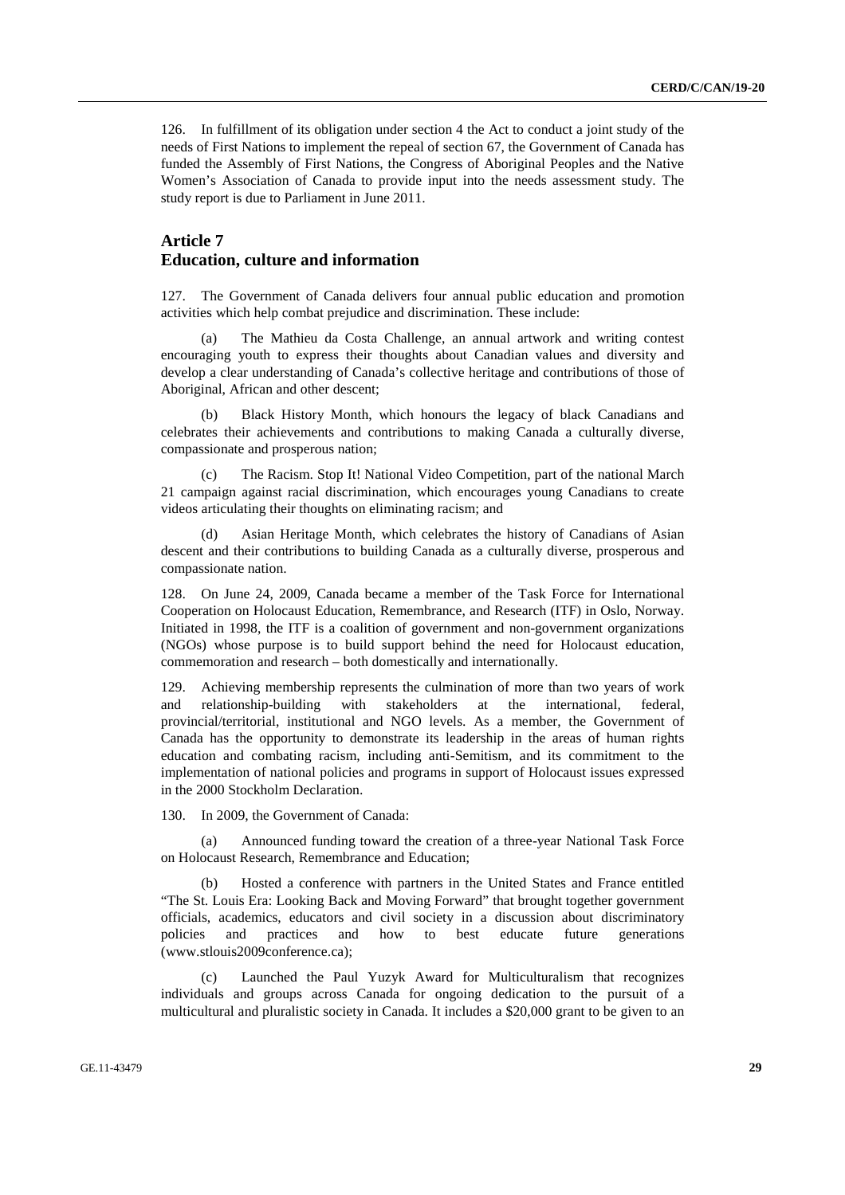126. In fulfillment of its obligation under section 4 the Act to conduct a joint study of the needs of First Nations to implement the repeal of section 67, the Government of Canada has funded the Assembly of First Nations, the Congress of Aboriginal Peoples and the Native Women's Association of Canada to provide input into the needs assessment study. The study report is due to Parliament in June 2011.

## Article 7
## Education, culture and information

127. The Government of Canada delivers four annual public education and promotion activities which help combat prejudice and discrimination. These include:

(a) The Mathieu da Costa Challenge, an annual artwork and writing contest encouraging youth to express their thoughts about Canadian values and diversity and develop a clear understanding of Canada's collective heritage and contributions of those of Aboriginal, African and other descent;

(b) Black History Month, which honours the legacy of black Canadians and celebrates their achievements and contributions to making Canada a culturally diverse, compassionate and prosperous nation;

(c) The Racism. Stop It! National Video Competition, part of the national March 21 campaign against racial discrimination, which encourages young Canadians to create videos articulating their thoughts on eliminating racism; and

(d) Asian Heritage Month, which celebrates the history of Canadians of Asian descent and their contributions to building Canada as a culturally diverse, prosperous and compassionate nation.

128. On June 24, 2009, Canada became a member of the Task Force for International Cooperation on Holocaust Education, Remembrance, and Research (ITF) in Oslo, Norway. Initiated in 1998, the ITF is a coalition of government and non-government organizations (NGOs) whose purpose is to build support behind the need for Holocaust education, commemoration and research – both domestically and internationally.

129. Achieving membership represents the culmination of more than two years of work and relationship-building with stakeholders at the international, federal, provincial/territorial, institutional and NGO levels. As a member, the Government of Canada has the opportunity to demonstrate its leadership in the areas of human rights education and combating racism, including anti-Semitism, and its commitment to the implementation of national policies and programs in support of Holocaust issues expressed in the 2000 Stockholm Declaration.

130. In 2009, the Government of Canada:

(a) Announced funding toward the creation of a three-year National Task Force on Holocaust Research, Remembrance and Education;

(b) Hosted a conference with partners in the United States and France entitled "The St. Louis Era: Looking Back and Moving Forward" that brought together government officials, academics, educators and civil society in a discussion about discriminatory policies and practices and how to best educate future generations (www.stlouis2009conference.ca);

(c) Launched the Paul Yuzyk Award for Multiculturalism that recognizes individuals and groups across Canada for ongoing dedication to the pursuit of a multicultural and pluralistic society in Canada. It includes a $20,000 grant to be given to an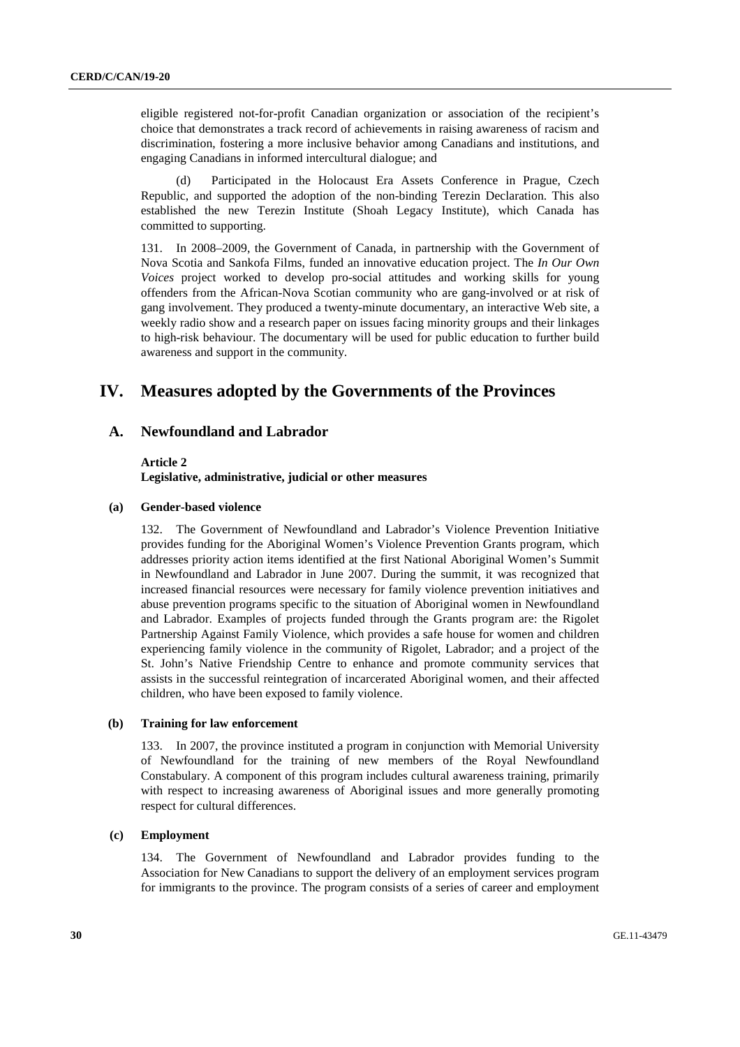eligible registered not-for-profit Canadian organization or association of the recipient's choice that demonstrates a track record of achievements in raising awareness of racism and discrimination, fostering a more inclusive behavior among Canadians and institutions, and engaging Canadians in informed intercultural dialogue; and

(d) Participated in the Holocaust Era Assets Conference in Prague, Czech Republic, and supported the adoption of the non-binding Terezin Declaration. This also established the new Terezin Institute (Shoah Legacy Institute), which Canada has committed to supporting.

131. In 2008–2009, the Government of Canada, in partnership with the Government of Nova Scotia and Sankofa Films, funded an innovative education project. The *In Our Own Voices* project worked to develop pro-social attitudes and working skills for young offenders from the African-Nova Scotian community who are gang-involved or at risk of gang involvement. They produced a twenty-minute documentary, an interactive Web site, a weekly radio show and a research paper on issues facing minority groups and their linkages to high-risk behaviour. The documentary will be used for public education to further build awareness and support in the community.

# IV. Measures adopted by the Governments of the Provinces

## A. Newfoundland and Labrador

**Article 2**
**Legislative, administrative, judicial or other measures**

### (a) Gender-based violence

132. The Government of Newfoundland and Labrador's Violence Prevention Initiative provides funding for the Aboriginal Women's Violence Prevention Grants program, which addresses priority action items identified at the first National Aboriginal Women's Summit in Newfoundland and Labrador in June 2007. During the summit, it was recognized that increased financial resources were necessary for family violence prevention initiatives and abuse prevention programs specific to the situation of Aboriginal women in Newfoundland and Labrador. Examples of projects funded through the Grants program are: the Rigolet Partnership Against Family Violence, which provides a safe house for women and children experiencing family violence in the community of Rigolet, Labrador; and a project of the St. John's Native Friendship Centre to enhance and promote community services that assists in the successful reintegration of incarcerated Aboriginal women, and their affected children, who have been exposed to family violence.

### (b) Training for law enforcement

133. In 2007, the province instituted a program in conjunction with Memorial University of Newfoundland for the training of new members of the Royal Newfoundland Constabulary. A component of this program includes cultural awareness training, primarily with respect to increasing awareness of Aboriginal issues and more generally promoting respect for cultural differences.

### (c) Employment

134. The Government of Newfoundland and Labrador provides funding to the Association for New Canadians to support the delivery of an employment services program for immigrants to the province. The program consists of a series of career and employment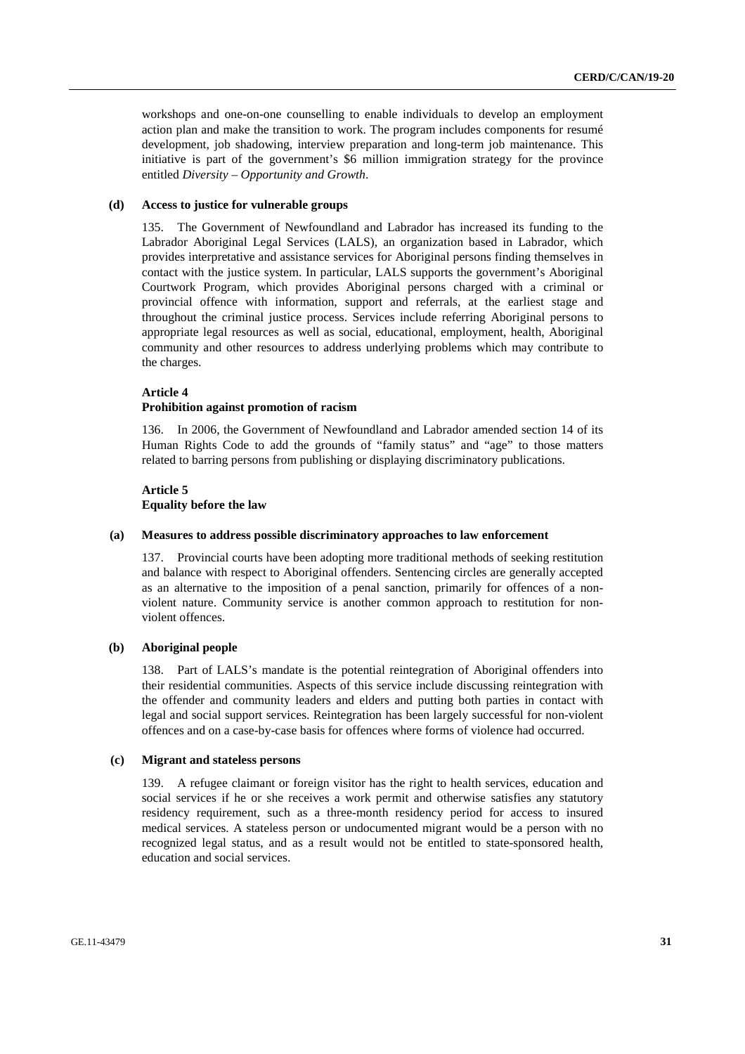workshops and one-on-one counselling to enable individuals to develop an employment action plan and make the transition to work. The program includes components for resumé development, job shadowing, interview preparation and long-term job maintenance. This initiative is part of the government's $6 million immigration strategy for the province entitled *Diversity – Opportunity and Growth*.

#### (d) Access to justice for vulnerable groups

135. The Government of Newfoundland and Labrador has increased its funding to the Labrador Aboriginal Legal Services (LALS), an organization based in Labrador, which provides interpretative and assistance services for Aboriginal persons finding themselves in contact with the justice system. In particular, LALS supports the government's Aboriginal Courtwork Program, which provides Aboriginal persons charged with a criminal or provincial offence with information, support and referrals, at the earliest stage and throughout the criminal justice process. Services include referring Aboriginal persons to appropriate legal resources as well as social, educational, employment, health, Aboriginal community and other resources to address underlying problems which may contribute to the charges.

### Article 4
### Prohibition against promotion of racism

136. In 2006, the Government of Newfoundland and Labrador amended section 14 of its Human Rights Code to add the grounds of "family status" and "age" to those matters related to barring persons from publishing or displaying discriminatory publications.

### Article 5
### Equality before the law

#### (a) Measures to address possible discriminatory approaches to law enforcement

137. Provincial courts have been adopting more traditional methods of seeking restitution and balance with respect to Aboriginal offenders. Sentencing circles are generally accepted as an alternative to the imposition of a penal sanction, primarily for offences of a non-violent nature. Community service is another common approach to restitution for non-violent offences.

#### (b) Aboriginal people

138. Part of LALS's mandate is the potential reintegration of Aboriginal offenders into their residential communities. Aspects of this service include discussing reintegration with the offender and community leaders and elders and putting both parties in contact with legal and social support services. Reintegration has been largely successful for non-violent offences and on a case-by-case basis for offences where forms of violence had occurred.

#### (c) Migrant and stateless persons

139. A refugee claimant or foreign visitor has the right to health services, education and social services if he or she receives a work permit and otherwise satisfies any statutory residency requirement, such as a three-month residency period for access to insured medical services. A stateless person or undocumented migrant would be a person with no recognized legal status, and as a result would not be entitled to state-sponsored health, education and social services.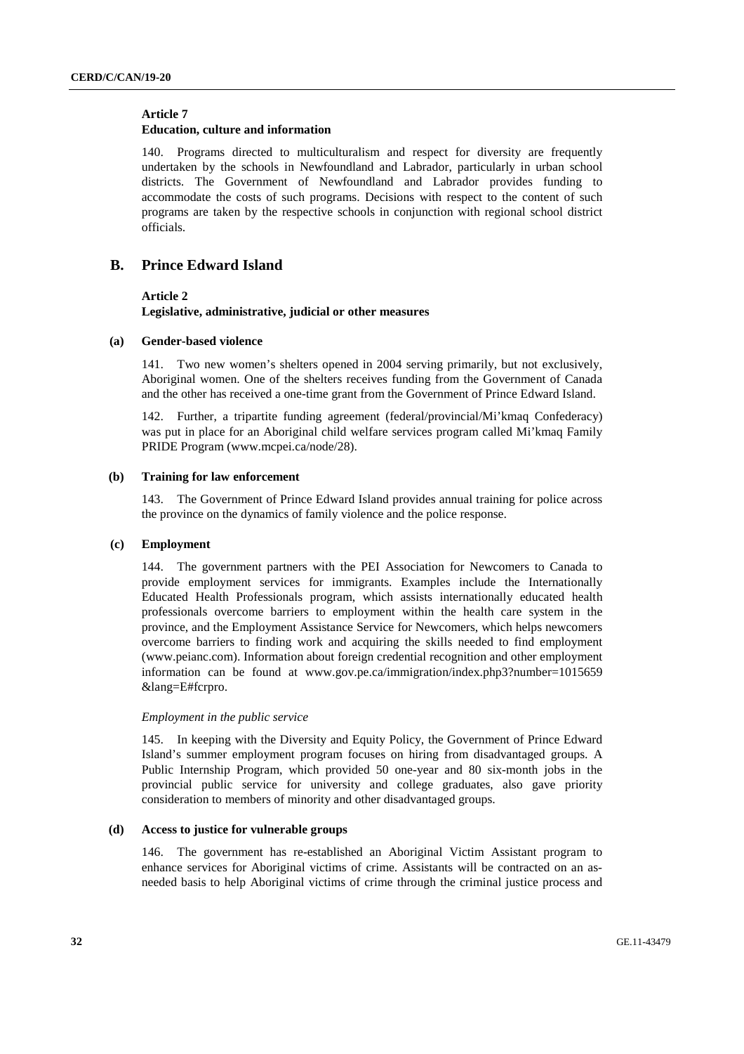### Article 7

**Education, culture and information**

140. Programs directed to multiculturalism and respect for diversity are frequently undertaken by the schools in Newfoundland and Labrador, particularly in urban school districts. The Government of Newfoundland and Labrador provides funding to accommodate the costs of such programs. Decisions with respect to the content of such programs are taken by the respective schools in conjunction with regional school district officials.

## B. Prince Edward Island

### Article 2

**Legislative, administrative, judicial or other measures**

#### (a) Gender-based violence

141. Two new women's shelters opened in 2004 serving primarily, but not exclusively, Aboriginal women. One of the shelters receives funding from the Government of Canada and the other has received a one-time grant from the Government of Prince Edward Island.

142. Further, a tripartite funding agreement (federal/provincial/Mi'kmaq Confederacy) was put in place for an Aboriginal child welfare services program called Mi'kmaq Family PRIDE Program (www.mcpei.ca/node/28).

#### (b) Training for law enforcement

143. The Government of Prince Edward Island provides annual training for police across the province on the dynamics of family violence and the police response.

#### (c) Employment

144. The government partners with the PEI Association for Newcomers to Canada to provide employment services for immigrants. Examples include the Internationally Educated Health Professionals program, which assists internationally educated health professionals overcome barriers to employment within the health care system in the province, and the Employment Assistance Service for Newcomers, which helps newcomers overcome barriers to finding work and acquiring the skills needed to find employment (www.peianc.com). Information about foreign credential recognition and other employment information can be found at www.gov.pe.ca/immigration/index.php3?number=1015659 &lang=E#fcrpro.

*Employment in the public service*

145. In keeping with the Diversity and Equity Policy, the Government of Prince Edward Island's summer employment program focuses on hiring from disadvantaged groups. A Public Internship Program, which provided 50 one-year and 80 six-month jobs in the provincial public service for university and college graduates, also gave priority consideration to members of minority and other disadvantaged groups.

#### (d) Access to justice for vulnerable groups

146. The government has re-established an Aboriginal Victim Assistant program to enhance services for Aboriginal victims of crime. Assistants will be contracted on an as-needed basis to help Aboriginal victims of crime through the criminal justice process and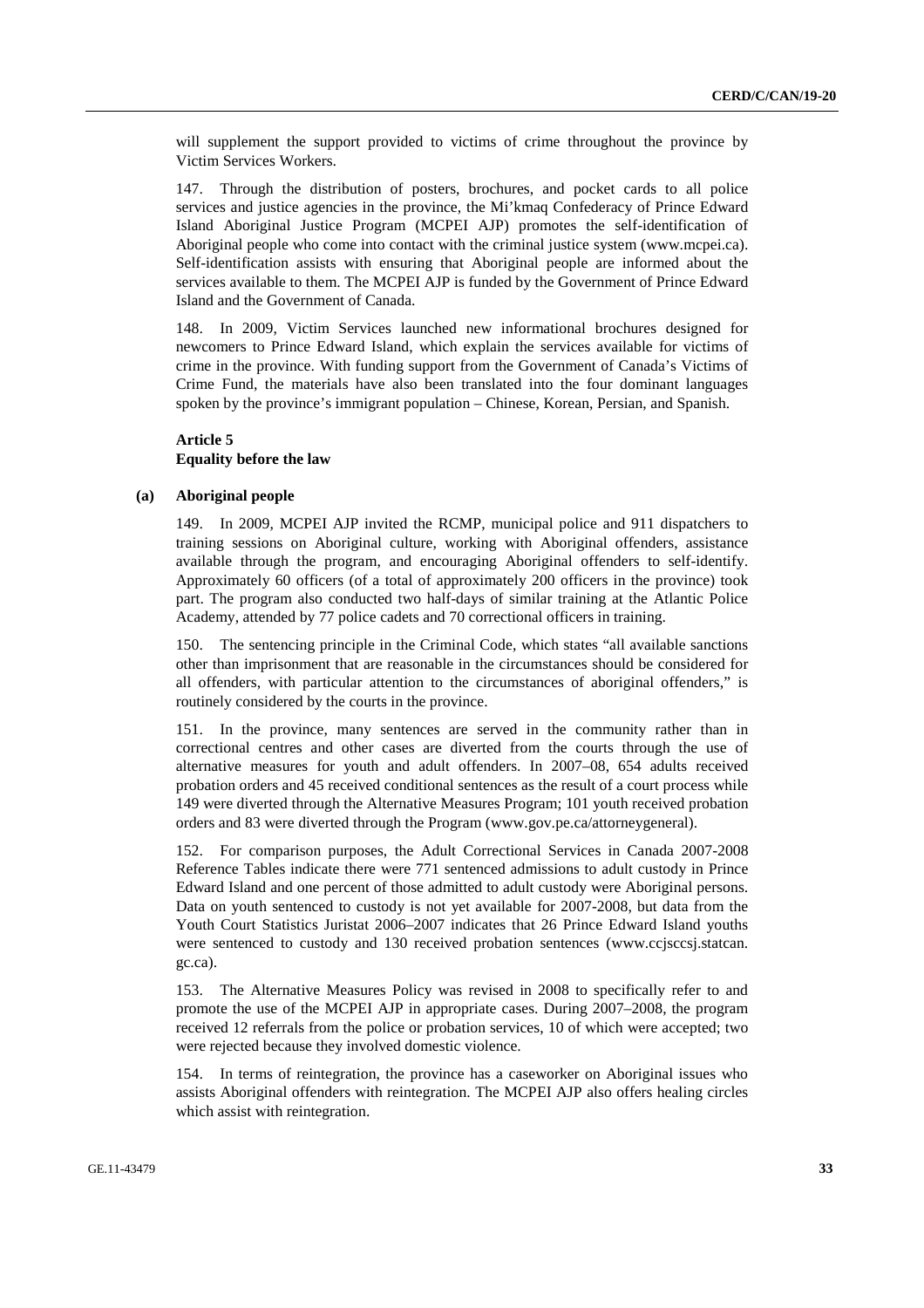will supplement the support provided to victims of crime throughout the province by Victim Services Workers.

147. Through the distribution of posters, brochures, and pocket cards to all police services and justice agencies in the province, the Mi'kmaq Confederacy of Prince Edward Island Aboriginal Justice Program (MCPEI AJP) promotes the self-identification of Aboriginal people who come into contact with the criminal justice system (www.mcpei.ca). Self-identification assists with ensuring that Aboriginal people are informed about the services available to them. The MCPEI AJP is funded by the Government of Prince Edward Island and the Government of Canada.

148. In 2009, Victim Services launched new informational brochures designed for newcomers to Prince Edward Island, which explain the services available for victims of crime in the province. With funding support from the Government of Canada's Victims of Crime Fund, the materials have also been translated into the four dominant languages spoken by the province's immigrant population – Chinese, Korean, Persian, and Spanish.

### Article 5
### Equality before the law

#### (a) Aboriginal people

149. In 2009, MCPEI AJP invited the RCMP, municipal police and 911 dispatchers to training sessions on Aboriginal culture, working with Aboriginal offenders, assistance available through the program, and encouraging Aboriginal offenders to self-identify. Approximately 60 officers (of a total of approximately 200 officers in the province) took part. The program also conducted two half-days of similar training at the Atlantic Police Academy, attended by 77 police cadets and 70 correctional officers in training.

150. The sentencing principle in the Criminal Code, which states "all available sanctions other than imprisonment that are reasonable in the circumstances should be considered for all offenders, with particular attention to the circumstances of aboriginal offenders," is routinely considered by the courts in the province.

151. In the province, many sentences are served in the community rather than in correctional centres and other cases are diverted from the courts through the use of alternative measures for youth and adult offenders. In 2007–08, 654 adults received probation orders and 45 received conditional sentences as the result of a court process while 149 were diverted through the Alternative Measures Program; 101 youth received probation orders and 83 were diverted through the Program (www.gov.pe.ca/attorneygeneral).

152. For comparison purposes, the Adult Correctional Services in Canada 2007-2008 Reference Tables indicate there were 771 sentenced admissions to adult custody in Prince Edward Island and one percent of those admitted to adult custody were Aboriginal persons. Data on youth sentenced to custody is not yet available for 2007-2008, but data from the Youth Court Statistics Juristat 2006–2007 indicates that 26 Prince Edward Island youths were sentenced to custody and 130 received probation sentences (www.ccjsccsj.statcan.gc.ca).

153. The Alternative Measures Policy was revised in 2008 to specifically refer to and promote the use of the MCPEI AJP in appropriate cases. During 2007–2008, the program received 12 referrals from the police or probation services, 10 of which were accepted; two were rejected because they involved domestic violence.

154. In terms of reintegration, the province has a caseworker on Aboriginal issues who assists Aboriginal offenders with reintegration. The MCPEI AJP also offers healing circles which assist with reintegration.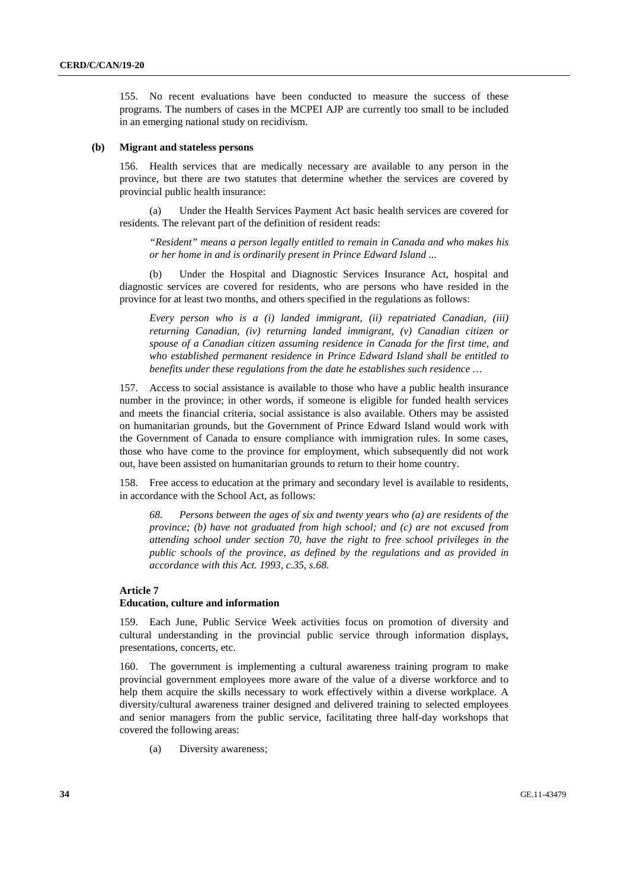155. No recent evaluations have been conducted to measure the success of these programs. The numbers of cases in the MCPEI AJP are currently too small to be included in an emerging national study on recidivism.

**(b) Migrant and stateless persons**

156. Health services that are medically necessary are available to any person in the province, but there are two statutes that determine whether the services are covered by provincial public health insurance:

(a) Under the Health Services Payment Act basic health services are covered for residents. The relevant part of the definition of resident reads:

> *"Resident" means a person legally entitled to remain in Canada and who makes his or her home in and is ordinarily present in Prince Edward Island ...*

(b) Under the Hospital and Diagnostic Services Insurance Act, hospital and diagnostic services are covered for residents, who are persons who have resided in the province for at least two months, and others specified in the regulations as follows:

> *Every person who is a (i) landed immigrant, (ii) repatriated Canadian, (iii) returning Canadian, (iv) returning landed immigrant, (v) Canadian citizen or spouse of a Canadian citizen assuming residence in Canada for the first time, and who established permanent residence in Prince Edward Island shall be entitled to benefits under these regulations from the date he establishes such residence …*

157. Access to social assistance is available to those who have a public health insurance number in the province; in other words, if someone is eligible for funded health services and meets the financial criteria, social assistance is also available. Others may be assisted on humanitarian grounds, but the Government of Prince Edward Island would work with the Government of Canada to ensure compliance with immigration rules. In some cases, those who have come to the province for employment, which subsequently did not work out, have been assisted on humanitarian grounds to return to their home country.

158. Free access to education at the primary and secondary level is available to residents, in accordance with the School Act, as follows:

> *68. Persons between the ages of six and twenty years who (a) are residents of the province; (b) have not graduated from high school; and (c) are not excused from attending school under section 70, have the right to free school privileges in the public schools of the province, as defined by the regulations and as provided in accordance with this Act. 1993, c.35, s.68.*

### Article 7
### Education, culture and information

159. Each June, Public Service Week activities focus on promotion of diversity and cultural understanding in the provincial public service through information displays, presentations, concerts, etc.

160. The government is implementing a cultural awareness training program to make provincial government employees more aware of the value of a diverse workforce and to help them acquire the skills necessary to work effectively within a diverse workplace. A diversity/cultural awareness trainer designed and delivered training to selected employees and senior managers from the public service, facilitating three half-day workshops that covered the following areas:

(a) Diversity awareness;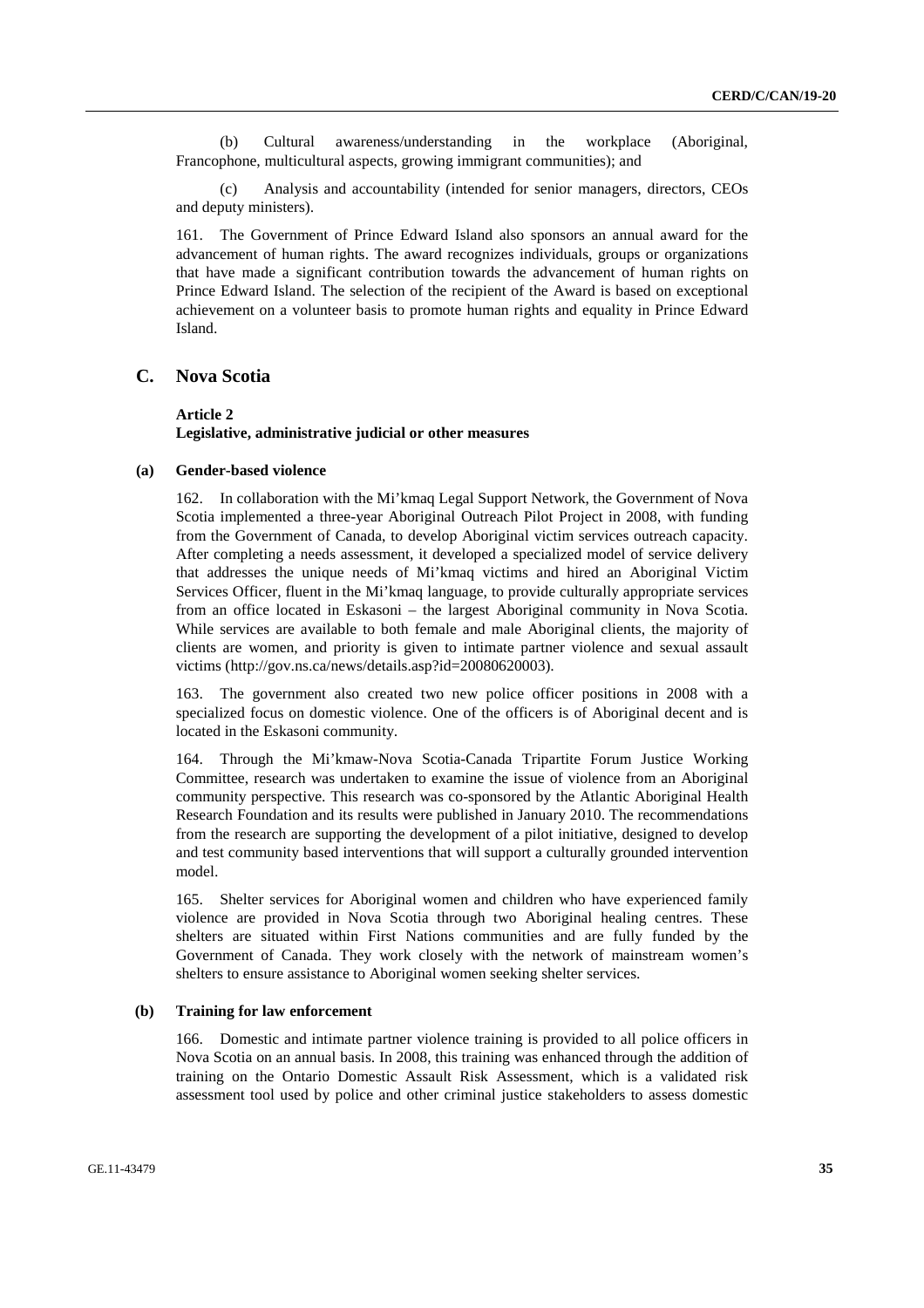(b) Cultural awareness/understanding in the workplace (Aboriginal, Francophone, multicultural aspects, growing immigrant communities); and

(c) Analysis and accountability (intended for senior managers, directors, CEOs and deputy ministers).

161. The Government of Prince Edward Island also sponsors an annual award for the advancement of human rights. The award recognizes individuals, groups or organizations that have made a significant contribution towards the advancement of human rights on Prince Edward Island. The selection of the recipient of the Award is based on exceptional achievement on a volunteer basis to promote human rights and equality in Prince Edward Island.

## C. Nova Scotia

### Article 2
### Legislative, administrative judicial or other measures

#### (a) Gender-based violence

162. In collaboration with the Mi'kmaq Legal Support Network, the Government of Nova Scotia implemented a three-year Aboriginal Outreach Pilot Project in 2008, with funding from the Government of Canada, to develop Aboriginal victim services outreach capacity. After completing a needs assessment, it developed a specialized model of service delivery that addresses the unique needs of Mi'kmaq victims and hired an Aboriginal Victim Services Officer, fluent in the Mi'kmaq language, to provide culturally appropriate services from an office located in Eskasoni – the largest Aboriginal community in Nova Scotia. While services are available to both female and male Aboriginal clients, the majority of clients are women, and priority is given to intimate partner violence and sexual assault victims (http://gov.ns.ca/news/details.asp?id=20080620003).

163. The government also created two new police officer positions in 2008 with a specialized focus on domestic violence. One of the officers is of Aboriginal decent and is located in the Eskasoni community.

164. Through the Mi'kmaw-Nova Scotia-Canada Tripartite Forum Justice Working Committee, research was undertaken to examine the issue of violence from an Aboriginal community perspective. This research was co-sponsored by the Atlantic Aboriginal Health Research Foundation and its results were published in January 2010. The recommendations from the research are supporting the development of a pilot initiative, designed to develop and test community based interventions that will support a culturally grounded intervention model.

165. Shelter services for Aboriginal women and children who have experienced family violence are provided in Nova Scotia through two Aboriginal healing centres. These shelters are situated within First Nations communities and are fully funded by the Government of Canada. They work closely with the network of mainstream women's shelters to ensure assistance to Aboriginal women seeking shelter services.

#### (b) Training for law enforcement

166. Domestic and intimate partner violence training is provided to all police officers in Nova Scotia on an annual basis. In 2008, this training was enhanced through the addition of training on the Ontario Domestic Assault Risk Assessment, which is a validated risk assessment tool used by police and other criminal justice stakeholders to assess domestic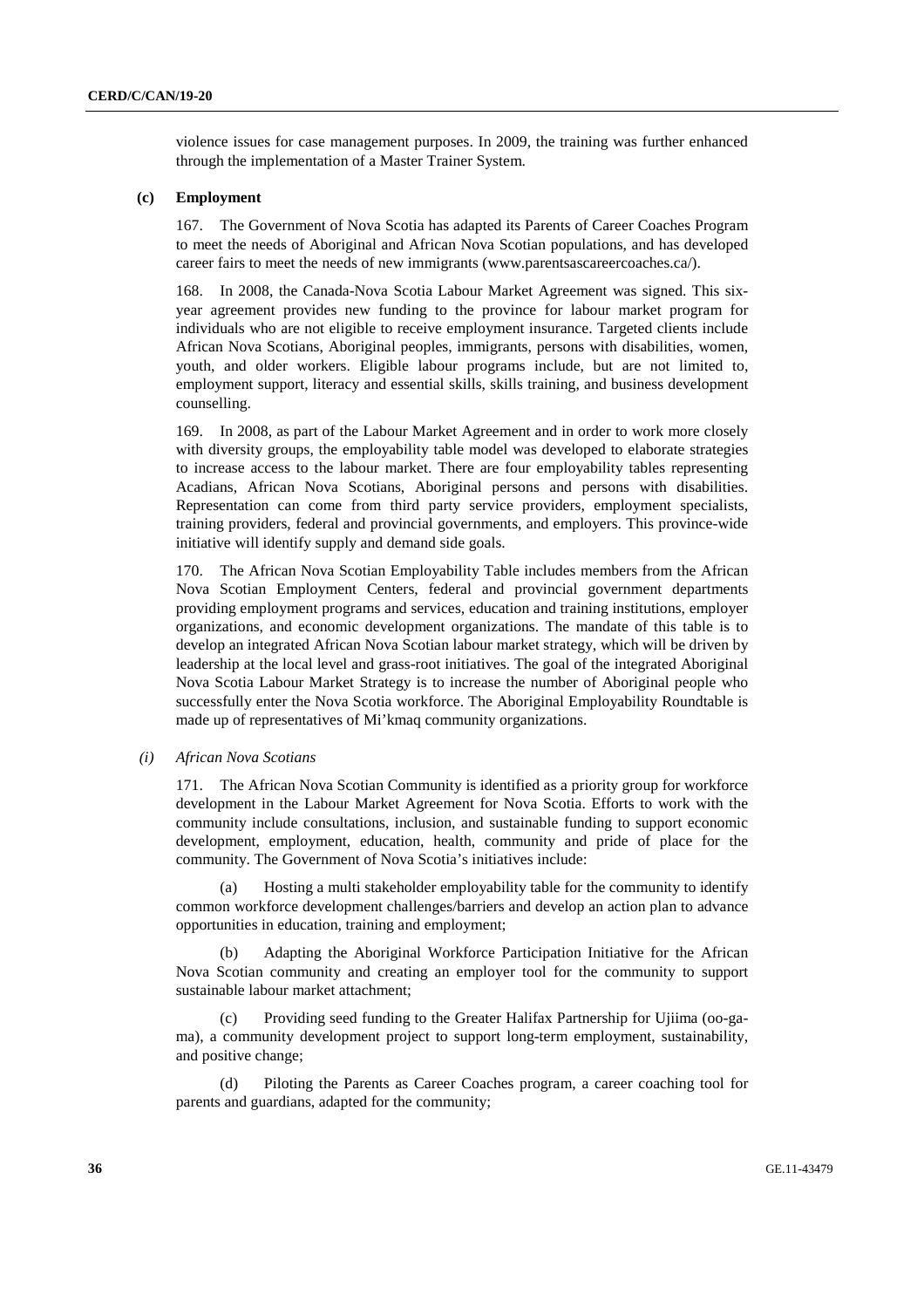violence issues for case management purposes. In 2009, the training was further enhanced through the implementation of a Master Trainer System.

### (c) Employment

167. The Government of Nova Scotia has adapted its Parents of Career Coaches Program to meet the needs of Aboriginal and African Nova Scotian populations, and has developed career fairs to meet the needs of new immigrants (www.parentsascareercoaches.ca/).

168. In 2008, the Canada-Nova Scotia Labour Market Agreement was signed. This six-year agreement provides new funding to the province for labour market program for individuals who are not eligible to receive employment insurance. Targeted clients include African Nova Scotians, Aboriginal peoples, immigrants, persons with disabilities, women, youth, and older workers. Eligible labour programs include, but are not limited to, employment support, literacy and essential skills, skills training, and business development counselling.

169. In 2008, as part of the Labour Market Agreement and in order to work more closely with diversity groups, the employability table model was developed to elaborate strategies to increase access to the labour market. There are four employability tables representing Acadians, African Nova Scotians, Aboriginal persons and persons with disabilities. Representation can come from third party service providers, employment specialists, training providers, federal and provincial governments, and employers. This province-wide initiative will identify supply and demand side goals.

170. The African Nova Scotian Employability Table includes members from the African Nova Scotian Employment Centers, federal and provincial government departments providing employment programs and services, education and training institutions, employer organizations, and economic development organizations. The mandate of this table is to develop an integrated African Nova Scotian labour market strategy, which will be driven by leadership at the local level and grass-root initiatives. The goal of the integrated Aboriginal Nova Scotia Labour Market Strategy is to increase the number of Aboriginal people who successfully enter the Nova Scotia workforce. The Aboriginal Employability Roundtable is made up of representatives of Mi'kmaq community organizations.

#### *(i) African Nova Scotians*

171. The African Nova Scotian Community is identified as a priority group for workforce development in the Labour Market Agreement for Nova Scotia. Efforts to work with the community include consultations, inclusion, and sustainable funding to support economic development, employment, education, health, community and pride of place for the community. The Government of Nova Scotia's initiatives include:

(a) Hosting a multi stakeholder employability table for the community to identify common workforce development challenges/barriers and develop an action plan to advance opportunities in education, training and employment;

(b) Adapting the Aboriginal Workforce Participation Initiative for the African Nova Scotian community and creating an employer tool for the community to support sustainable labour market attachment;

(c) Providing seed funding to the Greater Halifax Partnership for Ujiima (oo-ga-ma), a community development project to support long-term employment, sustainability, and positive change;

(d) Piloting the Parents as Career Coaches program, a career coaching tool for parents and guardians, adapted for the community;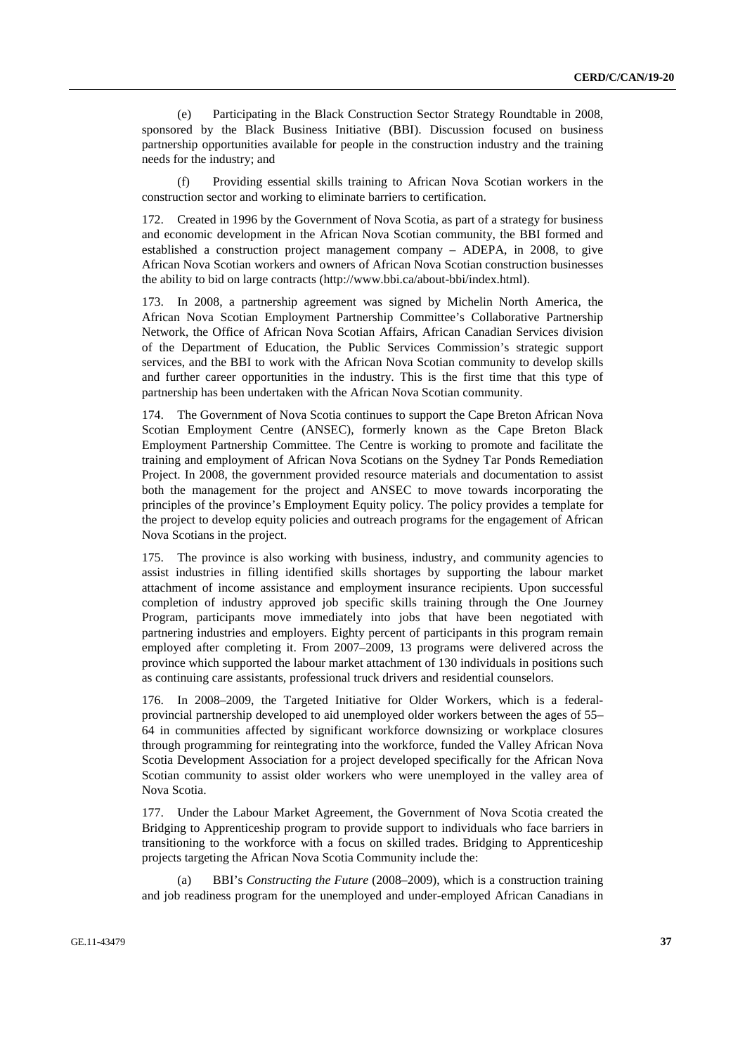(e) Participating in the Black Construction Sector Strategy Roundtable in 2008, sponsored by the Black Business Initiative (BBI). Discussion focused on business partnership opportunities available for people in the construction industry and the training needs for the industry; and

(f) Providing essential skills training to African Nova Scotian workers in the construction sector and working to eliminate barriers to certification.

172. Created in 1996 by the Government of Nova Scotia, as part of a strategy for business and economic development in the African Nova Scotian community, the BBI formed and established a construction project management company – ADEPA, in 2008, to give African Nova Scotian workers and owners of African Nova Scotian construction businesses the ability to bid on large contracts (http://www.bbi.ca/about-bbi/index.html).

173. In 2008, a partnership agreement was signed by Michelin North America, the African Nova Scotian Employment Partnership Committee's Collaborative Partnership Network, the Office of African Nova Scotian Affairs, African Canadian Services division of the Department of Education, the Public Services Commission's strategic support services, and the BBI to work with the African Nova Scotian community to develop skills and further career opportunities in the industry. This is the first time that this type of partnership has been undertaken with the African Nova Scotian community.

174. The Government of Nova Scotia continues to support the Cape Breton African Nova Scotian Employment Centre (ANSEC), formerly known as the Cape Breton Black Employment Partnership Committee. The Centre is working to promote and facilitate the training and employment of African Nova Scotians on the Sydney Tar Ponds Remediation Project. In 2008, the government provided resource materials and documentation to assist both the management for the project and ANSEC to move towards incorporating the principles of the province's Employment Equity policy. The policy provides a template for the project to develop equity policies and outreach programs for the engagement of African Nova Scotians in the project.

175. The province is also working with business, industry, and community agencies to assist industries in filling identified skills shortages by supporting the labour market attachment of income assistance and employment insurance recipients. Upon successful completion of industry approved job specific skills training through the One Journey Program, participants move immediately into jobs that have been negotiated with partnering industries and employers. Eighty percent of participants in this program remain employed after completing it. From 2007–2009, 13 programs were delivered across the province which supported the labour market attachment of 130 individuals in positions such as continuing care assistants, professional truck drivers and residential counselors.

176. In 2008–2009, the Targeted Initiative for Older Workers, which is a federal-provincial partnership developed to aid unemployed older workers between the ages of 55–64 in communities affected by significant workforce downsizing or workplace closures through programming for reintegrating into the workforce, funded the Valley African Nova Scotia Development Association for a project developed specifically for the African Nova Scotian community to assist older workers who were unemployed in the valley area of Nova Scotia.

177. Under the Labour Market Agreement, the Government of Nova Scotia created the Bridging to Apprenticeship program to provide support to individuals who face barriers in transitioning to the workforce with a focus on skilled trades. Bridging to Apprenticeship projects targeting the African Nova Scotia Community include the:

(a) BBI's *Constructing the Future* (2008–2009), which is a construction training and job readiness program for the unemployed and under-employed African Canadians in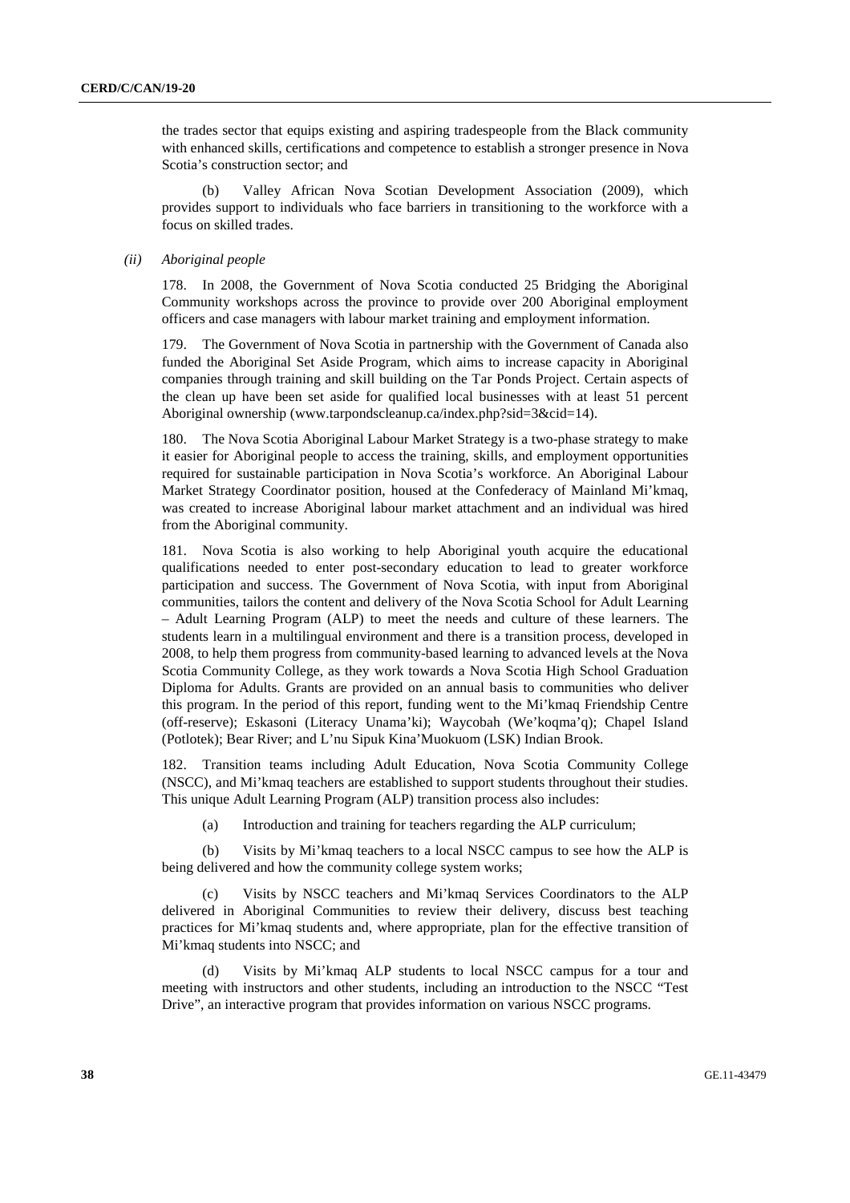the trades sector that equips existing and aspiring tradespeople from the Black community with enhanced skills, certifications and competence to establish a stronger presence in Nova Scotia's construction sector; and

(b) Valley African Nova Scotian Development Association (2009), which provides support to individuals who face barriers in transitioning to the workforce with a focus on skilled trades.

*(ii) Aboriginal people*

178. In 2008, the Government of Nova Scotia conducted 25 Bridging the Aboriginal Community workshops across the province to provide over 200 Aboriginal employment officers and case managers with labour market training and employment information.

179. The Government of Nova Scotia in partnership with the Government of Canada also funded the Aboriginal Set Aside Program, which aims to increase capacity in Aboriginal companies through training and skill building on the Tar Ponds Project. Certain aspects of the clean up have been set aside for qualified local businesses with at least 51 percent Aboriginal ownership (www.tarpondscleanup.ca/index.php?sid=3&cid=14).

180. The Nova Scotia Aboriginal Labour Market Strategy is a two-phase strategy to make it easier for Aboriginal people to access the training, skills, and employment opportunities required for sustainable participation in Nova Scotia's workforce. An Aboriginal Labour Market Strategy Coordinator position, housed at the Confederacy of Mainland Mi'kmaq, was created to increase Aboriginal labour market attachment and an individual was hired from the Aboriginal community.

181. Nova Scotia is also working to help Aboriginal youth acquire the educational qualifications needed to enter post-secondary education to lead to greater workforce participation and success. The Government of Nova Scotia, with input from Aboriginal communities, tailors the content and delivery of the Nova Scotia School for Adult Learning – Adult Learning Program (ALP) to meet the needs and culture of these learners. The students learn in a multilingual environment and there is a transition process, developed in 2008, to help them progress from community-based learning to advanced levels at the Nova Scotia Community College, as they work towards a Nova Scotia High School Graduation Diploma for Adults. Grants are provided on an annual basis to communities who deliver this program. In the period of this report, funding went to the Mi'kmaq Friendship Centre (off-reserve); Eskasoni (Literacy Unama'ki); Waycobah (We'koqma'q); Chapel Island (Potlotek); Bear River; and L'nu Sipuk Kina'Muokuom (LSK) Indian Brook.

182. Transition teams including Adult Education, Nova Scotia Community College (NSCC), and Mi'kmaq teachers are established to support students throughout their studies. This unique Adult Learning Program (ALP) transition process also includes:

(a) Introduction and training for teachers regarding the ALP curriculum;

(b) Visits by Mi'kmaq teachers to a local NSCC campus to see how the ALP is being delivered and how the community college system works;

(c) Visits by NSCC teachers and Mi'kmaq Services Coordinators to the ALP delivered in Aboriginal Communities to review their delivery, discuss best teaching practices for Mi'kmaq students and, where appropriate, plan for the effective transition of Mi'kmaq students into NSCC; and

(d) Visits by Mi'kmaq ALP students to local NSCC campus for a tour and meeting with instructors and other students, including an introduction to the NSCC "Test Drive", an interactive program that provides information on various NSCC programs.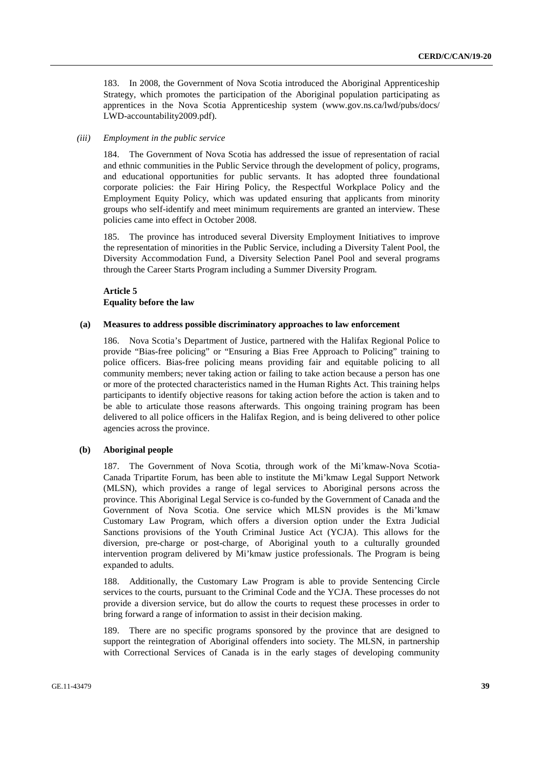183. In 2008, the Government of Nova Scotia introduced the Aboriginal Apprenticeship Strategy, which promotes the participation of the Aboriginal population participating as apprentices in the Nova Scotia Apprenticeship system (www.gov.ns.ca/lwd/pubs/docs/LWD-accountability2009.pdf).

*(iii) Employment in the public service*

184. The Government of Nova Scotia has addressed the issue of representation of racial and ethnic communities in the Public Service through the development of policy, programs, and educational opportunities for public servants. It has adopted three foundational corporate policies: the Fair Hiring Policy, the Respectful Workplace Policy and the Employment Equity Policy, which was updated ensuring that applicants from minority groups who self-identify and meet minimum requirements are granted an interview. These policies came into effect in October 2008.

185. The province has introduced several Diversity Employment Initiatives to improve the representation of minorities in the Public Service, including a Diversity Talent Pool, the Diversity Accommodation Fund, a Diversity Selection Panel Pool and several programs through the Career Starts Program including a Summer Diversity Program.

## Article 5
## Equality before the law

### (a) Measures to address possible discriminatory approaches to law enforcement

186. Nova Scotia's Department of Justice, partnered with the Halifax Regional Police to provide "Bias-free policing" or "Ensuring a Bias Free Approach to Policing" training to police officers. Bias-free policing means providing fair and equitable policing to all community members; never taking action or failing to take action because a person has one or more of the protected characteristics named in the Human Rights Act. This training helps participants to identify objective reasons for taking action before the action is taken and to be able to articulate those reasons afterwards. This ongoing training program has been delivered to all police officers in the Halifax Region, and is being delivered to other police agencies across the province.

### (b) Aboriginal people

187. The Government of Nova Scotia, through work of the Mi'kmaw-Nova Scotia-Canada Tripartite Forum, has been able to institute the Mi'kmaw Legal Support Network (MLSN), which provides a range of legal services to Aboriginal persons across the province. This Aboriginal Legal Service is co-funded by the Government of Canada and the Government of Nova Scotia. One service which MLSN provides is the Mi'kmaw Customary Law Program, which offers a diversion option under the Extra Judicial Sanctions provisions of the Youth Criminal Justice Act (YCJA). This allows for the diversion, pre-charge or post-charge, of Aboriginal youth to a culturally grounded intervention program delivered by Mi'kmaw justice professionals. The Program is being expanded to adults.

188. Additionally, the Customary Law Program is able to provide Sentencing Circle services to the courts, pursuant to the Criminal Code and the YCJA. These processes do not provide a diversion service, but do allow the courts to request these processes in order to bring forward a range of information to assist in their decision making.

189. There are no specific programs sponsored by the province that are designed to support the reintegration of Aboriginal offenders into society. The MLSN, in partnership with Correctional Services of Canada is in the early stages of developing community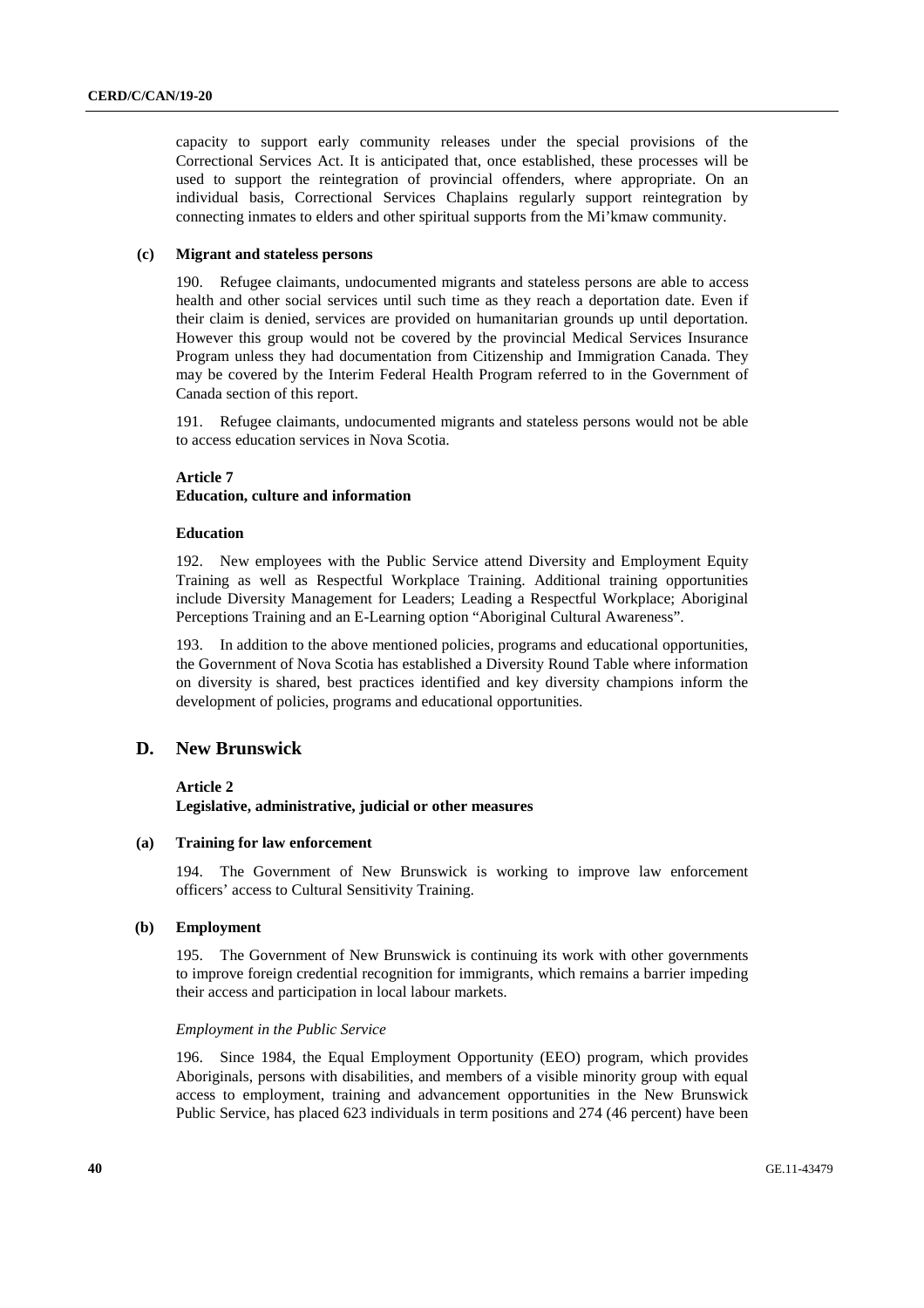capacity to support early community releases under the special provisions of the Correctional Services Act. It is anticipated that, once established, these processes will be used to support the reintegration of provincial offenders, where appropriate. On an individual basis, Correctional Services Chaplains regularly support reintegration by connecting inmates to elders and other spiritual supports from the Mi'kmaw community.

#### (c) Migrant and stateless persons

190. Refugee claimants, undocumented migrants and stateless persons are able to access health and other social services until such time as they reach a deportation date. Even if their claim is denied, services are provided on humanitarian grounds up until deportation. However this group would not be covered by the provincial Medical Services Insurance Program unless they had documentation from Citizenship and Immigration Canada. They may be covered by the Interim Federal Health Program referred to in the Government of Canada section of this report.

191. Refugee claimants, undocumented migrants and stateless persons would not be able to access education services in Nova Scotia.

#### Article 7
#### Education, culture and information

#### Education

192. New employees with the Public Service attend Diversity and Employment Equity Training as well as Respectful Workplace Training. Additional training opportunities include Diversity Management for Leaders; Leading a Respectful Workplace; Aboriginal Perceptions Training and an E-Learning option "Aboriginal Cultural Awareness".

193. In addition to the above mentioned policies, programs and educational opportunities, the Government of Nova Scotia has established a Diversity Round Table where information on diversity is shared, best practices identified and key diversity champions inform the development of policies, programs and educational opportunities.

## D. New Brunswick

#### Article 2
#### Legislative, administrative, judicial or other measures

#### (a) Training for law enforcement

194. The Government of New Brunswick is working to improve law enforcement officers' access to Cultural Sensitivity Training.

#### (b) Employment

195. The Government of New Brunswick is continuing its work with other governments to improve foreign credential recognition for immigrants, which remains a barrier impeding their access and participation in local labour markets.

*Employment in the Public Service*

196. Since 1984, the Equal Employment Opportunity (EEO) program, which provides Aboriginals, persons with disabilities, and members of a visible minority group with equal access to employment, training and advancement opportunities in the New Brunswick Public Service, has placed 623 individuals in term positions and 274 (46 percent) have been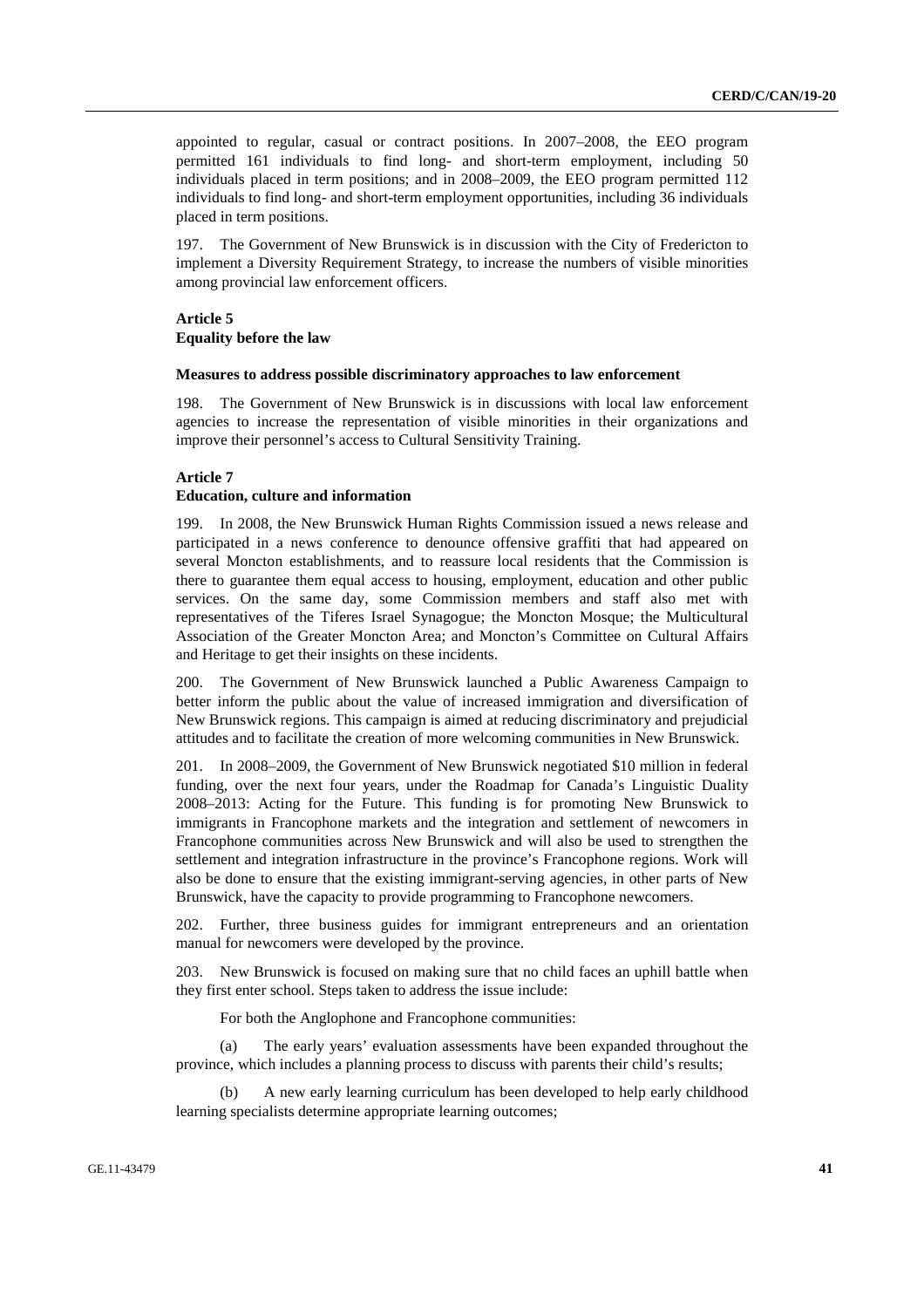appointed to regular, casual or contract positions. In 2007–2008, the EEO program permitted 161 individuals to find long- and short-term employment, including 50 individuals placed in term positions; and in 2008–2009, the EEO program permitted 112 individuals to find long- and short-term employment opportunities, including 36 individuals placed in term positions.

197. The Government of New Brunswick is in discussion with the City of Fredericton to implement a Diversity Requirement Strategy, to increase the numbers of visible minorities among provincial law enforcement officers.

**Article 5**
**Equality before the law**

**Measures to address possible discriminatory approaches to law enforcement**

198. The Government of New Brunswick is in discussions with local law enforcement agencies to increase the representation of visible minorities in their organizations and improve their personnel's access to Cultural Sensitivity Training.

**Article 7**
**Education, culture and information**

199. In 2008, the New Brunswick Human Rights Commission issued a news release and participated in a news conference to denounce offensive graffiti that had appeared on several Moncton establishments, and to reassure local residents that the Commission is there to guarantee them equal access to housing, employment, education and other public services. On the same day, some Commission members and staff also met with representatives of the Tiferes Israel Synagogue; the Moncton Mosque; the Multicultural Association of the Greater Moncton Area; and Moncton's Committee on Cultural Affairs and Heritage to get their insights on these incidents.

200. The Government of New Brunswick launched a Public Awareness Campaign to better inform the public about the value of increased immigration and diversification of New Brunswick regions. This campaign is aimed at reducing discriminatory and prejudicial attitudes and to facilitate the creation of more welcoming communities in New Brunswick.

201. In 2008–2009, the Government of New Brunswick negotiated $10 million in federal funding, over the next four years, under the Roadmap for Canada's Linguistic Duality 2008–2013: Acting for the Future. This funding is for promoting New Brunswick to immigrants in Francophone markets and the integration and settlement of newcomers in Francophone communities across New Brunswick and will also be used to strengthen the settlement and integration infrastructure in the province's Francophone regions. Work will also be done to ensure that the existing immigrant-serving agencies, in other parts of New Brunswick, have the capacity to provide programming to Francophone newcomers.

202. Further, three business guides for immigrant entrepreneurs and an orientation manual for newcomers were developed by the province.

203. New Brunswick is focused on making sure that no child faces an uphill battle when they first enter school. Steps taken to address the issue include:

For both the Anglophone and Francophone communities:

(a) The early years' evaluation assessments have been expanded throughout the province, which includes a planning process to discuss with parents their child's results;

(b) A new early learning curriculum has been developed to help early childhood learning specialists determine appropriate learning outcomes;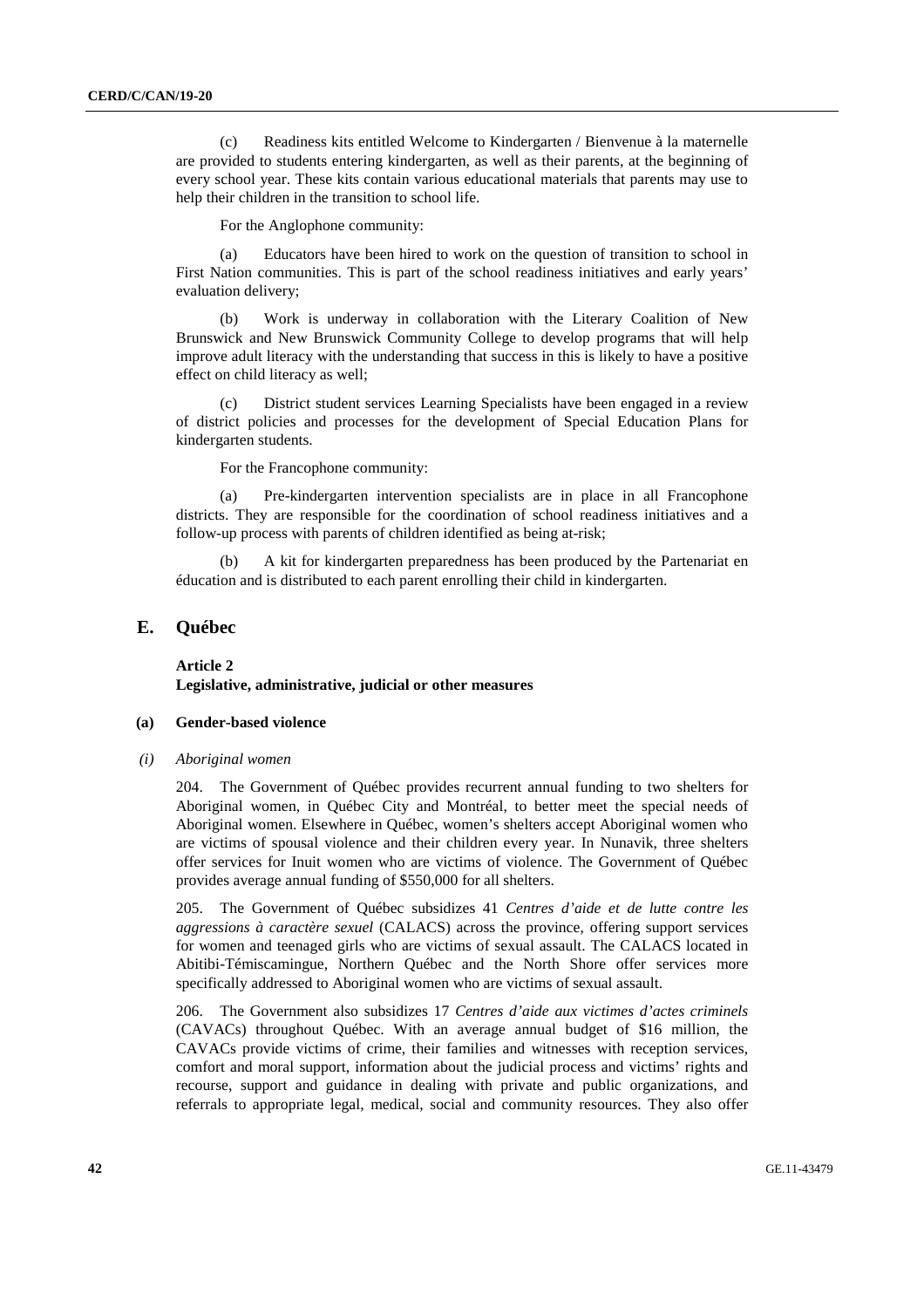(c) Readiness kits entitled Welcome to Kindergarten / Bienvenue à la maternelle are provided to students entering kindergarten, as well as their parents, at the beginning of every school year. These kits contain various educational materials that parents may use to help their children in the transition to school life.

For the Anglophone community:

(a) Educators have been hired to work on the question of transition to school in First Nation communities. This is part of the school readiness initiatives and early years' evaluation delivery;

(b) Work is underway in collaboration with the Literary Coalition of New Brunswick and New Brunswick Community College to develop programs that will help improve adult literacy with the understanding that success in this is likely to have a positive effect on child literacy as well;

(c) District student services Learning Specialists have been engaged in a review of district policies and processes for the development of Special Education Plans for kindergarten students.

For the Francophone community:

(a) Pre-kindergarten intervention specialists are in place in all Francophone districts. They are responsible for the coordination of school readiness initiatives and a follow-up process with parents of children identified as being at-risk;

(b) A kit for kindergarten preparedness has been produced by the Partenariat en éducation and is distributed to each parent enrolling their child in kindergarten.

## E. Québec

### Article 2
### Legislative, administrative, judicial or other measures

#### (a) Gender-based violence

##### *(i) Aboriginal women*

204. The Government of Québec provides recurrent annual funding to two shelters for Aboriginal women, in Québec City and Montréal, to better meet the special needs of Aboriginal women. Elsewhere in Québec, women's shelters accept Aboriginal women who are victims of spousal violence and their children every year. In Nunavik, three shelters offer services for Inuit women who are victims of violence. The Government of Québec provides average annual funding of $550,000 for all shelters.

205. The Government of Québec subsidizes 41 *Centres d'aide et de lutte contre les aggressions à caractère sexuel* (CALACS) across the province, offering support services for women and teenaged girls who are victims of sexual assault. The CALACS located in Abitibi-Témiscamingue, Northern Québec and the North Shore offer services more specifically addressed to Aboriginal women who are victims of sexual assault.

206. The Government also subsidizes 17 *Centres d'aide aux victimes d'actes criminels* (CAVACs) throughout Québec. With an average annual budget of $16 million, the CAVACs provide victims of crime, their families and witnesses with reception services, comfort and moral support, information about the judicial process and victims' rights and recourse, support and guidance in dealing with private and public organizations, and referrals to appropriate legal, medical, social and community resources. They also offer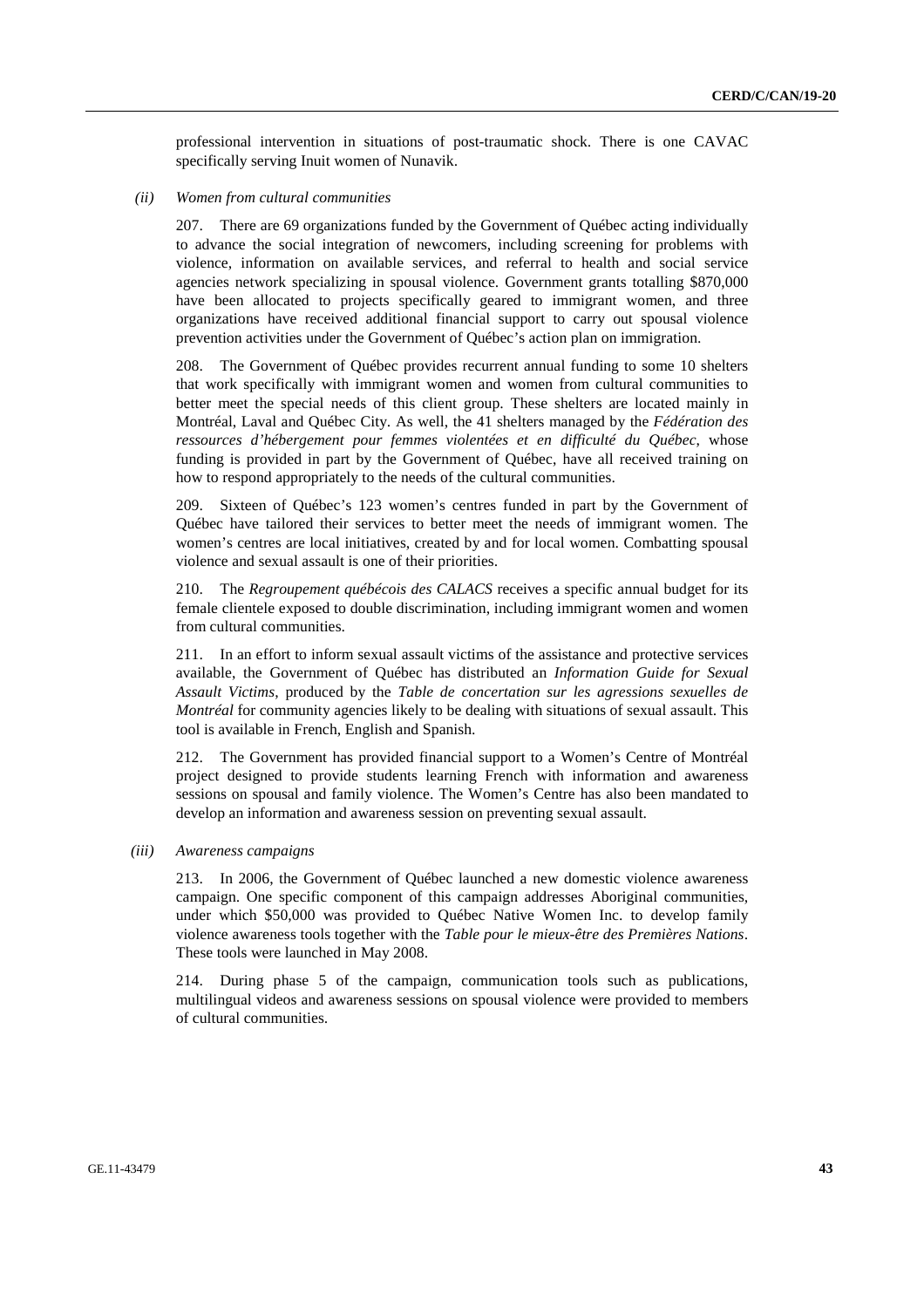professional intervention in situations of post-traumatic shock. There is one CAVAC specifically serving Inuit women of Nunavik.

*(ii) Women from cultural communities*

207. There are 69 organizations funded by the Government of Québec acting individually to advance the social integration of newcomers, including screening for problems with violence, information on available services, and referral to health and social service agencies network specializing in spousal violence. Government grants totalling $870,000 have been allocated to projects specifically geared to immigrant women, and three organizations have received additional financial support to carry out spousal violence prevention activities under the Government of Québec's action plan on immigration.

208. The Government of Québec provides recurrent annual funding to some 10 shelters that work specifically with immigrant women and women from cultural communities to better meet the special needs of this client group. These shelters are located mainly in Montréal, Laval and Québec City. As well, the 41 shelters managed by the *Fédération des ressources d'hébergement pour femmes violentées et en difficulté du Québec*, whose funding is provided in part by the Government of Québec, have all received training on how to respond appropriately to the needs of the cultural communities.

209. Sixteen of Québec's 123 women's centres funded in part by the Government of Québec have tailored their services to better meet the needs of immigrant women. The women's centres are local initiatives, created by and for local women. Combatting spousal violence and sexual assault is one of their priorities.

210. The *Regroupement québécois des CALACS* receives a specific annual budget for its female clientele exposed to double discrimination, including immigrant women and women from cultural communities.

211. In an effort to inform sexual assault victims of the assistance and protective services available, the Government of Québec has distributed an *Information Guide for Sexual Assault Victims*, produced by the *Table de concertation sur les agressions sexuelles de Montréal* for community agencies likely to be dealing with situations of sexual assault. This tool is available in French, English and Spanish.

212. The Government has provided financial support to a Women's Centre of Montréal project designed to provide students learning French with information and awareness sessions on spousal and family violence. The Women's Centre has also been mandated to develop an information and awareness session on preventing sexual assault.

*(iii) Awareness campaigns*

213. In 2006, the Government of Québec launched a new domestic violence awareness campaign. One specific component of this campaign addresses Aboriginal communities, under which $50,000 was provided to Québec Native Women Inc. to develop family violence awareness tools together with the *Table pour le mieux-être des Premières Nations*. These tools were launched in May 2008.

214. During phase 5 of the campaign, communication tools such as publications, multilingual videos and awareness sessions on spousal violence were provided to members of cultural communities.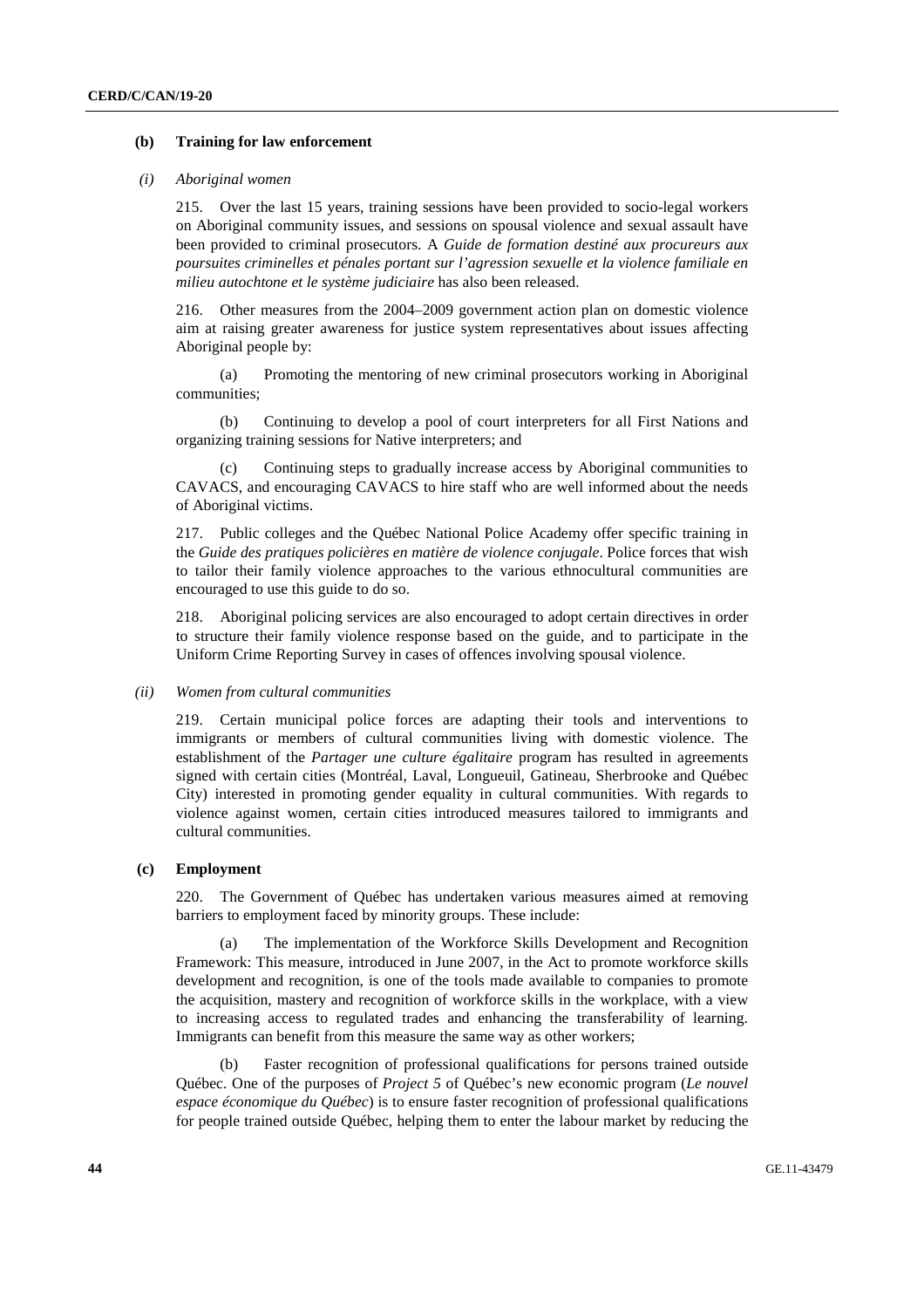### (b) Training for law enforcement

#### *(i) Aboriginal women*

215. Over the last 15 years, training sessions have been provided to socio-legal workers on Aboriginal community issues, and sessions on spousal violence and sexual assault have been provided to criminal prosecutors. A *Guide de formation destiné aux procureurs aux poursuites criminelles et pénales portant sur l'agression sexuelle et la violence familiale en milieu autochtone et le système judiciaire* has also been released.

216. Other measures from the 2004–2009 government action plan on domestic violence aim at raising greater awareness for justice system representatives about issues affecting Aboriginal people by:

(a) Promoting the mentoring of new criminal prosecutors working in Aboriginal communities;

(b) Continuing to develop a pool of court interpreters for all First Nations and organizing training sessions for Native interpreters; and

(c) Continuing steps to gradually increase access by Aboriginal communities to CAVACS, and encouraging CAVACS to hire staff who are well informed about the needs of Aboriginal victims.

217. Public colleges and the Québec National Police Academy offer specific training in the *Guide des pratiques policières en matière de violence conjugale*. Police forces that wish to tailor their family violence approaches to the various ethnocultural communities are encouraged to use this guide to do so.

218. Aboriginal policing services are also encouraged to adopt certain directives in order to structure their family violence response based on the guide, and to participate in the Uniform Crime Reporting Survey in cases of offences involving spousal violence.

#### *(ii) Women from cultural communities*

219. Certain municipal police forces are adapting their tools and interventions to immigrants or members of cultural communities living with domestic violence. The establishment of the *Partager une culture égalitaire* program has resulted in agreements signed with certain cities (Montréal, Laval, Longueuil, Gatineau, Sherbrooke and Québec City) interested in promoting gender equality in cultural communities. With regards to violence against women, certain cities introduced measures tailored to immigrants and cultural communities.

### (c) Employment

220. The Government of Québec has undertaken various measures aimed at removing barriers to employment faced by minority groups. These include:

(a) The implementation of the Workforce Skills Development and Recognition Framework: This measure, introduced in June 2007, in the Act to promote workforce skills development and recognition, is one of the tools made available to companies to promote the acquisition, mastery and recognition of workforce skills in the workplace, with a view to increasing access to regulated trades and enhancing the transferability of learning. Immigrants can benefit from this measure the same way as other workers;

(b) Faster recognition of professional qualifications for persons trained outside Québec. One of the purposes of *Project 5* of Québec's new economic program (*Le nouvel espace économique du Québec*) is to ensure faster recognition of professional qualifications for people trained outside Québec, helping them to enter the labour market by reducing the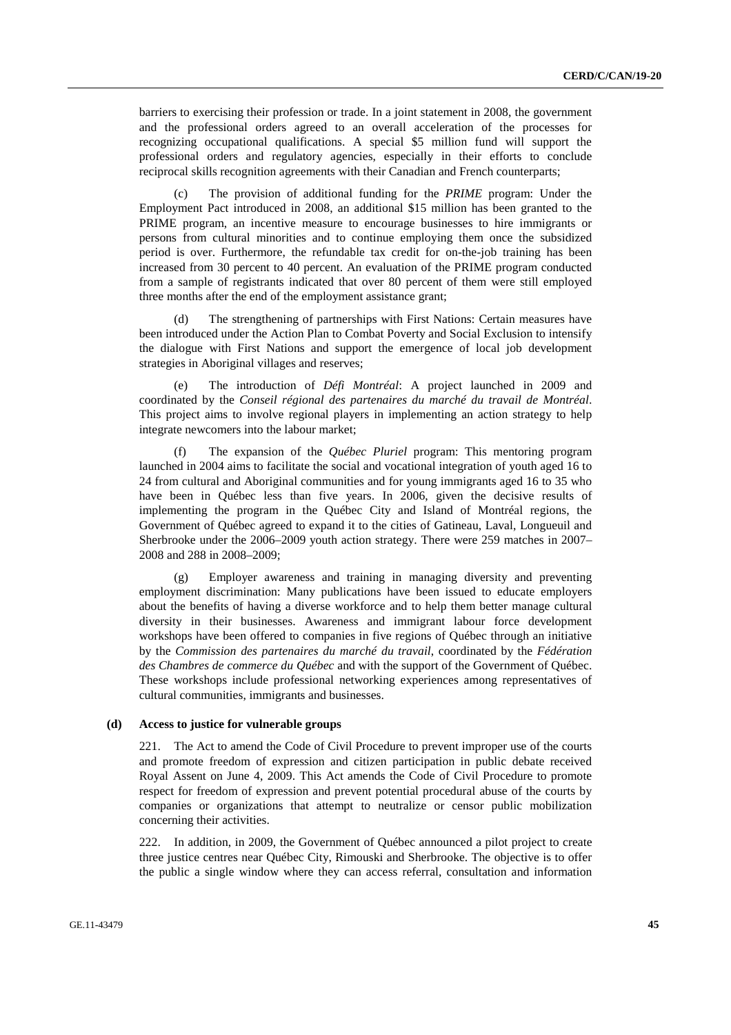barriers to exercising their profession or trade. In a joint statement in 2008, the government and the professional orders agreed to an overall acceleration of the processes for recognizing occupational qualifications. A special $5 million fund will support the professional orders and regulatory agencies, especially in their efforts to conclude reciprocal skills recognition agreements with their Canadian and French counterparts;

(c) The provision of additional funding for the *PRIME* program: Under the Employment Pact introduced in 2008, an additional $15 million has been granted to the PRIME program, an incentive measure to encourage businesses to hire immigrants or persons from cultural minorities and to continue employing them once the subsidized period is over. Furthermore, the refundable tax credit for on-the-job training has been increased from 30 percent to 40 percent. An evaluation of the PRIME program conducted from a sample of registrants indicated that over 80 percent of them were still employed three months after the end of the employment assistance grant;

(d) The strengthening of partnerships with First Nations: Certain measures have been introduced under the Action Plan to Combat Poverty and Social Exclusion to intensify the dialogue with First Nations and support the emergence of local job development strategies in Aboriginal villages and reserves;

(e) The introduction of *Défi Montréal*: A project launched in 2009 and coordinated by the *Conseil régional des partenaires du marché du travail de Montréal*. This project aims to involve regional players in implementing an action strategy to help integrate newcomers into the labour market;

(f) The expansion of the *Québec Pluriel* program: This mentoring program launched in 2004 aims to facilitate the social and vocational integration of youth aged 16 to 24 from cultural and Aboriginal communities and for young immigrants aged 16 to 35 who have been in Québec less than five years. In 2006, given the decisive results of implementing the program in the Québec City and Island of Montréal regions, the Government of Québec agreed to expand it to the cities of Gatineau, Laval, Longueuil and Sherbrooke under the 2006–2009 youth action strategy. There were 259 matches in 2007–2008 and 288 in 2008–2009;

(g) Employer awareness and training in managing diversity and preventing employment discrimination: Many publications have been issued to educate employers about the benefits of having a diverse workforce and to help them better manage cultural diversity in their businesses. Awareness and immigrant labour force development workshops have been offered to companies in five regions of Québec through an initiative by the *Commission des partenaires du marché du travail*, coordinated by the *Fédération des Chambres de commerce du Québec* and with the support of the Government of Québec. These workshops include professional networking experiences among representatives of cultural communities, immigrants and businesses.

#### (d) Access to justice for vulnerable groups

221. The Act to amend the Code of Civil Procedure to prevent improper use of the courts and promote freedom of expression and citizen participation in public debate received Royal Assent on June 4, 2009. This Act amends the Code of Civil Procedure to promote respect for freedom of expression and prevent potential procedural abuse of the courts by companies or organizations that attempt to neutralize or censor public mobilization concerning their activities.

222. In addition, in 2009, the Government of Québec announced a pilot project to create three justice centres near Québec City, Rimouski and Sherbrooke. The objective is to offer the public a single window where they can access referral, consultation and information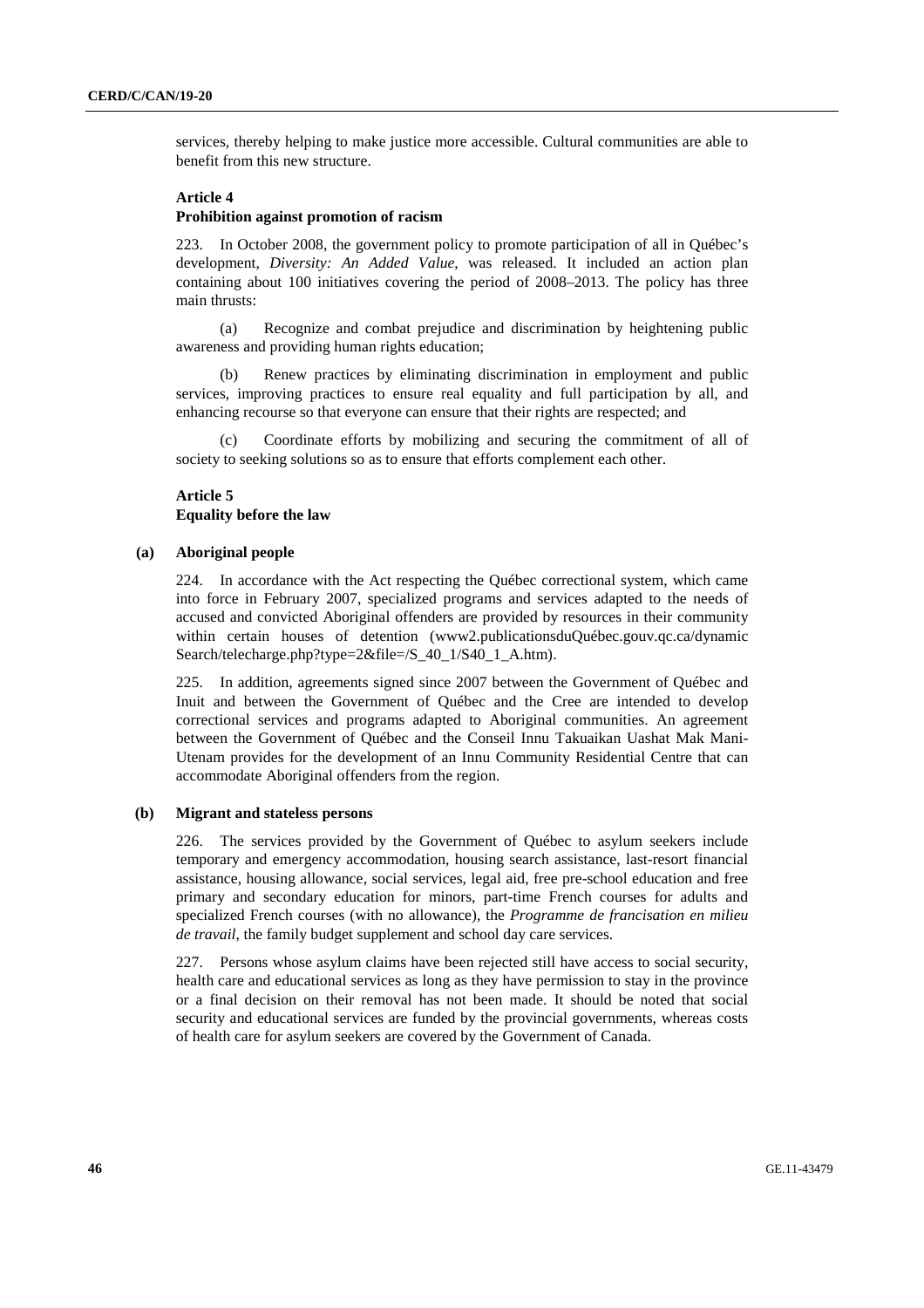services, thereby helping to make justice more accessible. Cultural communities are able to benefit from this new structure.

### Article 4
### Prohibition against promotion of racism

223. In October 2008, the government policy to promote participation of all in Québec's development, *Diversity: An Added Value*, was released. It included an action plan containing about 100 initiatives covering the period of 2008–2013. The policy has three main thrusts:

(a) Recognize and combat prejudice and discrimination by heightening public awareness and providing human rights education;

(b) Renew practices by eliminating discrimination in employment and public services, improving practices to ensure real equality and full participation by all, and enhancing recourse so that everyone can ensure that their rights are respected; and

(c) Coordinate efforts by mobilizing and securing the commitment of all of society to seeking solutions so as to ensure that efforts complement each other.

### Article 5
### Equality before the law

#### (a) Aboriginal people

224. In accordance with the Act respecting the Québec correctional system, which came into force in February 2007, specialized programs and services adapted to the needs of accused and convicted Aboriginal offenders are provided by resources in their community within certain houses of detention (www2.publicationsduQuébec.gouv.qc.ca/dynamic Search/telecharge.php?type=2&file=/S_40_1/S40_1_A.htm).

225. In addition, agreements signed since 2007 between the Government of Québec and Inuit and between the Government of Québec and the Cree are intended to develop correctional services and programs adapted to Aboriginal communities. An agreement between the Government of Québec and the Conseil Innu Takuaikan Uashat Mak Mani-Utenam provides for the development of an Innu Community Residential Centre that can accommodate Aboriginal offenders from the region.

#### (b) Migrant and stateless persons

226. The services provided by the Government of Québec to asylum seekers include temporary and emergency accommodation, housing search assistance, last-resort financial assistance, housing allowance, social services, legal aid, free pre-school education and free primary and secondary education for minors, part-time French courses for adults and specialized French courses (with no allowance), the *Programme de francisation en milieu de travail*, the family budget supplement and school day care services.

227. Persons whose asylum claims have been rejected still have access to social security, health care and educational services as long as they have permission to stay in the province or a final decision on their removal has not been made. It should be noted that social security and educational services are funded by the provincial governments, whereas costs of health care for asylum seekers are covered by the Government of Canada.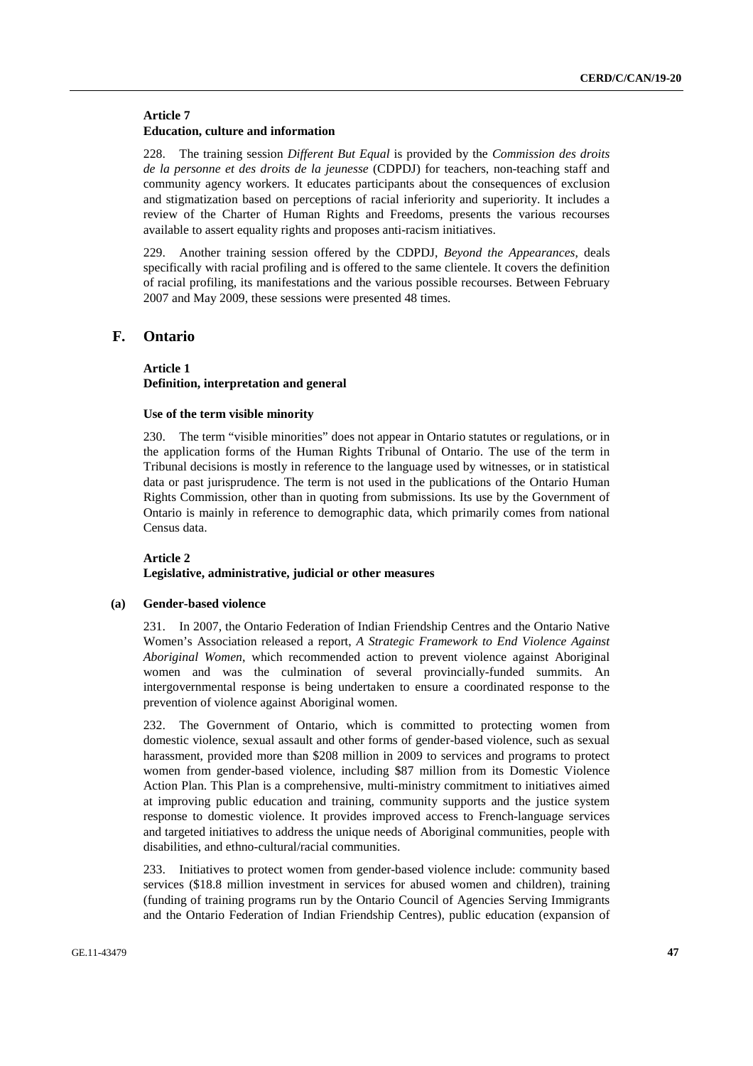### Article 7
### Education, culture and information

228. The training session *Different But Equal* is provided by the *Commission des droits de la personne et des droits de la jeunesse* (CDPDJ) for teachers, non-teaching staff and community agency workers. It educates participants about the consequences of exclusion and stigmatization based on perceptions of racial inferiority and superiority. It includes a review of the Charter of Human Rights and Freedoms, presents the various recourses available to assert equality rights and proposes anti-racism initiatives.

229. Another training session offered by the CDPDJ, *Beyond the Appearances*, deals specifically with racial profiling and is offered to the same clientele. It covers the definition of racial profiling, its manifestations and the various possible recourses. Between February 2007 and May 2009, these sessions were presented 48 times.

## F. Ontario

### Article 1
### Definition, interpretation and general

#### Use of the term visible minority

230. The term "visible minorities" does not appear in Ontario statutes or regulations, or in the application forms of the Human Rights Tribunal of Ontario. The use of the term in Tribunal decisions is mostly in reference to the language used by witnesses, or in statistical data or past jurisprudence. The term is not used in the publications of the Ontario Human Rights Commission, other than in quoting from submissions. Its use by the Government of Ontario is mainly in reference to demographic data, which primarily comes from national Census data.

### Article 2
### Legislative, administrative, judicial or other measures

#### (a) Gender-based violence

231. In 2007, the Ontario Federation of Indian Friendship Centres and the Ontario Native Women's Association released a report, *A Strategic Framework to End Violence Against Aboriginal Women*, which recommended action to prevent violence against Aboriginal women and was the culmination of several provincially-funded summits. An intergovernmental response is being undertaken to ensure a coordinated response to the prevention of violence against Aboriginal women.

232. The Government of Ontario, which is committed to protecting women from domestic violence, sexual assault and other forms of gender-based violence, such as sexual harassment, provided more than $208 million in 2009 to services and programs to protect women from gender-based violence, including $87 million from its Domestic Violence Action Plan. This Plan is a comprehensive, multi-ministry commitment to initiatives aimed at improving public education and training, community supports and the justice system response to domestic violence. It provides improved access to French-language services and targeted initiatives to address the unique needs of Aboriginal communities, people with disabilities, and ethno-cultural/racial communities.

233. Initiatives to protect women from gender-based violence include: community based services ($18.8 million investment in services for abused women and children), training (funding of training programs run by the Ontario Council of Agencies Serving Immigrants and the Ontario Federation of Indian Friendship Centres), public education (expansion of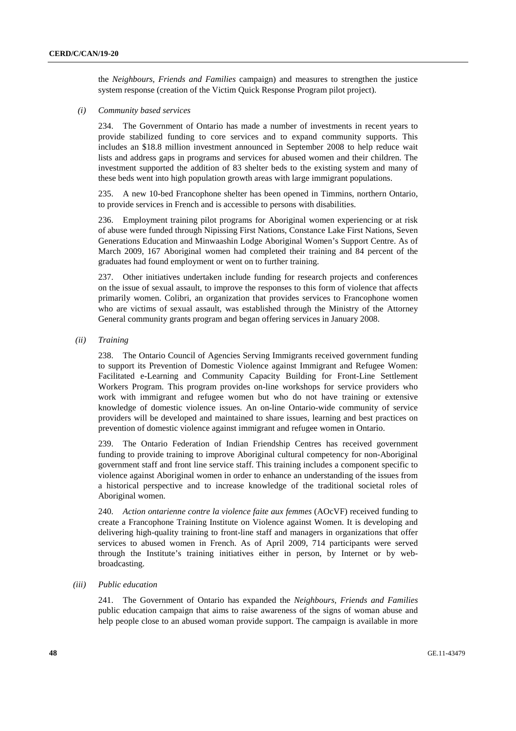the *Neighbours, Friends and Families* campaign) and measures to strengthen the justice system response (creation of the Victim Quick Response Program pilot project).

*(i) Community based services*

234. The Government of Ontario has made a number of investments in recent years to provide stabilized funding to core services and to expand community supports. This includes an $18.8 million investment announced in September 2008 to help reduce wait lists and address gaps in programs and services for abused women and their children. The investment supported the addition of 83 shelter beds to the existing system and many of these beds went into high population growth areas with large immigrant populations.

235. A new 10-bed Francophone shelter has been opened in Timmins, northern Ontario, to provide services in French and is accessible to persons with disabilities.

236. Employment training pilot programs for Aboriginal women experiencing or at risk of abuse were funded through Nipissing First Nations, Constance Lake First Nations, Seven Generations Education and Minwaashin Lodge Aboriginal Women's Support Centre. As of March 2009, 167 Aboriginal women had completed their training and 84 percent of the graduates had found employment or went on to further training.

237. Other initiatives undertaken include funding for research projects and conferences on the issue of sexual assault, to improve the responses to this form of violence that affects primarily women. Colibri, an organization that provides services to Francophone women who are victims of sexual assault, was established through the Ministry of the Attorney General community grants program and began offering services in January 2008.

*(ii) Training*

238. The Ontario Council of Agencies Serving Immigrants received government funding to support its Prevention of Domestic Violence against Immigrant and Refugee Women: Facilitated e-Learning and Community Capacity Building for Front-Line Settlement Workers Program. This program provides on-line workshops for service providers who work with immigrant and refugee women but who do not have training or extensive knowledge of domestic violence issues. An on-line Ontario-wide community of service providers will be developed and maintained to share issues, learning and best practices on prevention of domestic violence against immigrant and refugee women in Ontario.

239. The Ontario Federation of Indian Friendship Centres has received government funding to provide training to improve Aboriginal cultural competency for non-Aboriginal government staff and front line service staff. This training includes a component specific to violence against Aboriginal women in order to enhance an understanding of the issues from a historical perspective and to increase knowledge of the traditional societal roles of Aboriginal women.

240. *Action ontarienne contre la violence faite aux femmes* (AOcVF) received funding to create a Francophone Training Institute on Violence against Women. It is developing and delivering high-quality training to front-line staff and managers in organizations that offer services to abused women in French. As of April 2009, 714 participants were served through the Institute's training initiatives either in person, by Internet or by web-broadcasting.

*(iii) Public education*

241. The Government of Ontario has expanded the *Neighbours, Friends and Families* public education campaign that aims to raise awareness of the signs of woman abuse and help people close to an abused woman provide support. The campaign is available in more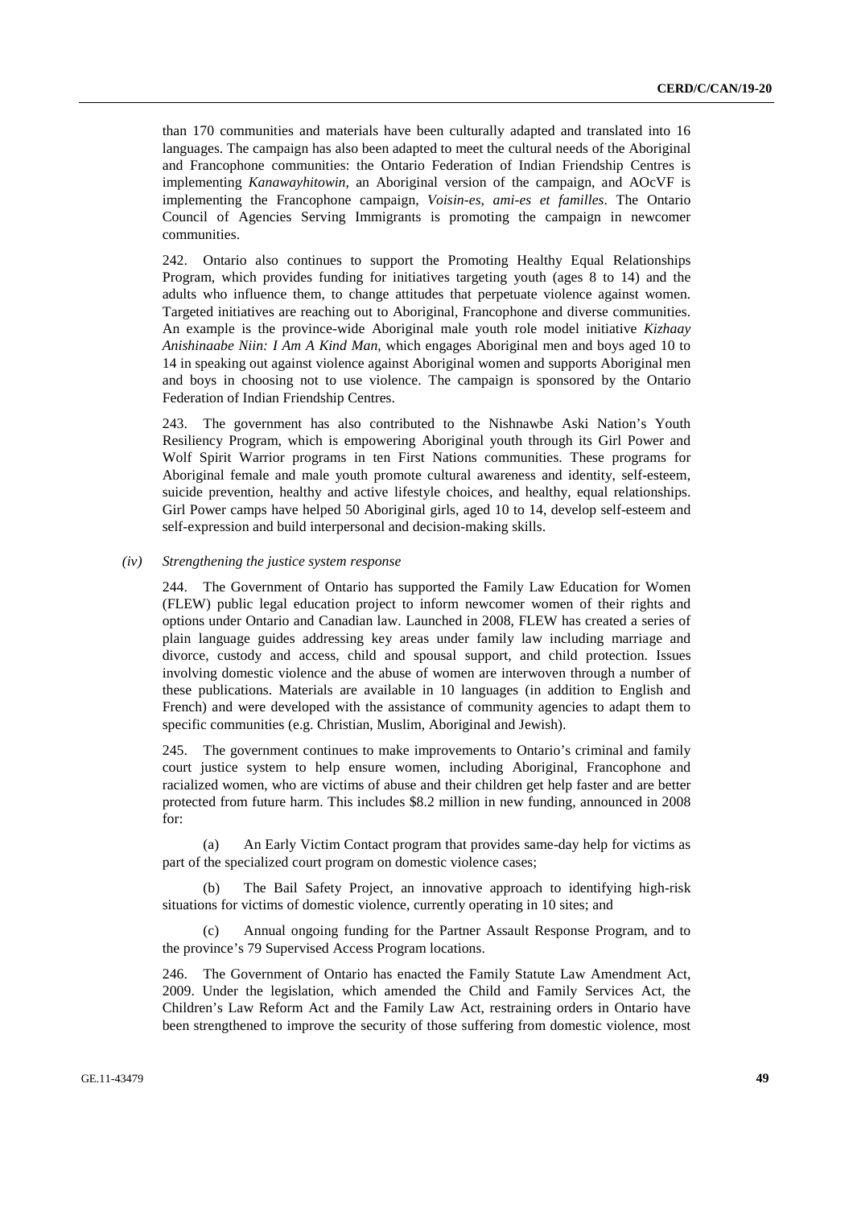than 170 communities and materials have been culturally adapted and translated into 16 languages. The campaign has also been adapted to meet the cultural needs of the Aboriginal and Francophone communities: the Ontario Federation of Indian Friendship Centres is implementing *Kanawayhitowin*, an Aboriginal version of the campaign, and AOcVF is implementing the Francophone campaign, *Voisin-es, ami-es et familles*. The Ontario Council of Agencies Serving Immigrants is promoting the campaign in newcomer communities.

242. Ontario also continues to support the Promoting Healthy Equal Relationships Program, which provides funding for initiatives targeting youth (ages 8 to 14) and the adults who influence them, to change attitudes that perpetuate violence against women. Targeted initiatives are reaching out to Aboriginal, Francophone and diverse communities. An example is the province-wide Aboriginal male youth role model initiative *Kizhaay Anishinaabe Niin: I Am A Kind Man*, which engages Aboriginal men and boys aged 10 to 14 in speaking out against violence against Aboriginal women and supports Aboriginal men and boys in choosing not to use violence. The campaign is sponsored by the Ontario Federation of Indian Friendship Centres.

243. The government has also contributed to the Nishnawbe Aski Nation's Youth Resiliency Program, which is empowering Aboriginal youth through its Girl Power and Wolf Spirit Warrior programs in ten First Nations communities. These programs for Aboriginal female and male youth promote cultural awareness and identity, self-esteem, suicide prevention, healthy and active lifestyle choices, and healthy, equal relationships. Girl Power camps have helped 50 Aboriginal girls, aged 10 to 14, develop self-esteem and self-expression and build interpersonal and decision-making skills.

*(iv) Strengthening the justice system response*

244. The Government of Ontario has supported the Family Law Education for Women (FLEW) public legal education project to inform newcomer women of their rights and options under Ontario and Canadian law. Launched in 2008, FLEW has created a series of plain language guides addressing key areas under family law including marriage and divorce, custody and access, child and spousal support, and child protection. Issues involving domestic violence and the abuse of women are interwoven through a number of these publications. Materials are available in 10 languages (in addition to English and French) and were developed with the assistance of community agencies to adapt them to specific communities (e.g. Christian, Muslim, Aboriginal and Jewish).

245. The government continues to make improvements to Ontario's criminal and family court justice system to help ensure women, including Aboriginal, Francophone and racialized women, who are victims of abuse and their children get help faster and are better protected from future harm. This includes $8.2 million in new funding, announced in 2008 for:

(a) An Early Victim Contact program that provides same-day help for victims as part of the specialized court program on domestic violence cases;

(b) The Bail Safety Project, an innovative approach to identifying high-risk situations for victims of domestic violence, currently operating in 10 sites; and

(c) Annual ongoing funding for the Partner Assault Response Program, and to the province's 79 Supervised Access Program locations.

246. The Government of Ontario has enacted the Family Statute Law Amendment Act, 2009. Under the legislation, which amended the Child and Family Services Act, the Children's Law Reform Act and the Family Law Act, restraining orders in Ontario have been strengthened to improve the security of those suffering from domestic violence, most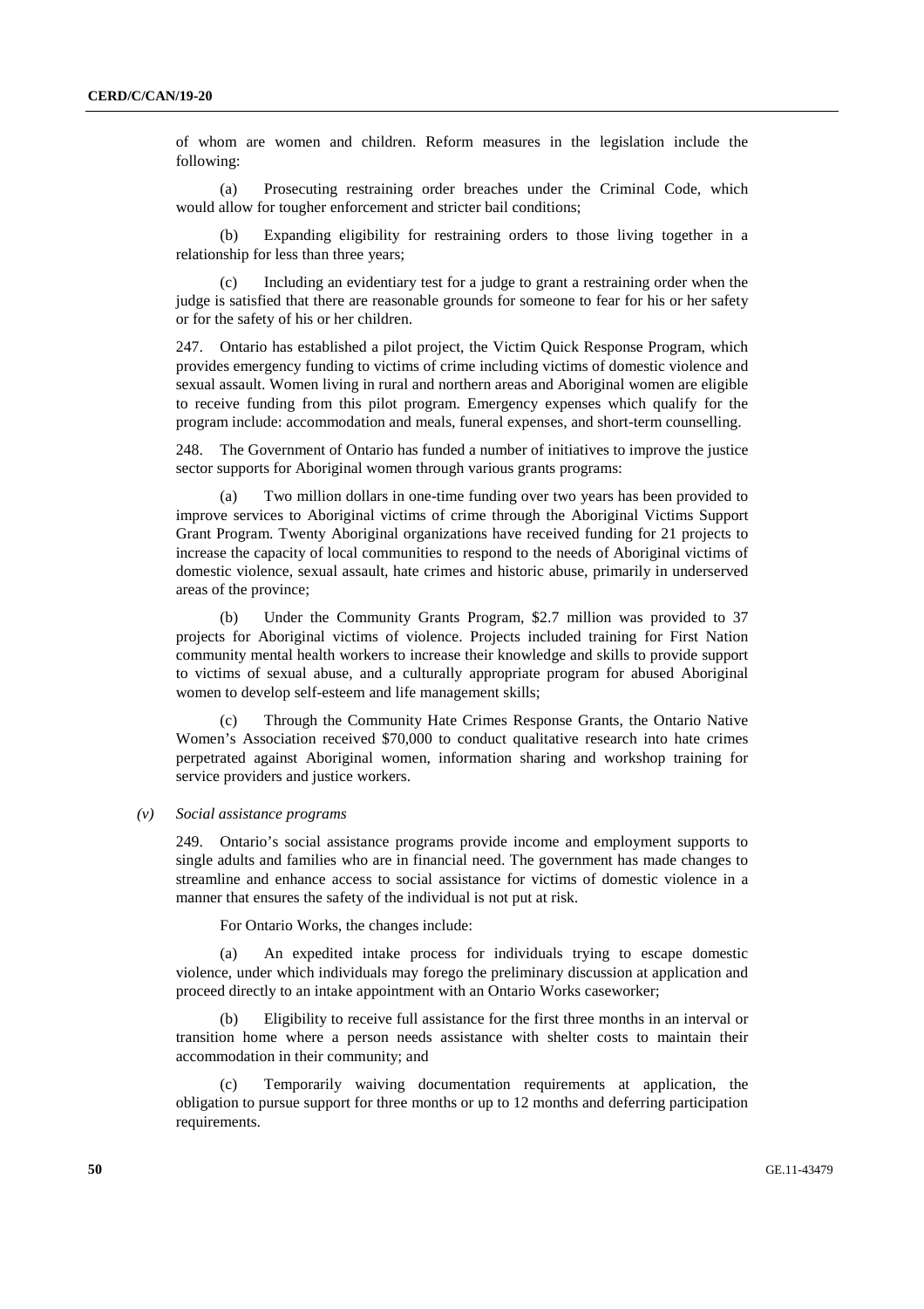of whom are women and children. Reform measures in the legislation include the following:

(a) Prosecuting restraining order breaches under the Criminal Code, which would allow for tougher enforcement and stricter bail conditions;

(b) Expanding eligibility for restraining orders to those living together in a relationship for less than three years;

(c) Including an evidentiary test for a judge to grant a restraining order when the judge is satisfied that there are reasonable grounds for someone to fear for his or her safety or for the safety of his or her children.

247. Ontario has established a pilot project, the Victim Quick Response Program, which provides emergency funding to victims of crime including victims of domestic violence and sexual assault. Women living in rural and northern areas and Aboriginal women are eligible to receive funding from this pilot program. Emergency expenses which qualify for the program include: accommodation and meals, funeral expenses, and short-term counselling.

248. The Government of Ontario has funded a number of initiatives to improve the justice sector supports for Aboriginal women through various grants programs:

(a) Two million dollars in one-time funding over two years has been provided to improve services to Aboriginal victims of crime through the Aboriginal Victims Support Grant Program. Twenty Aboriginal organizations have received funding for 21 projects to increase the capacity of local communities to respond to the needs of Aboriginal victims of domestic violence, sexual assault, hate crimes and historic abuse, primarily in underserved areas of the province;

(b) Under the Community Grants Program, $2.7 million was provided to 37 projects for Aboriginal victims of violence. Projects included training for First Nation community mental health workers to increase their knowledge and skills to provide support to victims of sexual abuse, and a culturally appropriate program for abused Aboriginal women to develop self-esteem and life management skills;

(c) Through the Community Hate Crimes Response Grants, the Ontario Native Women's Association received $70,000 to conduct qualitative research into hate crimes perpetrated against Aboriginal women, information sharing and workshop training for service providers and justice workers.

*(v) Social assistance programs*

249. Ontario's social assistance programs provide income and employment supports to single adults and families who are in financial need. The government has made changes to streamline and enhance access to social assistance for victims of domestic violence in a manner that ensures the safety of the individual is not put at risk.

For Ontario Works, the changes include:

(a) An expedited intake process for individuals trying to escape domestic violence, under which individuals may forego the preliminary discussion at application and proceed directly to an intake appointment with an Ontario Works caseworker;

(b) Eligibility to receive full assistance for the first three months in an interval or transition home where a person needs assistance with shelter costs to maintain their accommodation in their community; and

(c) Temporarily waiving documentation requirements at application, the obligation to pursue support for three months or up to 12 months and deferring participation requirements.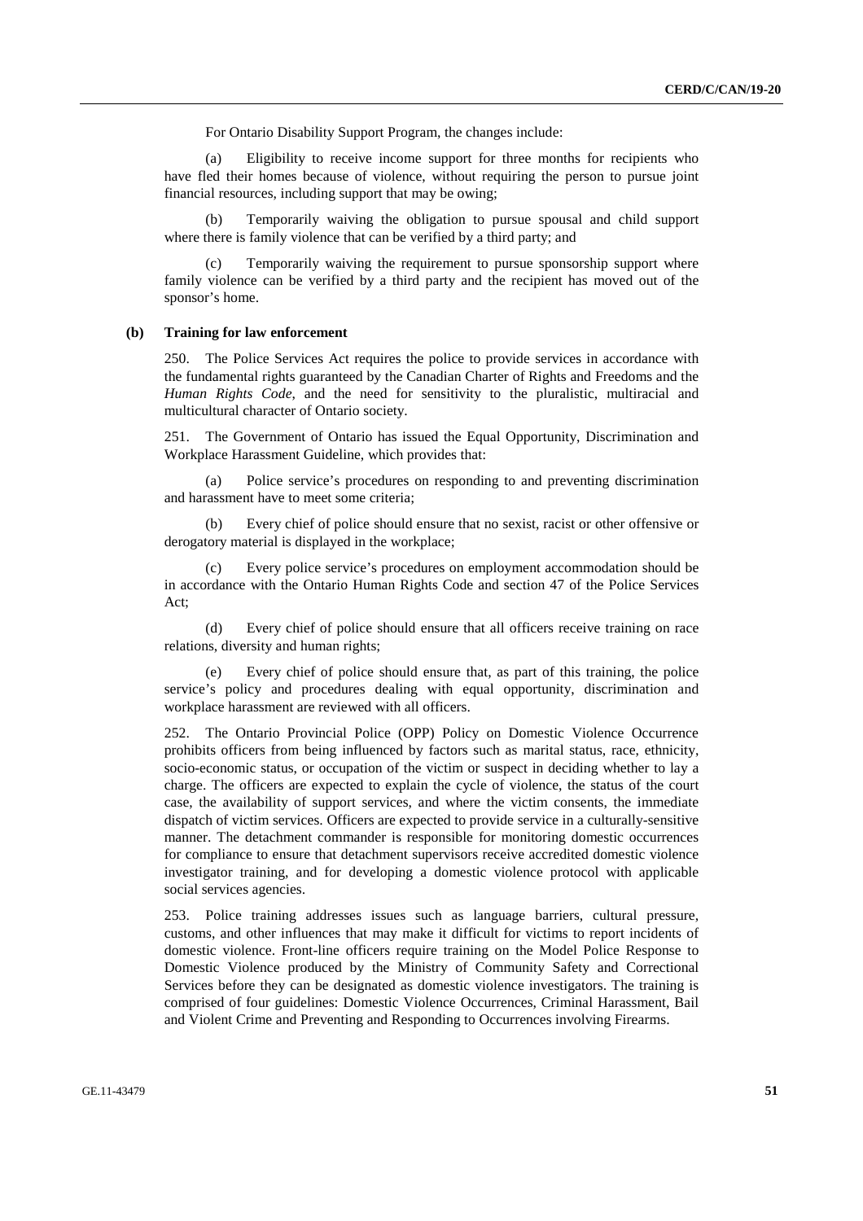For Ontario Disability Support Program, the changes include:

(a) Eligibility to receive income support for three months for recipients who have fled their homes because of violence, without requiring the person to pursue joint financial resources, including support that may be owing;

(b) Temporarily waiving the obligation to pursue spousal and child support where there is family violence that can be verified by a third party; and

(c) Temporarily waiving the requirement to pursue sponsorship support where family violence can be verified by a third party and the recipient has moved out of the sponsor's home.

### (b) Training for law enforcement

250. The Police Services Act requires the police to provide services in accordance with the fundamental rights guaranteed by the Canadian Charter of Rights and Freedoms and the *Human Rights Code*, and the need for sensitivity to the pluralistic, multiracial and multicultural character of Ontario society.

251. The Government of Ontario has issued the Equal Opportunity, Discrimination and Workplace Harassment Guideline, which provides that:

(a) Police service's procedures on responding to and preventing discrimination and harassment have to meet some criteria;

(b) Every chief of police should ensure that no sexist, racist or other offensive or derogatory material is displayed in the workplace;

(c) Every police service's procedures on employment accommodation should be in accordance with the Ontario Human Rights Code and section 47 of the Police Services Act;

(d) Every chief of police should ensure that all officers receive training on race relations, diversity and human rights;

(e) Every chief of police should ensure that, as part of this training, the police service's policy and procedures dealing with equal opportunity, discrimination and workplace harassment are reviewed with all officers.

252. The Ontario Provincial Police (OPP) Policy on Domestic Violence Occurrence prohibits officers from being influenced by factors such as marital status, race, ethnicity, socio-economic status, or occupation of the victim or suspect in deciding whether to lay a charge. The officers are expected to explain the cycle of violence, the status of the court case, the availability of support services, and where the victim consents, the immediate dispatch of victim services. Officers are expected to provide service in a culturally-sensitive manner. The detachment commander is responsible for monitoring domestic occurrences for compliance to ensure that detachment supervisors receive accredited domestic violence investigator training, and for developing a domestic violence protocol with applicable social services agencies.

253. Police training addresses issues such as language barriers, cultural pressure, customs, and other influences that may make it difficult for victims to report incidents of domestic violence. Front-line officers require training on the Model Police Response to Domestic Violence produced by the Ministry of Community Safety and Correctional Services before they can be designated as domestic violence investigators. The training is comprised of four guidelines: Domestic Violence Occurrences, Criminal Harassment, Bail and Violent Crime and Preventing and Responding to Occurrences involving Firearms.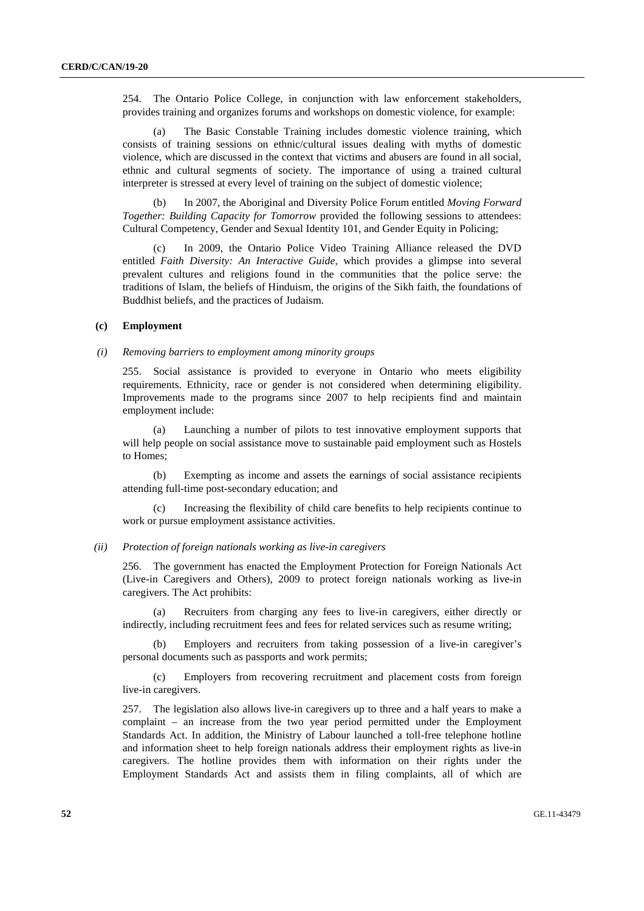254. The Ontario Police College, in conjunction with law enforcement stakeholders, provides training and organizes forums and workshops on domestic violence, for example:

(a) The Basic Constable Training includes domestic violence training, which consists of training sessions on ethnic/cultural issues dealing with myths of domestic violence, which are discussed in the context that victims and abusers are found in all social, ethnic and cultural segments of society. The importance of using a trained cultural interpreter is stressed at every level of training on the subject of domestic violence;

(b) In 2007, the Aboriginal and Diversity Police Forum entitled *Moving Forward Together: Building Capacity for Tomorrow* provided the following sessions to attendees: Cultural Competency, Gender and Sexual Identity 101, and Gender Equity in Policing;

(c) In 2009, the Ontario Police Video Training Alliance released the DVD entitled *Faith Diversity: An Interactive Guide*, which provides a glimpse into several prevalent cultures and religions found in the communities that the police serve: the traditions of Islam, the beliefs of Hinduism, the origins of the Sikh faith, the foundations of Buddhist beliefs, and the practices of Judaism.

### (c) Employment

#### *(i) Removing barriers to employment among minority groups*

255. Social assistance is provided to everyone in Ontario who meets eligibility requirements. Ethnicity, race or gender is not considered when determining eligibility. Improvements made to the programs since 2007 to help recipients find and maintain employment include:

(a) Launching a number of pilots to test innovative employment supports that will help people on social assistance move to sustainable paid employment such as Hostels to Homes;

(b) Exempting as income and assets the earnings of social assistance recipients attending full-time post-secondary education; and

(c) Increasing the flexibility of child care benefits to help recipients continue to work or pursue employment assistance activities.

#### *(ii) Protection of foreign nationals working as live-in caregivers*

256. The government has enacted the Employment Protection for Foreign Nationals Act (Live-in Caregivers and Others), 2009 to protect foreign nationals working as live-in caregivers. The Act prohibits:

(a) Recruiters from charging any fees to live-in caregivers, either directly or indirectly, including recruitment fees and fees for related services such as resume writing;

(b) Employers and recruiters from taking possession of a live-in caregiver's personal documents such as passports and work permits;

(c) Employers from recovering recruitment and placement costs from foreign live-in caregivers.

257. The legislation also allows live-in caregivers up to three and a half years to make a complaint – an increase from the two year period permitted under the Employment Standards Act. In addition, the Ministry of Labour launched a toll-free telephone hotline and information sheet to help foreign nationals address their employment rights as live-in caregivers. The hotline provides them with information on their rights under the Employment Standards Act and assists them in filing complaints, all of which are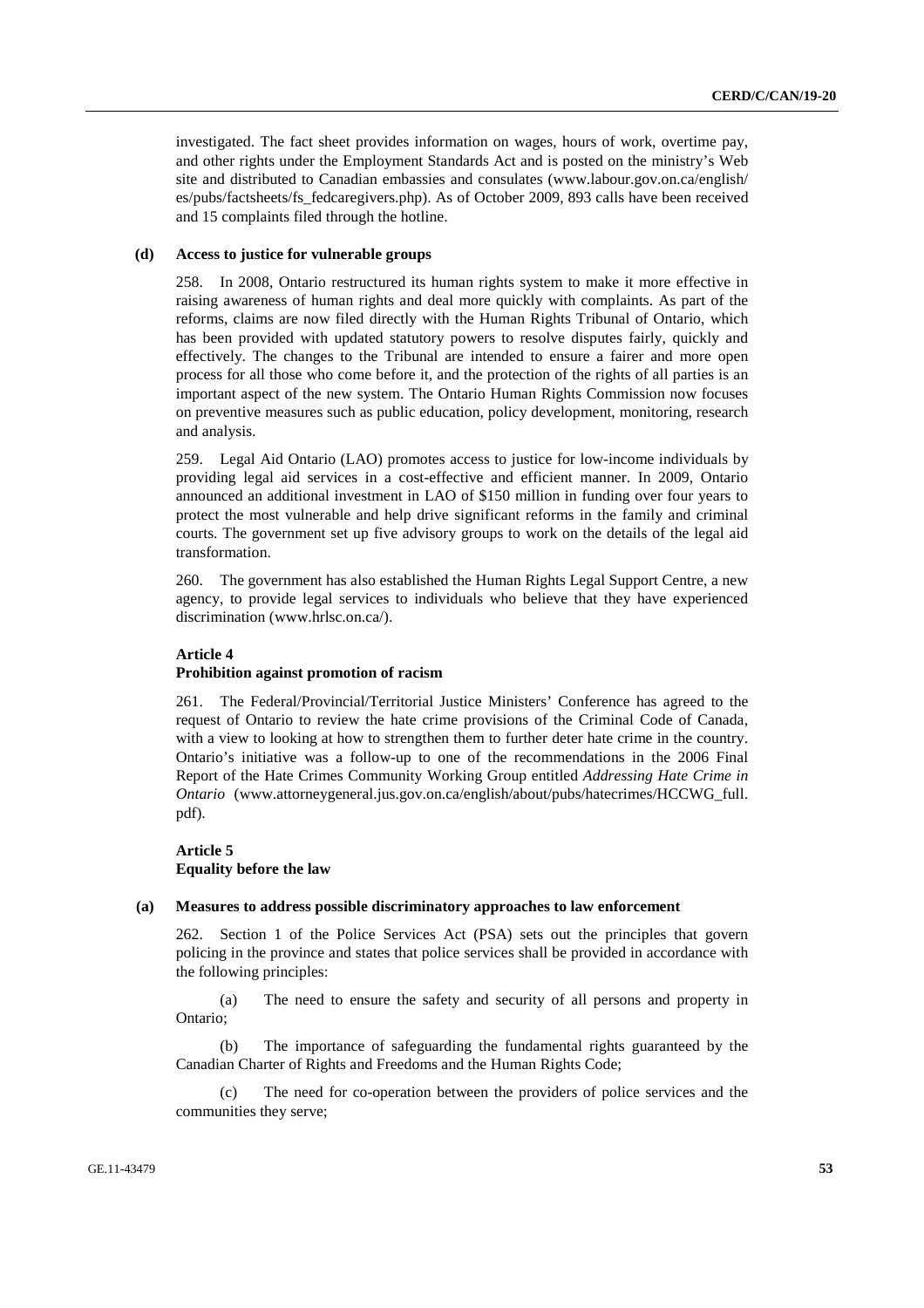investigated. The fact sheet provides information on wages, hours of work, overtime pay, and other rights under the Employment Standards Act and is posted on the ministry's Web site and distributed to Canadian embassies and consulates (www.labour.gov.on.ca/english/es/pubs/factsheets/fs_fedcaregivers.php). As of October 2009, 893 calls have been received and 15 complaints filed through the hotline.

### (d) Access to justice for vulnerable groups

258. In 2008, Ontario restructured its human rights system to make it more effective in raising awareness of human rights and deal more quickly with complaints. As part of the reforms, claims are now filed directly with the Human Rights Tribunal of Ontario, which has been provided with updated statutory powers to resolve disputes fairly, quickly and effectively. The changes to the Tribunal are intended to ensure a fairer and more open process for all those who come before it, and the protection of the rights of all parties is an important aspect of the new system. The Ontario Human Rights Commission now focuses on preventive measures such as public education, policy development, monitoring, research and analysis.

259. Legal Aid Ontario (LAO) promotes access to justice for low-income individuals by providing legal aid services in a cost-effective and efficient manner. In 2009, Ontario announced an additional investment in LAO of $150 million in funding over four years to protect the most vulnerable and help drive significant reforms in the family and criminal courts. The government set up five advisory groups to work on the details of the legal aid transformation.

260. The government has also established the Human Rights Legal Support Centre, a new agency, to provide legal services to individuals who believe that they have experienced discrimination (www.hrlsc.on.ca/).

## Article 4
## Prohibition against promotion of racism

261. The Federal/Provincial/Territorial Justice Ministers' Conference has agreed to the request of Ontario to review the hate crime provisions of the Criminal Code of Canada, with a view to looking at how to strengthen them to further deter hate crime in the country. Ontario's initiative was a follow-up to one of the recommendations in the 2006 Final Report of the Hate Crimes Community Working Group entitled *Addressing Hate Crime in Ontario* (www.attorneygeneral.jus.gov.on.ca/english/about/pubs/hatecrimes/HCCWG_full.pdf).

## Article 5
## Equality before the law

### (a) Measures to address possible discriminatory approaches to law enforcement

262. Section 1 of the Police Services Act (PSA) sets out the principles that govern policing in the province and states that police services shall be provided in accordance with the following principles:

(a) The need to ensure the safety and security of all persons and property in Ontario;

(b) The importance of safeguarding the fundamental rights guaranteed by the Canadian Charter of Rights and Freedoms and the Human Rights Code;

(c) The need for co-operation between the providers of police services and the communities they serve;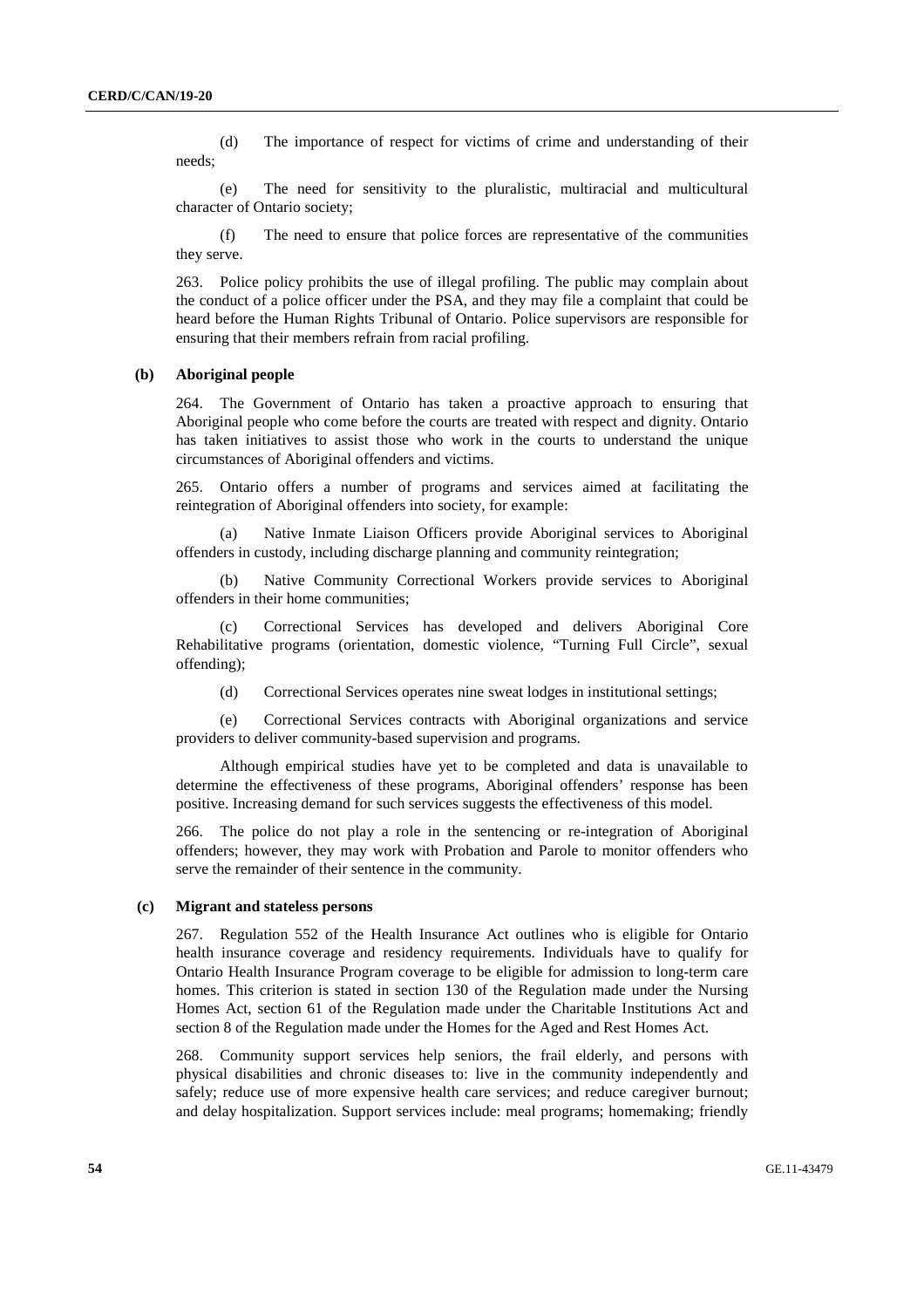(d) The importance of respect for victims of crime and understanding of their needs;

(e) The need for sensitivity to the pluralistic, multiracial and multicultural character of Ontario society;

(f) The need to ensure that police forces are representative of the communities they serve.

263. Police policy prohibits the use of illegal profiling. The public may complain about the conduct of a police officer under the PSA, and they may file a complaint that could be heard before the Human Rights Tribunal of Ontario. Police supervisors are responsible for ensuring that their members refrain from racial profiling.

### (b) Aboriginal people

264. The Government of Ontario has taken a proactive approach to ensuring that Aboriginal people who come before the courts are treated with respect and dignity. Ontario has taken initiatives to assist those who work in the courts to understand the unique circumstances of Aboriginal offenders and victims.

265. Ontario offers a number of programs and services aimed at facilitating the reintegration of Aboriginal offenders into society, for example:

(a) Native Inmate Liaison Officers provide Aboriginal services to Aboriginal offenders in custody, including discharge planning and community reintegration;

(b) Native Community Correctional Workers provide services to Aboriginal offenders in their home communities;

(c) Correctional Services has developed and delivers Aboriginal Core Rehabilitative programs (orientation, domestic violence, "Turning Full Circle", sexual offending);

(d) Correctional Services operates nine sweat lodges in institutional settings;

(e) Correctional Services contracts with Aboriginal organizations and service providers to deliver community-based supervision and programs.

Although empirical studies have yet to be completed and data is unavailable to determine the effectiveness of these programs, Aboriginal offenders' response has been positive. Increasing demand for such services suggests the effectiveness of this model.

266. The police do not play a role in the sentencing or re-integration of Aboriginal offenders; however, they may work with Probation and Parole to monitor offenders who serve the remainder of their sentence in the community.

### (c) Migrant and stateless persons

267. Regulation 552 of the Health Insurance Act outlines who is eligible for Ontario health insurance coverage and residency requirements. Individuals have to qualify for Ontario Health Insurance Program coverage to be eligible for admission to long-term care homes. This criterion is stated in section 130 of the Regulation made under the Nursing Homes Act, section 61 of the Regulation made under the Charitable Institutions Act and section 8 of the Regulation made under the Homes for the Aged and Rest Homes Act.

268. Community support services help seniors, the frail elderly, and persons with physical disabilities and chronic diseases to: live in the community independently and safely; reduce use of more expensive health care services; and reduce caregiver burnout; and delay hospitalization. Support services include: meal programs; homemaking; friendly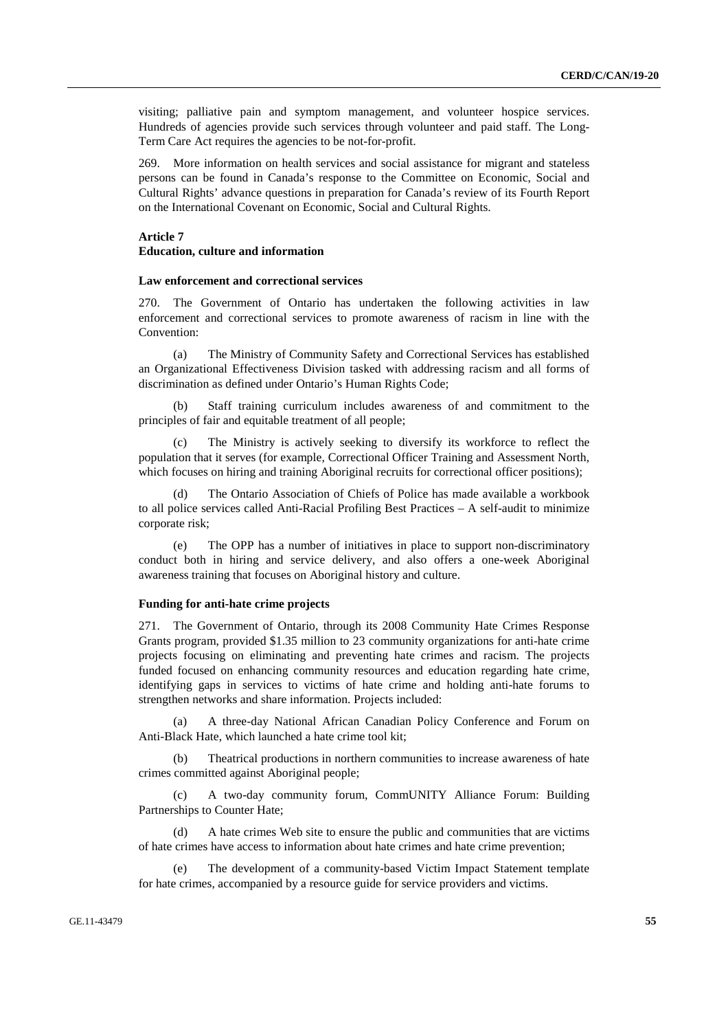visiting; palliative pain and symptom management, and volunteer hospice services. Hundreds of agencies provide such services through volunteer and paid staff. The Long-Term Care Act requires the agencies to be not-for-profit.

269. More information on health services and social assistance for migrant and stateless persons can be found in Canada's response to the Committee on Economic, Social and Cultural Rights' advance questions in preparation for Canada's review of its Fourth Report on the International Covenant on Economic, Social and Cultural Rights.

## Article 7
## Education, culture and information

### Law enforcement and correctional services

270. The Government of Ontario has undertaken the following activities in law enforcement and correctional services to promote awareness of racism in line with the Convention:

(a) The Ministry of Community Safety and Correctional Services has established an Organizational Effectiveness Division tasked with addressing racism and all forms of discrimination as defined under Ontario's Human Rights Code;

(b) Staff training curriculum includes awareness of and commitment to the principles of fair and equitable treatment of all people;

(c) The Ministry is actively seeking to diversify its workforce to reflect the population that it serves (for example, Correctional Officer Training and Assessment North, which focuses on hiring and training Aboriginal recruits for correctional officer positions);

(d) The Ontario Association of Chiefs of Police has made available a workbook to all police services called Anti-Racial Profiling Best Practices – A self-audit to minimize corporate risk;

(e) The OPP has a number of initiatives in place to support non-discriminatory conduct both in hiring and service delivery, and also offers a one-week Aboriginal awareness training that focuses on Aboriginal history and culture.

### Funding for anti-hate crime projects

271. The Government of Ontario, through its 2008 Community Hate Crimes Response Grants program, provided $1.35 million to 23 community organizations for anti-hate crime projects focusing on eliminating and preventing hate crimes and racism. The projects funded focused on enhancing community resources and education regarding hate crime, identifying gaps in services to victims of hate crime and holding anti-hate forums to strengthen networks and share information. Projects included:

(a) A three-day National African Canadian Policy Conference and Forum on Anti-Black Hate, which launched a hate crime tool kit;

(b) Theatrical productions in northern communities to increase awareness of hate crimes committed against Aboriginal people;

(c) A two-day community forum, CommUNITY Alliance Forum: Building Partnerships to Counter Hate;

(d) A hate crimes Web site to ensure the public and communities that are victims of hate crimes have access to information about hate crimes and hate crime prevention;

(e) The development of a community-based Victim Impact Statement template for hate crimes, accompanied by a resource guide for service providers and victims.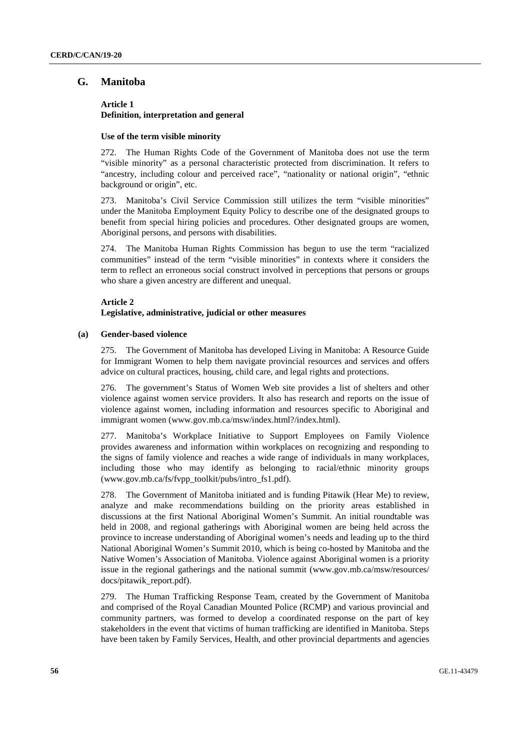## G. Manitoba

### Article 1
### Definition, interpretation and general

#### Use of the term visible minority

272. The Human Rights Code of the Government of Manitoba does not use the term "visible minority" as a personal characteristic protected from discrimination. It refers to "ancestry, including colour and perceived race", "nationality or national origin", "ethnic background or origin", etc.

273. Manitoba's Civil Service Commission still utilizes the term "visible minorities" under the Manitoba Employment Equity Policy to describe one of the designated groups to benefit from special hiring policies and procedures. Other designated groups are women, Aboriginal persons, and persons with disabilities.

274. The Manitoba Human Rights Commission has begun to use the term "racialized communities" instead of the term "visible minorities" in contexts where it considers the term to reflect an erroneous social construct involved in perceptions that persons or groups who share a given ancestry are different and unequal.

### Article 2
### Legislative, administrative, judicial or other measures

#### (a) Gender-based violence

275. The Government of Manitoba has developed Living in Manitoba: A Resource Guide for Immigrant Women to help them navigate provincial resources and services and offers advice on cultural practices, housing, child care, and legal rights and protections.

276. The government's Status of Women Web site provides a list of shelters and other violence against women service providers. It also has research and reports on the issue of violence against women, including information and resources specific to Aboriginal and immigrant women (www.gov.mb.ca/msw/index.html?/index.html).

277. Manitoba's Workplace Initiative to Support Employees on Family Violence provides awareness and information within workplaces on recognizing and responding to the signs of family violence and reaches a wide range of individuals in many workplaces, including those who may identify as belonging to racial/ethnic minority groups (www.gov.mb.ca/fs/fvpp_toolkit/pubs/intro_fs1.pdf).

278. The Government of Manitoba initiated and is funding Pitawik (Hear Me) to review, analyze and make recommendations building on the priority areas established in discussions at the first National Aboriginal Women's Summit. An initial roundtable was held in 2008, and regional gatherings with Aboriginal women are being held across the province to increase understanding of Aboriginal women's needs and leading up to the third National Aboriginal Women's Summit 2010, which is being co-hosted by Manitoba and the Native Women's Association of Manitoba. Violence against Aboriginal women is a priority issue in the regional gatherings and the national summit (www.gov.mb.ca/msw/resources/docs/pitawik_report.pdf).

279. The Human Trafficking Response Team, created by the Government of Manitoba and comprised of the Royal Canadian Mounted Police (RCMP) and various provincial and community partners, was formed to develop a coordinated response on the part of key stakeholders in the event that victims of human trafficking are identified in Manitoba. Steps have been taken by Family Services, Health, and other provincial departments and agencies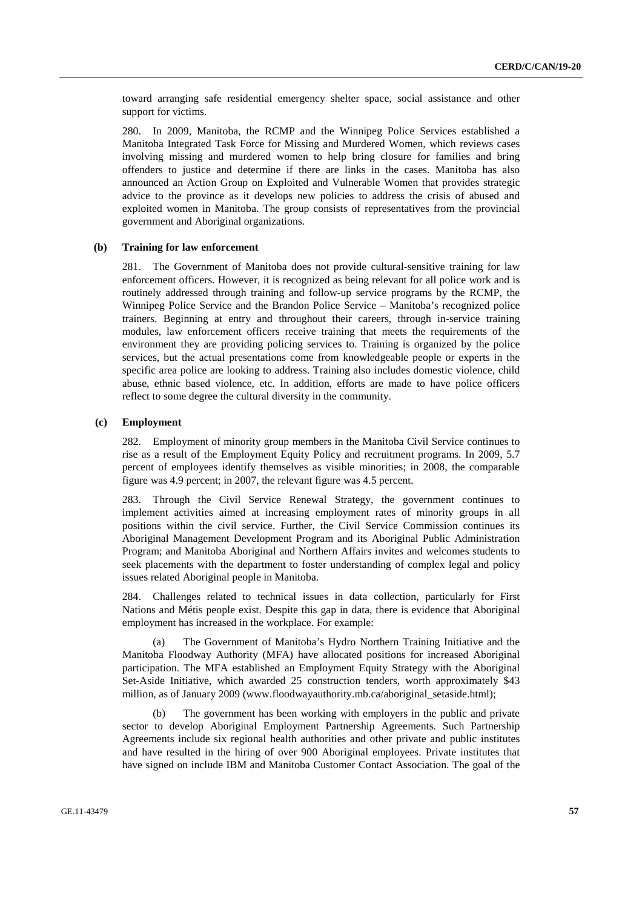toward arranging safe residential emergency shelter space, social assistance and other support for victims.

280. In 2009, Manitoba, the RCMP and the Winnipeg Police Services established a Manitoba Integrated Task Force for Missing and Murdered Women, which reviews cases involving missing and murdered women to help bring closure for families and bring offenders to justice and determine if there are links in the cases. Manitoba has also announced an Action Group on Exploited and Vulnerable Women that provides strategic advice to the province as it develops new policies to address the crisis of abused and exploited women in Manitoba. The group consists of representatives from the provincial government and Aboriginal organizations.

### (b) Training for law enforcement

281. The Government of Manitoba does not provide cultural-sensitive training for law enforcement officers. However, it is recognized as being relevant for all police work and is routinely addressed through training and follow-up service programs by the RCMP, the Winnipeg Police Service and the Brandon Police Service – Manitoba's recognized police trainers. Beginning at entry and throughout their careers, through in-service training modules, law enforcement officers receive training that meets the requirements of the environment they are providing policing services to. Training is organized by the police services, but the actual presentations come from knowledgeable people or experts in the specific area police are looking to address. Training also includes domestic violence, child abuse, ethnic based violence, etc. In addition, efforts are made to have police officers reflect to some degree the cultural diversity in the community.

### (c) Employment

282. Employment of minority group members in the Manitoba Civil Service continues to rise as a result of the Employment Equity Policy and recruitment programs. In 2009, 5.7 percent of employees identify themselves as visible minorities; in 2008, the comparable figure was 4.9 percent; in 2007, the relevant figure was 4.5 percent.

283. Through the Civil Service Renewal Strategy, the government continues to implement activities aimed at increasing employment rates of minority groups in all positions within the civil service. Further, the Civil Service Commission continues its Aboriginal Management Development Program and its Aboriginal Public Administration Program; and Manitoba Aboriginal and Northern Affairs invites and welcomes students to seek placements with the department to foster understanding of complex legal and policy issues related Aboriginal people in Manitoba.

284. Challenges related to technical issues in data collection, particularly for First Nations and Métis people exist. Despite this gap in data, there is evidence that Aboriginal employment has increased in the workplace. For example:

(a) The Government of Manitoba's Hydro Northern Training Initiative and the Manitoba Floodway Authority (MFA) have allocated positions for increased Aboriginal participation. The MFA established an Employment Equity Strategy with the Aboriginal Set-Aside Initiative, which awarded 25 construction tenders, worth approximately $43 million, as of January 2009 (www.floodwayauthority.mb.ca/aboriginal_setaside.html);

(b) The government has been working with employers in the public and private sector to develop Aboriginal Employment Partnership Agreements. Such Partnership Agreements include six regional health authorities and other private and public institutes and have resulted in the hiring of over 900 Aboriginal employees. Private institutes that have signed on include IBM and Manitoba Customer Contact Association. The goal of the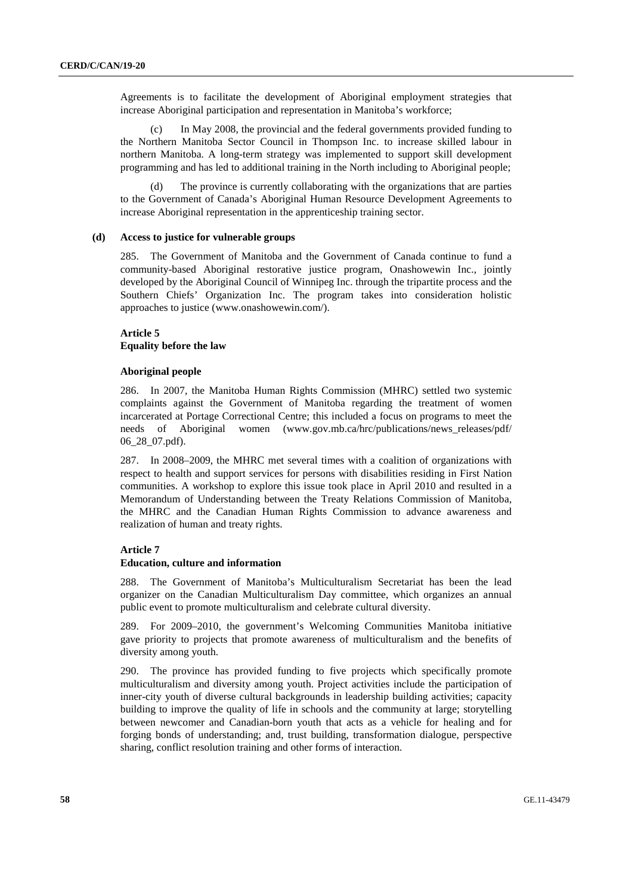Agreements is to facilitate the development of Aboriginal employment strategies that increase Aboriginal participation and representation in Manitoba's workforce;

(c) In May 2008, the provincial and the federal governments provided funding to the Northern Manitoba Sector Council in Thompson Inc. to increase skilled labour in northern Manitoba. A long-term strategy was implemented to support skill development programming and has led to additional training in the North including to Aboriginal people;

(d) The province is currently collaborating with the organizations that are parties to the Government of Canada's Aboriginal Human Resource Development Agreements to increase Aboriginal representation in the apprenticeship training sector.

### (d) Access to justice for vulnerable groups

285. The Government of Manitoba and the Government of Canada continue to fund a community-based Aboriginal restorative justice program, Onashowewin Inc., jointly developed by the Aboriginal Council of Winnipeg Inc. through the tripartite process and the Southern Chiefs' Organization Inc. The program takes into consideration holistic approaches to justice (www.onashowewin.com/).

### Article 5
### Equality before the law

#### Aboriginal people

286. In 2007, the Manitoba Human Rights Commission (MHRC) settled two systemic complaints against the Government of Manitoba regarding the treatment of women incarcerated at Portage Correctional Centre; this included a focus on programs to meet the needs of Aboriginal women (www.gov.mb.ca/hrc/publications/news_releases/pdf/06_28_07.pdf).

287. In 2008–2009, the MHRC met several times with a coalition of organizations with respect to health and support services for persons with disabilities residing in First Nation communities. A workshop to explore this issue took place in April 2010 and resulted in a Memorandum of Understanding between the Treaty Relations Commission of Manitoba, the MHRC and the Canadian Human Rights Commission to advance awareness and realization of human and treaty rights.

### Article 7
### Education, culture and information

288. The Government of Manitoba's Multiculturalism Secretariat has been the lead organizer on the Canadian Multiculturalism Day committee, which organizes an annual public event to promote multiculturalism and celebrate cultural diversity.

289. For 2009–2010, the government's Welcoming Communities Manitoba initiative gave priority to projects that promote awareness of multiculturalism and the benefits of diversity among youth.

290. The province has provided funding to five projects which specifically promote multiculturalism and diversity among youth. Project activities include the participation of inner-city youth of diverse cultural backgrounds in leadership building activities; capacity building to improve the quality of life in schools and the community at large; storytelling between newcomer and Canadian-born youth that acts as a vehicle for healing and for forging bonds of understanding; and, trust building, transformation dialogue, perspective sharing, conflict resolution training and other forms of interaction.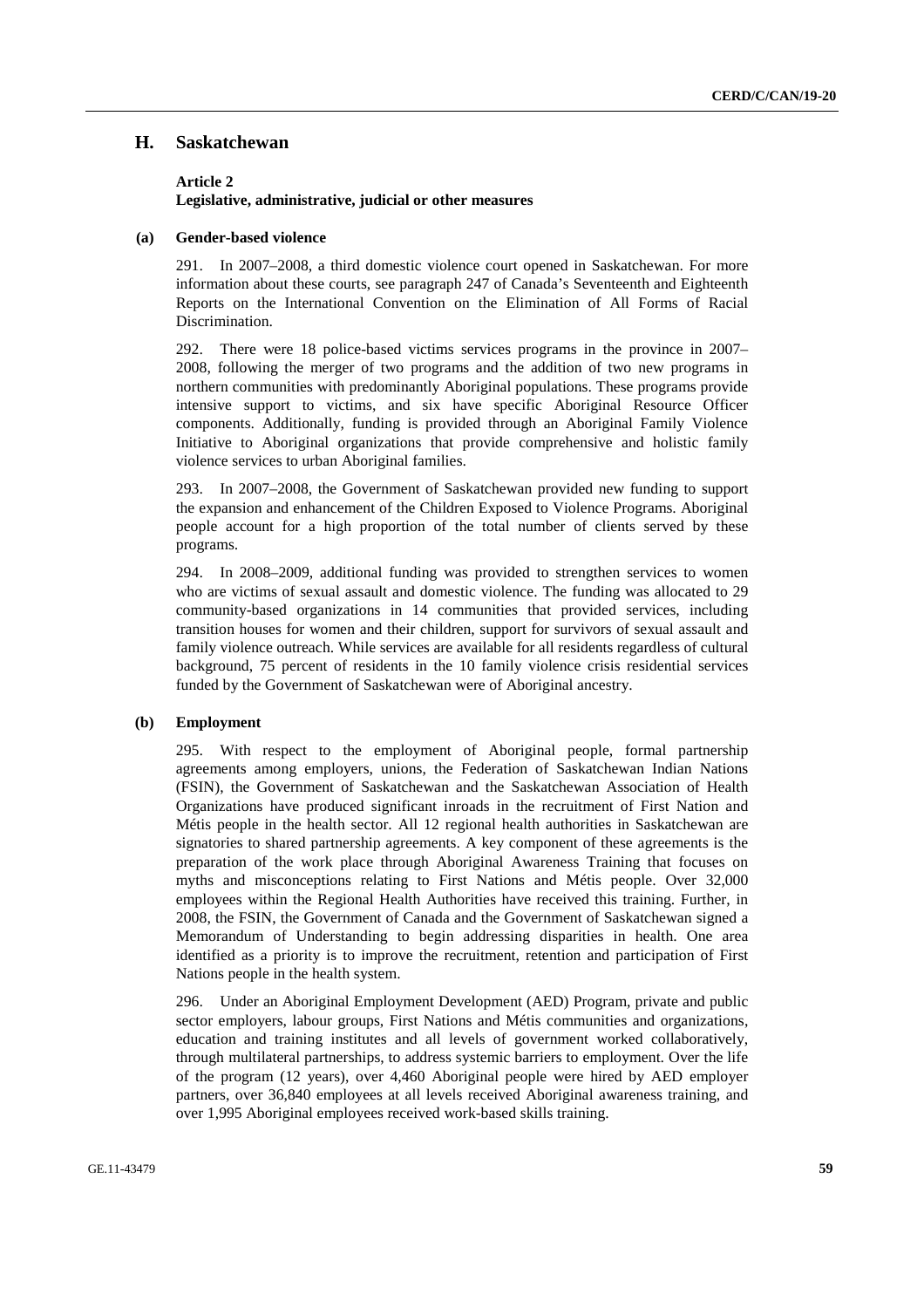## H. Saskatchewan

### Article 2

**Legislative, administrative, judicial or other measures**

#### (a) Gender-based violence

291. In 2007–2008, a third domestic violence court opened in Saskatchewan. For more information about these courts, see paragraph 247 of Canada's Seventeenth and Eighteenth Reports on the International Convention on the Elimination of All Forms of Racial Discrimination.

292. There were 18 police-based victims services programs in the province in 2007–2008, following the merger of two programs and the addition of two new programs in northern communities with predominantly Aboriginal populations. These programs provide intensive support to victims, and six have specific Aboriginal Resource Officer components. Additionally, funding is provided through an Aboriginal Family Violence Initiative to Aboriginal organizations that provide comprehensive and holistic family violence services to urban Aboriginal families.

293. In 2007–2008, the Government of Saskatchewan provided new funding to support the expansion and enhancement of the Children Exposed to Violence Programs. Aboriginal people account for a high proportion of the total number of clients served by these programs.

294. In 2008–2009, additional funding was provided to strengthen services to women who are victims of sexual assault and domestic violence. The funding was allocated to 29 community-based organizations in 14 communities that provided services, including transition houses for women and their children, support for survivors of sexual assault and family violence outreach. While services are available for all residents regardless of cultural background, 75 percent of residents in the 10 family violence crisis residential services funded by the Government of Saskatchewan were of Aboriginal ancestry.

#### (b) Employment

295. With respect to the employment of Aboriginal people, formal partnership agreements among employers, unions, the Federation of Saskatchewan Indian Nations (FSIN), the Government of Saskatchewan and the Saskatchewan Association of Health Organizations have produced significant inroads in the recruitment of First Nation and Métis people in the health sector. All 12 regional health authorities in Saskatchewan are signatories to shared partnership agreements. A key component of these agreements is the preparation of the work place through Aboriginal Awareness Training that focuses on myths and misconceptions relating to First Nations and Métis people. Over 32,000 employees within the Regional Health Authorities have received this training. Further, in 2008, the FSIN, the Government of Canada and the Government of Saskatchewan signed a Memorandum of Understanding to begin addressing disparities in health. One area identified as a priority is to improve the recruitment, retention and participation of First Nations people in the health system.

296. Under an Aboriginal Employment Development (AED) Program, private and public sector employers, labour groups, First Nations and Métis communities and organizations, education and training institutes and all levels of government worked collaboratively, through multilateral partnerships, to address systemic barriers to employment. Over the life of the program (12 years), over 4,460 Aboriginal people were hired by AED employer partners, over 36,840 employees at all levels received Aboriginal awareness training, and over 1,995 Aboriginal employees received work-based skills training.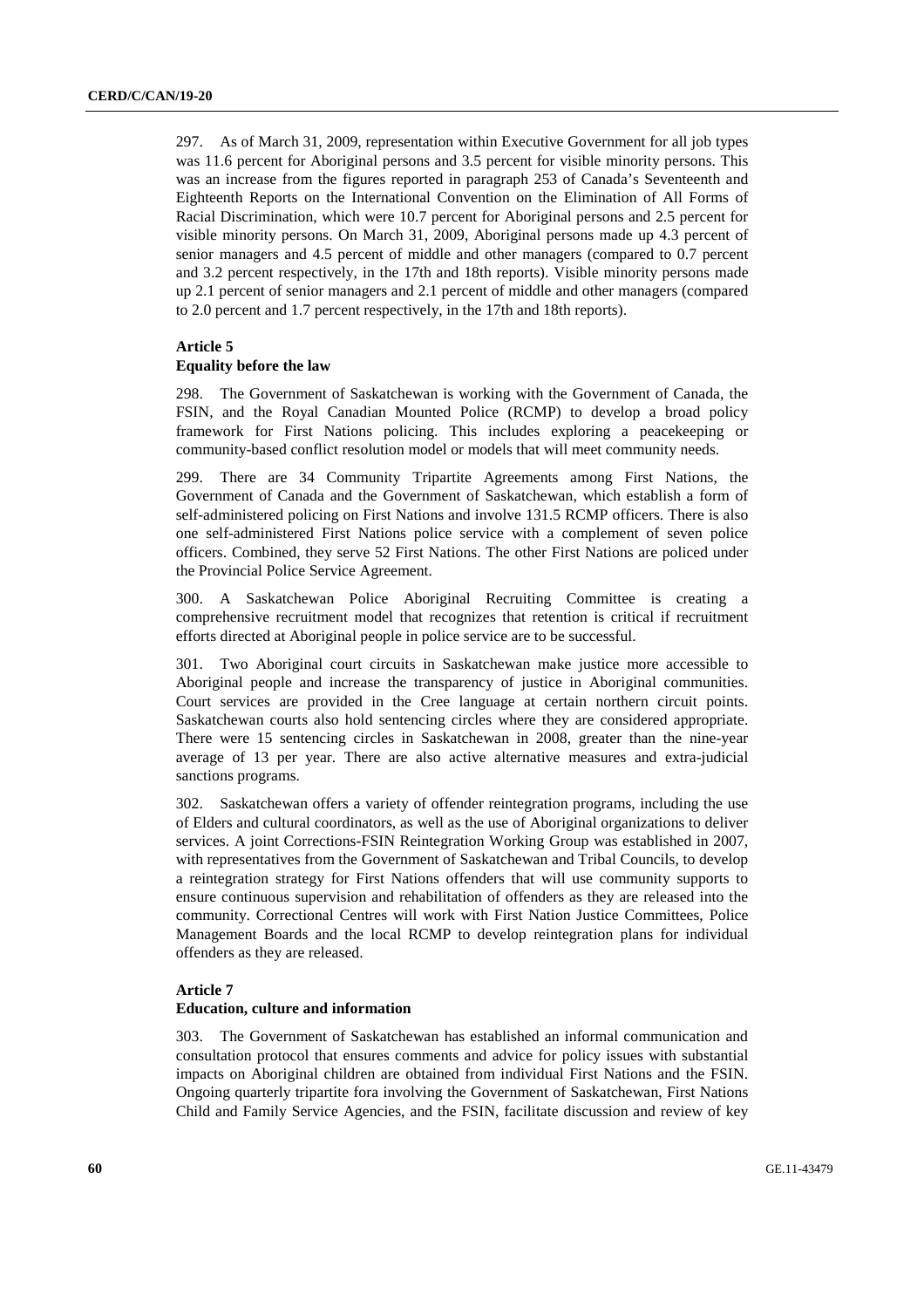297. As of March 31, 2009, representation within Executive Government for all job types was 11.6 percent for Aboriginal persons and 3.5 percent for visible minority persons. This was an increase from the figures reported in paragraph 253 of Canada's Seventeenth and Eighteenth Reports on the International Convention on the Elimination of All Forms of Racial Discrimination, which were 10.7 percent for Aboriginal persons and 2.5 percent for visible minority persons. On March 31, 2009, Aboriginal persons made up 4.3 percent of senior managers and 4.5 percent of middle and other managers (compared to 0.7 percent and 3.2 percent respectively, in the 17th and 18th reports). Visible minority persons made up 2.1 percent of senior managers and 2.1 percent of middle and other managers (compared to 2.0 percent and 1.7 percent respectively, in the 17th and 18th reports).

### Article 5

### Equality before the law

298. The Government of Saskatchewan is working with the Government of Canada, the FSIN, and the Royal Canadian Mounted Police (RCMP) to develop a broad policy framework for First Nations policing. This includes exploring a peacekeeping or community-based conflict resolution model or models that will meet community needs.

299. There are 34 Community Tripartite Agreements among First Nations, the Government of Canada and the Government of Saskatchewan, which establish a form of self-administered policing on First Nations and involve 131.5 RCMP officers. There is also one self-administered First Nations police service with a complement of seven police officers. Combined, they serve 52 First Nations. The other First Nations are policed under the Provincial Police Service Agreement.

300. A Saskatchewan Police Aboriginal Recruiting Committee is creating a comprehensive recruitment model that recognizes that retention is critical if recruitment efforts directed at Aboriginal people in police service are to be successful.

301. Two Aboriginal court circuits in Saskatchewan make justice more accessible to Aboriginal people and increase the transparency of justice in Aboriginal communities. Court services are provided in the Cree language at certain northern circuit points. Saskatchewan courts also hold sentencing circles where they are considered appropriate. There were 15 sentencing circles in Saskatchewan in 2008, greater than the nine-year average of 13 per year. There are also active alternative measures and extra-judicial sanctions programs.

302. Saskatchewan offers a variety of offender reintegration programs, including the use of Elders and cultural coordinators, as well as the use of Aboriginal organizations to deliver services. A joint Corrections-FSIN Reintegration Working Group was established in 2007, with representatives from the Government of Saskatchewan and Tribal Councils, to develop a reintegration strategy for First Nations offenders that will use community supports to ensure continuous supervision and rehabilitation of offenders as they are released into the community. Correctional Centres will work with First Nation Justice Committees, Police Management Boards and the local RCMP to develop reintegration plans for individual offenders as they are released.

### Article 7

### Education, culture and information

303. The Government of Saskatchewan has established an informal communication and consultation protocol that ensures comments and advice for policy issues with substantial impacts on Aboriginal children are obtained from individual First Nations and the FSIN. Ongoing quarterly tripartite fora involving the Government of Saskatchewan, First Nations Child and Family Service Agencies, and the FSIN, facilitate discussion and review of key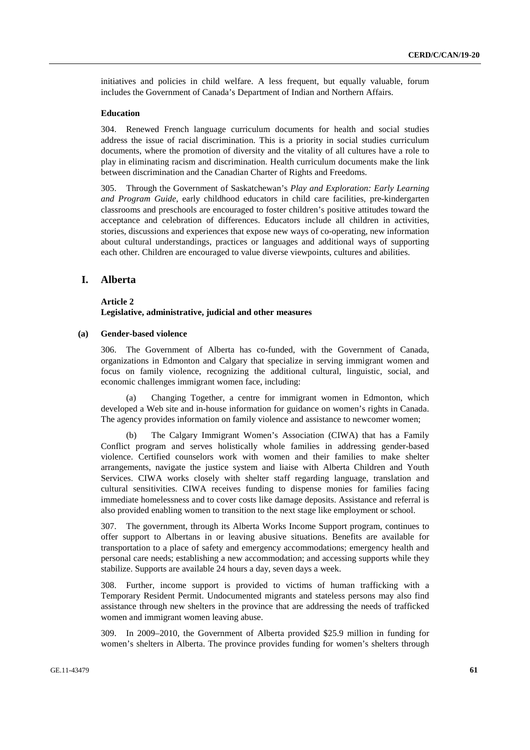initiatives and policies in child welfare. A less frequent, but equally valuable, forum includes the Government of Canada's Department of Indian and Northern Affairs.

**Education**

304. Renewed French language curriculum documents for health and social studies address the issue of racial discrimination. This is a priority in social studies curriculum documents, where the promotion of diversity and the vitality of all cultures have a role to play in eliminating racism and discrimination. Health curriculum documents make the link between discrimination and the Canadian Charter of Rights and Freedoms.

305. Through the Government of Saskatchewan's *Play and Exploration: Early Learning and Program Guide*, early childhood educators in child care facilities, pre-kindergarten classrooms and preschools are encouraged to foster children's positive attitudes toward the acceptance and celebration of differences. Educators include all children in activities, stories, discussions and experiences that expose new ways of co-operating, new information about cultural understandings, practices or languages and additional ways of supporting each other. Children are encouraged to value diverse viewpoints, cultures and abilities.

## I. Alberta

### Article 2
### Legislative, administrative, judicial and other measures

#### (a) Gender-based violence

306. The Government of Alberta has co-funded, with the Government of Canada, organizations in Edmonton and Calgary that specialize in serving immigrant women and focus on family violence, recognizing the additional cultural, linguistic, social, and economic challenges immigrant women face, including:

(a) Changing Together, a centre for immigrant women in Edmonton, which developed a Web site and in-house information for guidance on women's rights in Canada. The agency provides information on family violence and assistance to newcomer women;

(b) The Calgary Immigrant Women's Association (CIWA) that has a Family Conflict program and serves holistically whole families in addressing gender-based violence. Certified counselors work with women and their families to make shelter arrangements, navigate the justice system and liaise with Alberta Children and Youth Services. CIWA works closely with shelter staff regarding language, translation and cultural sensitivities. CIWA receives funding to dispense monies for families facing immediate homelessness and to cover costs like damage deposits. Assistance and referral is also provided enabling women to transition to the next stage like employment or school.

307. The government, through its Alberta Works Income Support program, continues to offer support to Albertans in or leaving abusive situations. Benefits are available for transportation to a place of safety and emergency accommodations; emergency health and personal care needs; establishing a new accommodation; and accessing supports while they stabilize. Supports are available 24 hours a day, seven days a week.

308. Further, income support is provided to victims of human trafficking with a Temporary Resident Permit. Undocumented migrants and stateless persons may also find assistance through new shelters in the province that are addressing the needs of trafficked women and immigrant women leaving abuse.

309. In 2009–2010, the Government of Alberta provided $25.9 million in funding for women's shelters in Alberta. The province provides funding for women's shelters through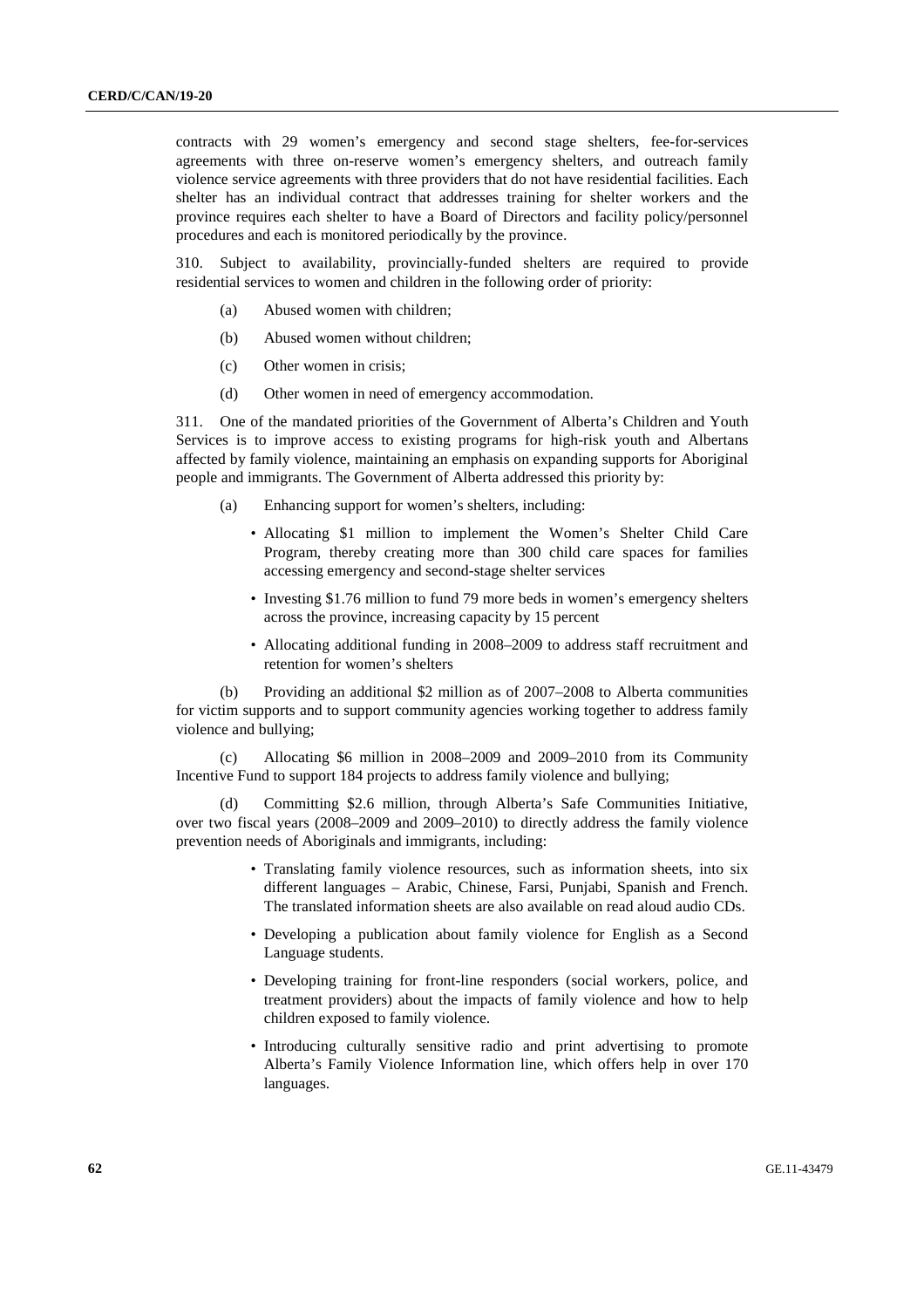contracts with 29 women's emergency and second stage shelters, fee-for-services agreements with three on-reserve women's emergency shelters, and outreach family violence service agreements with three providers that do not have residential facilities. Each shelter has an individual contract that addresses training for shelter workers and the province requires each shelter to have a Board of Directors and facility policy/personnel procedures and each is monitored periodically by the province.

310. Subject to availability, provincially-funded shelters are required to provide residential services to women and children in the following order of priority:

(a) Abused women with children;

(b) Abused women without children;

(c) Other women in crisis;

(d) Other women in need of emergency accommodation.

311. One of the mandated priorities of the Government of Alberta's Children and Youth Services is to improve access to existing programs for high-risk youth and Albertans affected by family violence, maintaining an emphasis on expanding supports for Aboriginal people and immigrants. The Government of Alberta addressed this priority by:

(a) Enhancing support for women's shelters, including:

- Allocating $1 million to implement the Women's Shelter Child Care Program, thereby creating more than 300 child care spaces for families accessing emergency and second-stage shelter services
- Investing $1.76 million to fund 79 more beds in women's emergency shelters across the province, increasing capacity by 15 percent
- Allocating additional funding in 2008–2009 to address staff recruitment and retention for women's shelters

(b) Providing an additional $2 million as of 2007–2008 to Alberta communities for victim supports and to support community agencies working together to address family violence and bullying;

(c) Allocating $6 million in 2008–2009 and 2009–2010 from its Community Incentive Fund to support 184 projects to address family violence and bullying;

(d) Committing $2.6 million, through Alberta's Safe Communities Initiative, over two fiscal years (2008–2009 and 2009–2010) to directly address the family violence prevention needs of Aboriginals and immigrants, including:

- Translating family violence resources, such as information sheets, into six different languages – Arabic, Chinese, Farsi, Punjabi, Spanish and French. The translated information sheets are also available on read aloud audio CDs.
- Developing a publication about family violence for English as a Second Language students.
- Developing training for front-line responders (social workers, police, and treatment providers) about the impacts of family violence and how to help children exposed to family violence.
- Introducing culturally sensitive radio and print advertising to promote Alberta's Family Violence Information line, which offers help in over 170 languages.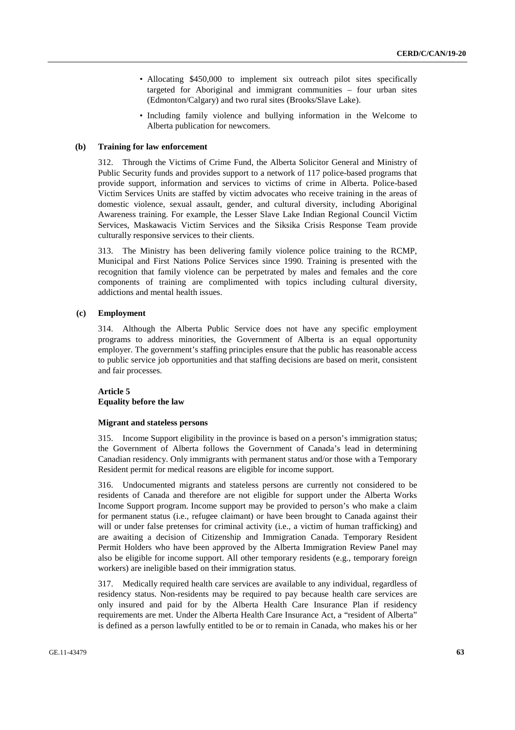- Allocating \$450,000 to implement six outreach pilot sites specifically targeted for Aboriginal and immigrant communities – four urban sites (Edmonton/Calgary) and two rural sites (Brooks/Slave Lake).
- Including family violence and bullying information in the Welcome to Alberta publication for newcomers.

### (b) Training for law enforcement

312. Through the Victims of Crime Fund, the Alberta Solicitor General and Ministry of Public Security funds and provides support to a network of 117 police-based programs that provide support, information and services to victims of crime in Alberta. Police-based Victim Services Units are staffed by victim advocates who receive training in the areas of domestic violence, sexual assault, gender, and cultural diversity, including Aboriginal Awareness training. For example, the Lesser Slave Lake Indian Regional Council Victim Services, Maskawacis Victim Services and the Siksika Crisis Response Team provide culturally responsive services to their clients.

313. The Ministry has been delivering family violence police training to the RCMP, Municipal and First Nations Police Services since 1990. Training is presented with the recognition that family violence can be perpetrated by males and females and the core components of training are complimented with topics including cultural diversity, addictions and mental health issues.

### (c) Employment

314. Although the Alberta Public Service does not have any specific employment programs to address minorities, the Government of Alberta is an equal opportunity employer. The government's staffing principles ensure that the public has reasonable access to public service job opportunities and that staffing decisions are based on merit, consistent and fair processes.

## Article 5
## Equality before the law

#### Migrant and stateless persons

315. Income Support eligibility in the province is based on a person's immigration status; the Government of Alberta follows the Government of Canada's lead in determining Canadian residency. Only immigrants with permanent status and/or those with a Temporary Resident permit for medical reasons are eligible for income support.

316. Undocumented migrants and stateless persons are currently not considered to be residents of Canada and therefore are not eligible for support under the Alberta Works Income Support program. Income support may be provided to person's who make a claim for permanent status (i.e., refugee claimant) or have been brought to Canada against their will or under false pretenses for criminal activity (i.e., a victim of human trafficking) and are awaiting a decision of Citizenship and Immigration Canada. Temporary Resident Permit Holders who have been approved by the Alberta Immigration Review Panel may also be eligible for income support. All other temporary residents (e.g., temporary foreign workers) are ineligible based on their immigration status.

317. Medically required health care services are available to any individual, regardless of residency status. Non-residents may be required to pay because health care services are only insured and paid for by the Alberta Health Care Insurance Plan if residency requirements are met. Under the Alberta Health Care Insurance Act, a "resident of Alberta" is defined as a person lawfully entitled to be or to remain in Canada, who makes his or her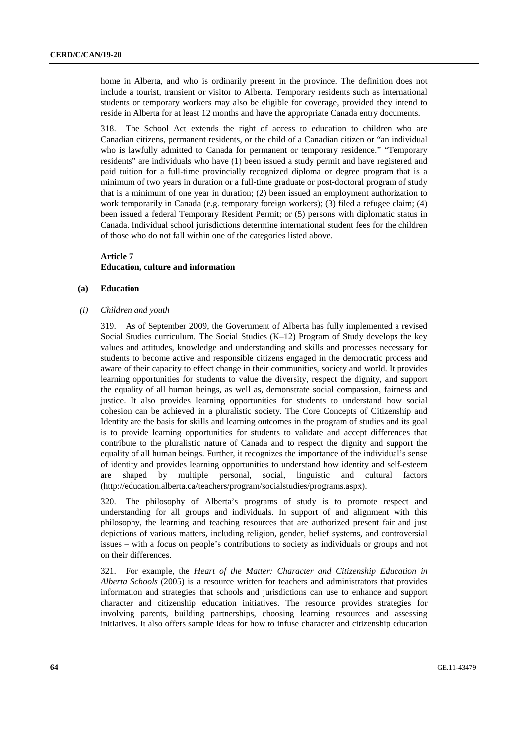home in Alberta, and who is ordinarily present in the province. The definition does not include a tourist, transient or visitor to Alberta. Temporary residents such as international students or temporary workers may also be eligible for coverage, provided they intend to reside in Alberta for at least 12 months and have the appropriate Canada entry documents.

318. The School Act extends the right of access to education to children who are Canadian citizens, permanent residents, or the child of a Canadian citizen or "an individual who is lawfully admitted to Canada for permanent or temporary residence." "Temporary residents" are individuals who have (1) been issued a study permit and have registered and paid tuition for a full-time provincially recognized diploma or degree program that is a minimum of two years in duration or a full-time graduate or post-doctoral program of study that is a minimum of one year in duration; (2) been issued an employment authorization to work temporarily in Canada (e.g. temporary foreign workers); (3) filed a refugee claim; (4) been issued a federal Temporary Resident Permit; or (5) persons with diplomatic status in Canada. Individual school jurisdictions determine international student fees for the children of those who do not fall within one of the categories listed above.

### Article 7
### Education, culture and information

#### (a) Education

##### *(i) Children and youth*

319. As of September 2009, the Government of Alberta has fully implemented a revised Social Studies curriculum. The Social Studies (K–12) Program of Study develops the key values and attitudes, knowledge and understanding and skills and processes necessary for students to become active and responsible citizens engaged in the democratic process and aware of their capacity to effect change in their communities, society and world. It provides learning opportunities for students to value the diversity, respect the dignity, and support the equality of all human beings, as well as, demonstrate social compassion, fairness and justice. It also provides learning opportunities for students to understand how social cohesion can be achieved in a pluralistic society. The Core Concepts of Citizenship and Identity are the basis for skills and learning outcomes in the program of studies and its goal is to provide learning opportunities for students to validate and accept differences that contribute to the pluralistic nature of Canada and to respect the dignity and support the equality of all human beings. Further, it recognizes the importance of the individual's sense of identity and provides learning opportunities to understand how identity and self-esteem are shaped by multiple personal, social, linguistic and cultural factors (http://education.alberta.ca/teachers/program/socialstudies/programs.aspx).

320. The philosophy of Alberta's programs of study is to promote respect and understanding for all groups and individuals. In support of and alignment with this philosophy, the learning and teaching resources that are authorized present fair and just depictions of various matters, including religion, gender, belief systems, and controversial issues – with a focus on people's contributions to society as individuals or groups and not on their differences.

321. For example, the *Heart of the Matter: Character and Citizenship Education in Alberta Schools* (2005) is a resource written for teachers and administrators that provides information and strategies that schools and jurisdictions can use to enhance and support character and citizenship education initiatives. The resource provides strategies for involving parents, building partnerships, choosing learning resources and assessing initiatives. It also offers sample ideas for how to infuse character and citizenship education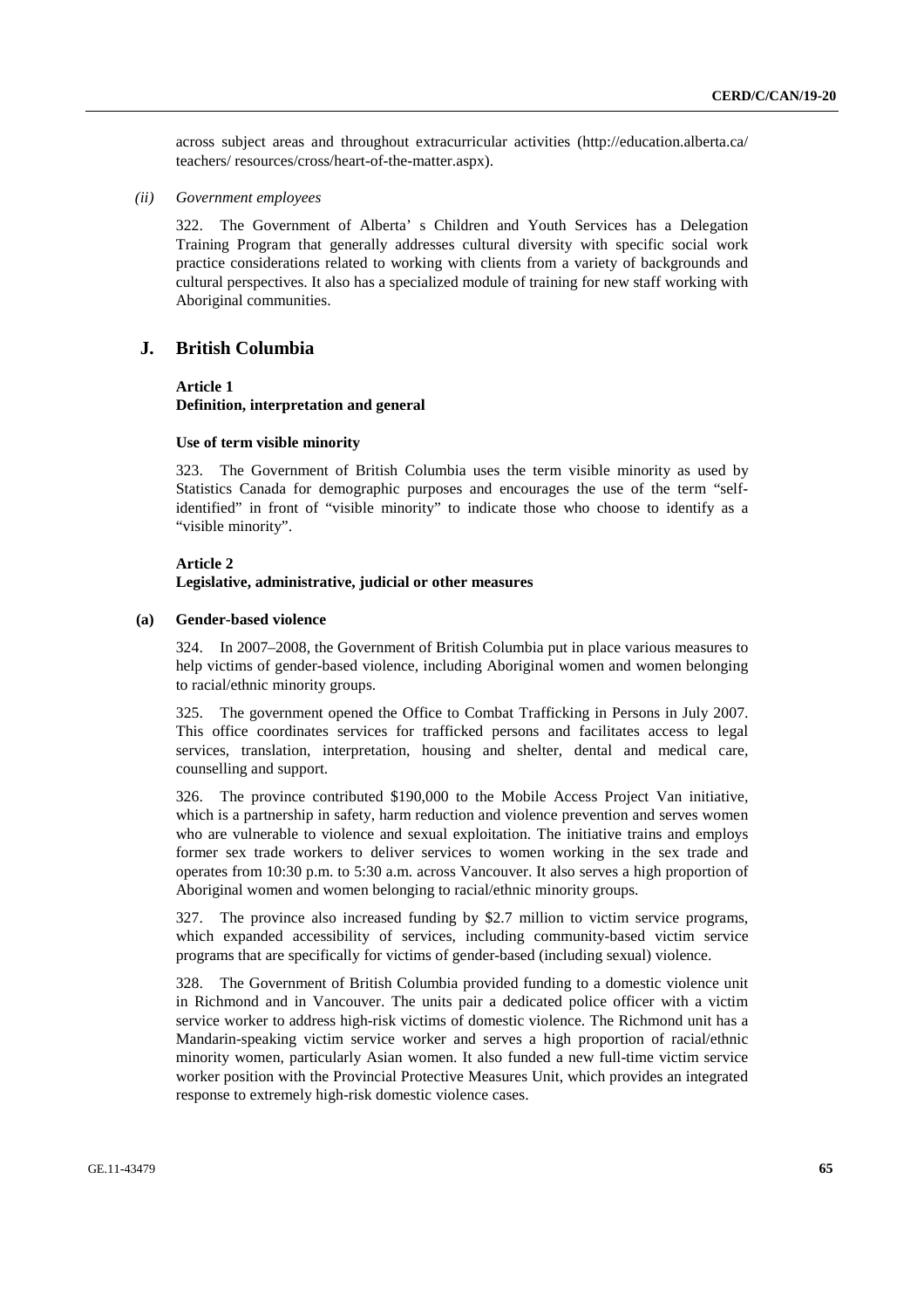across subject areas and throughout extracurricular activities (http://education.alberta.ca/teachers/ resources/cross/heart-of-the-matter.aspx).

*(ii) Government employees*

322. The Government of Alberta' s Children and Youth Services has a Delegation Training Program that generally addresses cultural diversity with specific social work practice considerations related to working with clients from a variety of backgrounds and cultural perspectives. It also has a specialized module of training for new staff working with Aboriginal communities.

## J. British Columbia

**Article 1**
**Definition, interpretation and general**

**Use of term visible minority**

323. The Government of British Columbia uses the term visible minority as used by Statistics Canada for demographic purposes and encourages the use of the term "self-identified" in front of "visible minority" to indicate those who choose to identify as a "visible minority".

**Article 2**
**Legislative, administrative, judicial or other measures**

**(a) Gender-based violence**

324. In 2007–2008, the Government of British Columbia put in place various measures to help victims of gender-based violence, including Aboriginal women and women belonging to racial/ethnic minority groups.

325. The government opened the Office to Combat Trafficking in Persons in July 2007. This office coordinates services for trafficked persons and facilitates access to legal services, translation, interpretation, housing and shelter, dental and medical care, counselling and support.

326. The province contributed $190,000 to the Mobile Access Project Van initiative, which is a partnership in safety, harm reduction and violence prevention and serves women who are vulnerable to violence and sexual exploitation. The initiative trains and employs former sex trade workers to deliver services to women working in the sex trade and operates from 10:30 p.m. to 5:30 a.m. across Vancouver. It also serves a high proportion of Aboriginal women and women belonging to racial/ethnic minority groups.

327. The province also increased funding by $2.7 million to victim service programs, which expanded accessibility of services, including community-based victim service programs that are specifically for victims of gender-based (including sexual) violence.

328. The Government of British Columbia provided funding to a domestic violence unit in Richmond and in Vancouver. The units pair a dedicated police officer with a victim service worker to address high-risk victims of domestic violence. The Richmond unit has a Mandarin-speaking victim service worker and serves a high proportion of racial/ethnic minority women, particularly Asian women. It also funded a new full-time victim service worker position with the Provincial Protective Measures Unit, which provides an integrated response to extremely high-risk domestic violence cases.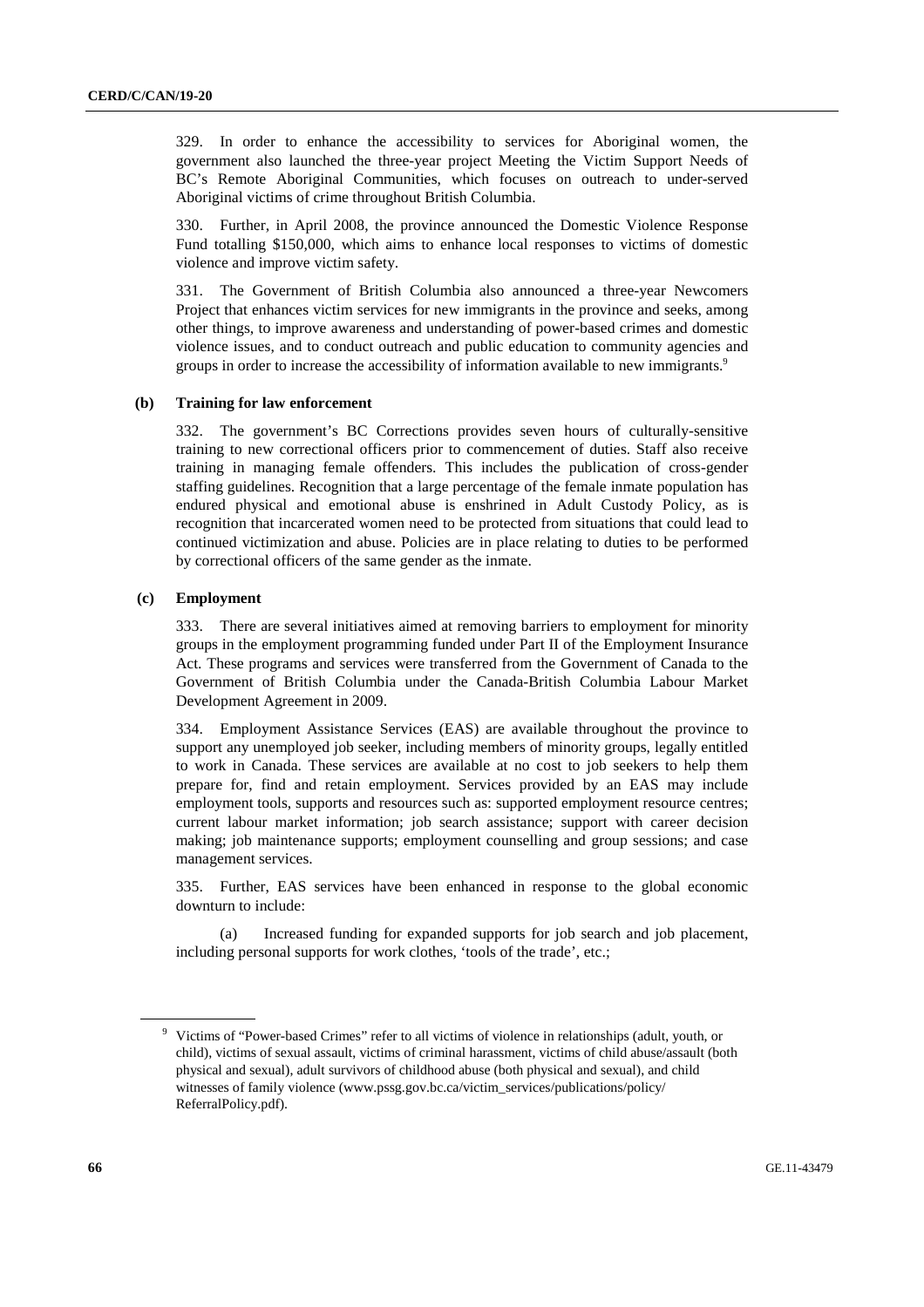329. In order to enhance the accessibility to services for Aboriginal women, the government also launched the three-year project Meeting the Victim Support Needs of BC's Remote Aboriginal Communities, which focuses on outreach to under-served Aboriginal victims of crime throughout British Columbia.

330. Further, in April 2008, the province announced the Domestic Violence Response Fund totalling $150,000, which aims to enhance local responses to victims of domestic violence and improve victim safety.

331. The Government of British Columbia also announced a three-year Newcomers Project that enhances victim services for new immigrants in the province and seeks, among other things, to improve awareness and understanding of power-based crimes and domestic violence issues, and to conduct outreach and public education to community agencies and groups in order to increase the accessibility of information available to new immigrants.[9]

### (b) Training for law enforcement

332. The government's BC Corrections provides seven hours of culturally-sensitive training to new correctional officers prior to commencement of duties. Staff also receive training in managing female offenders. This includes the publication of cross-gender staffing guidelines. Recognition that a large percentage of the female inmate population has endured physical and emotional abuse is enshrined in Adult Custody Policy, as is recognition that incarcerated women need to be protected from situations that could lead to continued victimization and abuse. Policies are in place relating to duties to be performed by correctional officers of the same gender as the inmate.

### (c) Employment

333. There are several initiatives aimed at removing barriers to employment for minority groups in the employment programming funded under Part II of the Employment Insurance Act. These programs and services were transferred from the Government of Canada to the Government of British Columbia under the Canada-British Columbia Labour Market Development Agreement in 2009.

334. Employment Assistance Services (EAS) are available throughout the province to support any unemployed job seeker, including members of minority groups, legally entitled to work in Canada. These services are available at no cost to job seekers to help them prepare for, find and retain employment. Services provided by an EAS may include employment tools, supports and resources such as: supported employment resource centres; current labour market information; job search assistance; support with career decision making; job maintenance supports; employment counselling and group sessions; and case management services.

335. Further, EAS services have been enhanced in response to the global economic downturn to include:

(a) Increased funding for expanded supports for job search and job placement, including personal supports for work clothes, 'tools of the trade', etc.;

---

[9] Victims of "Power-based Crimes" refer to all victims of violence in relationships (adult, youth, or child), victims of sexual assault, victims of criminal harassment, victims of child abuse/assault (both physical and sexual), adult survivors of childhood abuse (both physical and sexual), and child witnesses of family violence (www.pssg.gov.bc.ca/victim_services/publications/policy/ReferralPolicy.pdf).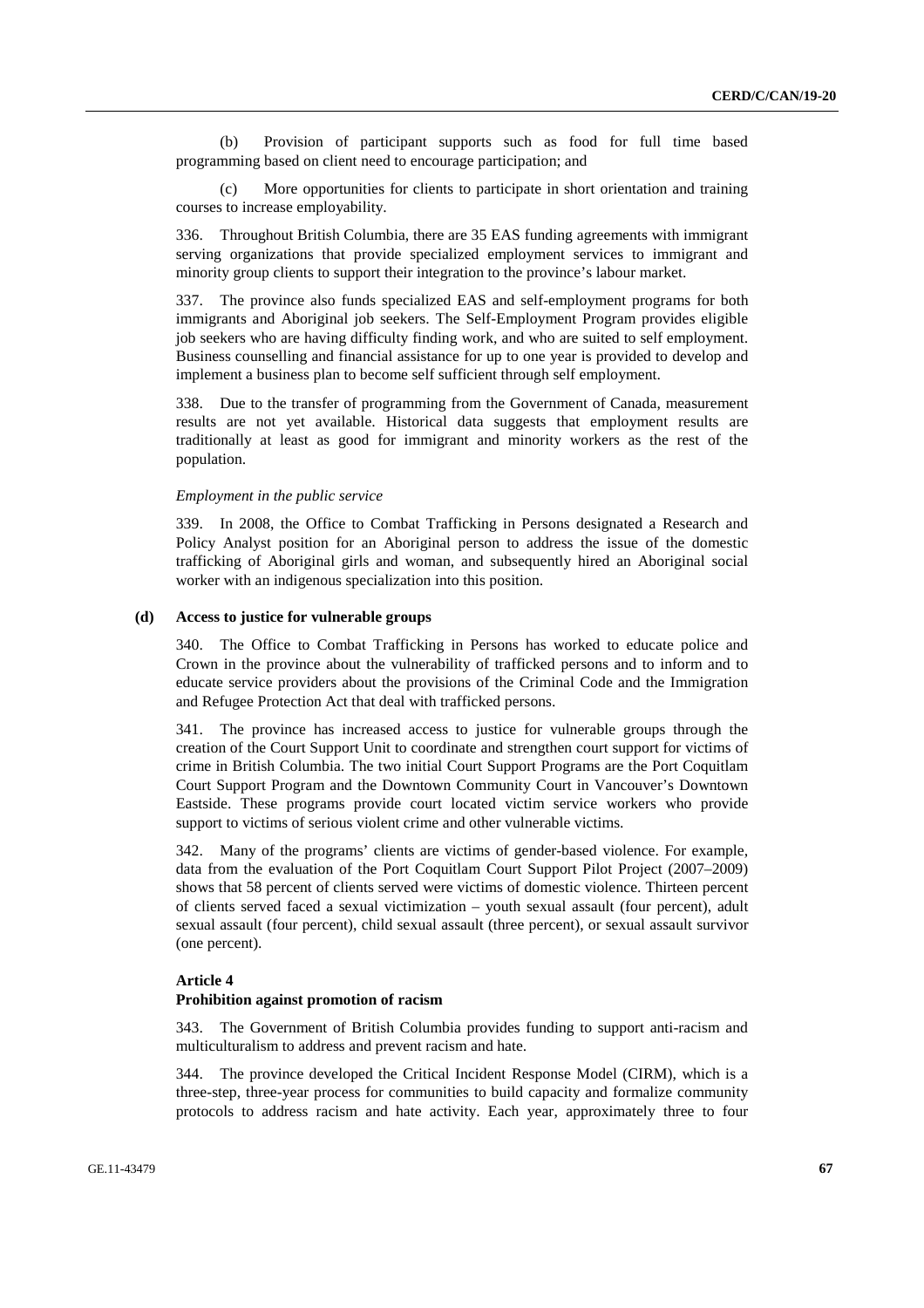(b) Provision of participant supports such as food for full time based programming based on client need to encourage participation; and

(c) More opportunities for clients to participate in short orientation and training courses to increase employability.

336. Throughout British Columbia, there are 35 EAS funding agreements with immigrant serving organizations that provide specialized employment services to immigrant and minority group clients to support their integration to the province's labour market.

337. The province also funds specialized EAS and self-employment programs for both immigrants and Aboriginal job seekers. The Self-Employment Program provides eligible job seekers who are having difficulty finding work, and who are suited to self employment. Business counselling and financial assistance for up to one year is provided to develop and implement a business plan to become self sufficient through self employment.

338. Due to the transfer of programming from the Government of Canada, measurement results are not yet available. Historical data suggests that employment results are traditionally at least as good for immigrant and minority workers as the rest of the population.

*Employment in the public service*

339. In 2008, the Office to Combat Trafficking in Persons designated a Research and Policy Analyst position for an Aboriginal person to address the issue of the domestic trafficking of Aboriginal girls and woman, and subsequently hired an Aboriginal social worker with an indigenous specialization into this position.

### (d) Access to justice for vulnerable groups

340. The Office to Combat Trafficking in Persons has worked to educate police and Crown in the province about the vulnerability of trafficked persons and to inform and to educate service providers about the provisions of the Criminal Code and the Immigration and Refugee Protection Act that deal with trafficked persons.

341. The province has increased access to justice for vulnerable groups through the creation of the Court Support Unit to coordinate and strengthen court support for victims of crime in British Columbia. The two initial Court Support Programs are the Port Coquitlam Court Support Program and the Downtown Community Court in Vancouver's Downtown Eastside. These programs provide court located victim service workers who provide support to victims of serious violent crime and other vulnerable victims.

342. Many of the programs' clients are victims of gender-based violence. For example, data from the evaluation of the Port Coquitlam Court Support Pilot Project (2007–2009) shows that 58 percent of clients served were victims of domestic violence. Thirteen percent of clients served faced a sexual victimization – youth sexual assault (four percent), adult sexual assault (four percent), child sexual assault (three percent), or sexual assault survivor (one percent).

### Article 4
### Prohibition against promotion of racism

343. The Government of British Columbia provides funding to support anti-racism and multiculturalism to address and prevent racism and hate.

344. The province developed the Critical Incident Response Model (CIRM), which is a three-step, three-year process for communities to build capacity and formalize community protocols to address racism and hate activity. Each year, approximately three to four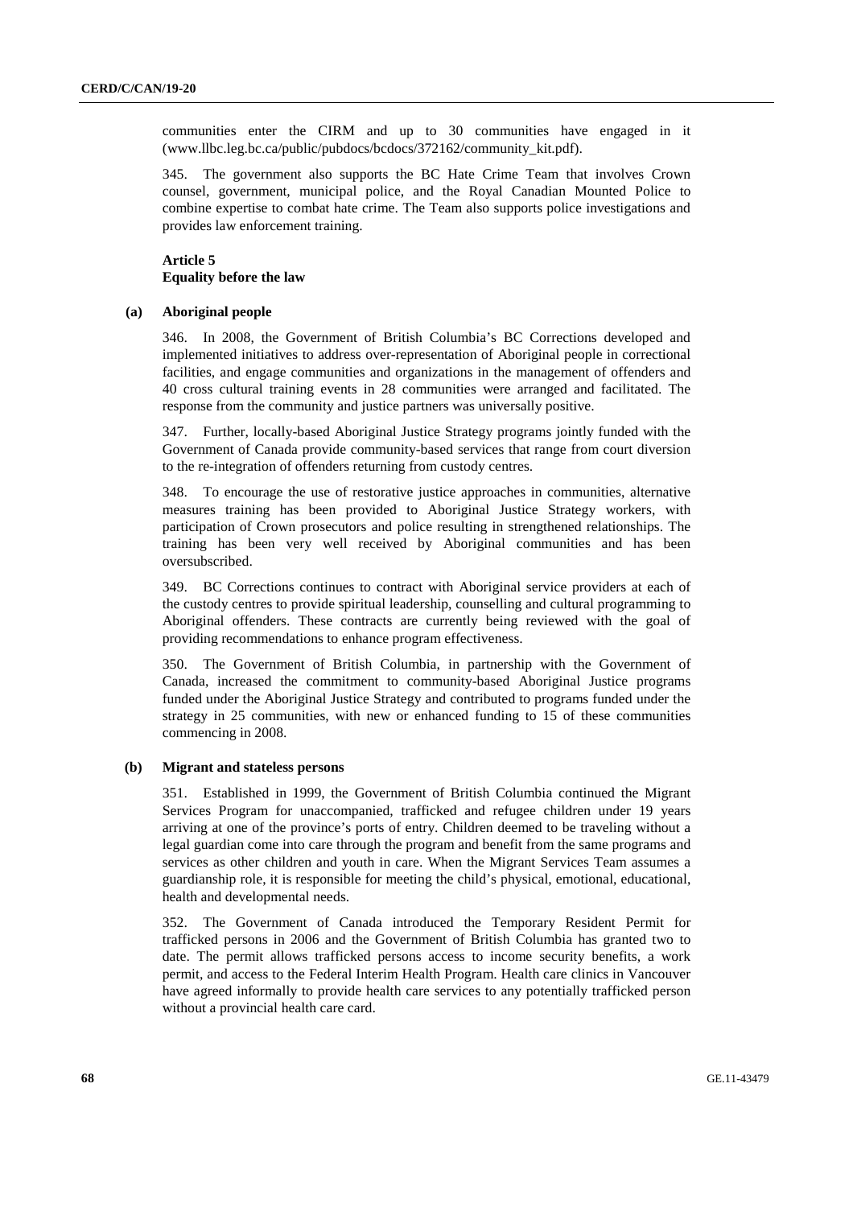communities enter the CIRM and up to 30 communities have engaged in it (www.llbc.leg.bc.ca/public/pubdocs/bcdocs/372162/community_kit.pdf).

345. The government also supports the BC Hate Crime Team that involves Crown counsel, government, municipal police, and the Royal Canadian Mounted Police to combine expertise to combat hate crime. The Team also supports police investigations and provides law enforcement training.

### Article 5
### Equality before the law

#### (a) Aboriginal people

346. In 2008, the Government of British Columbia's BC Corrections developed and implemented initiatives to address over-representation of Aboriginal people in correctional facilities, and engage communities and organizations in the management of offenders and 40 cross cultural training events in 28 communities were arranged and facilitated. The response from the community and justice partners was universally positive.

347. Further, locally-based Aboriginal Justice Strategy programs jointly funded with the Government of Canada provide community-based services that range from court diversion to the re-integration of offenders returning from custody centres.

348. To encourage the use of restorative justice approaches in communities, alternative measures training has been provided to Aboriginal Justice Strategy workers, with participation of Crown prosecutors and police resulting in strengthened relationships. The training has been very well received by Aboriginal communities and has been oversubscribed.

349. BC Corrections continues to contract with Aboriginal service providers at each of the custody centres to provide spiritual leadership, counselling and cultural programming to Aboriginal offenders. These contracts are currently being reviewed with the goal of providing recommendations to enhance program effectiveness.

350. The Government of British Columbia, in partnership with the Government of Canada, increased the commitment to community-based Aboriginal Justice programs funded under the Aboriginal Justice Strategy and contributed to programs funded under the strategy in 25 communities, with new or enhanced funding to 15 of these communities commencing in 2008.

#### (b) Migrant and stateless persons

351. Established in 1999, the Government of British Columbia continued the Migrant Services Program for unaccompanied, trafficked and refugee children under 19 years arriving at one of the province's ports of entry. Children deemed to be traveling without a legal guardian come into care through the program and benefit from the same programs and services as other children and youth in care. When the Migrant Services Team assumes a guardianship role, it is responsible for meeting the child's physical, emotional, educational, health and developmental needs.

352. The Government of Canada introduced the Temporary Resident Permit for trafficked persons in 2006 and the Government of British Columbia has granted two to date. The permit allows trafficked persons access to income security benefits, a work permit, and access to the Federal Interim Health Program. Health care clinics in Vancouver have agreed informally to provide health care services to any potentially trafficked person without a provincial health care card.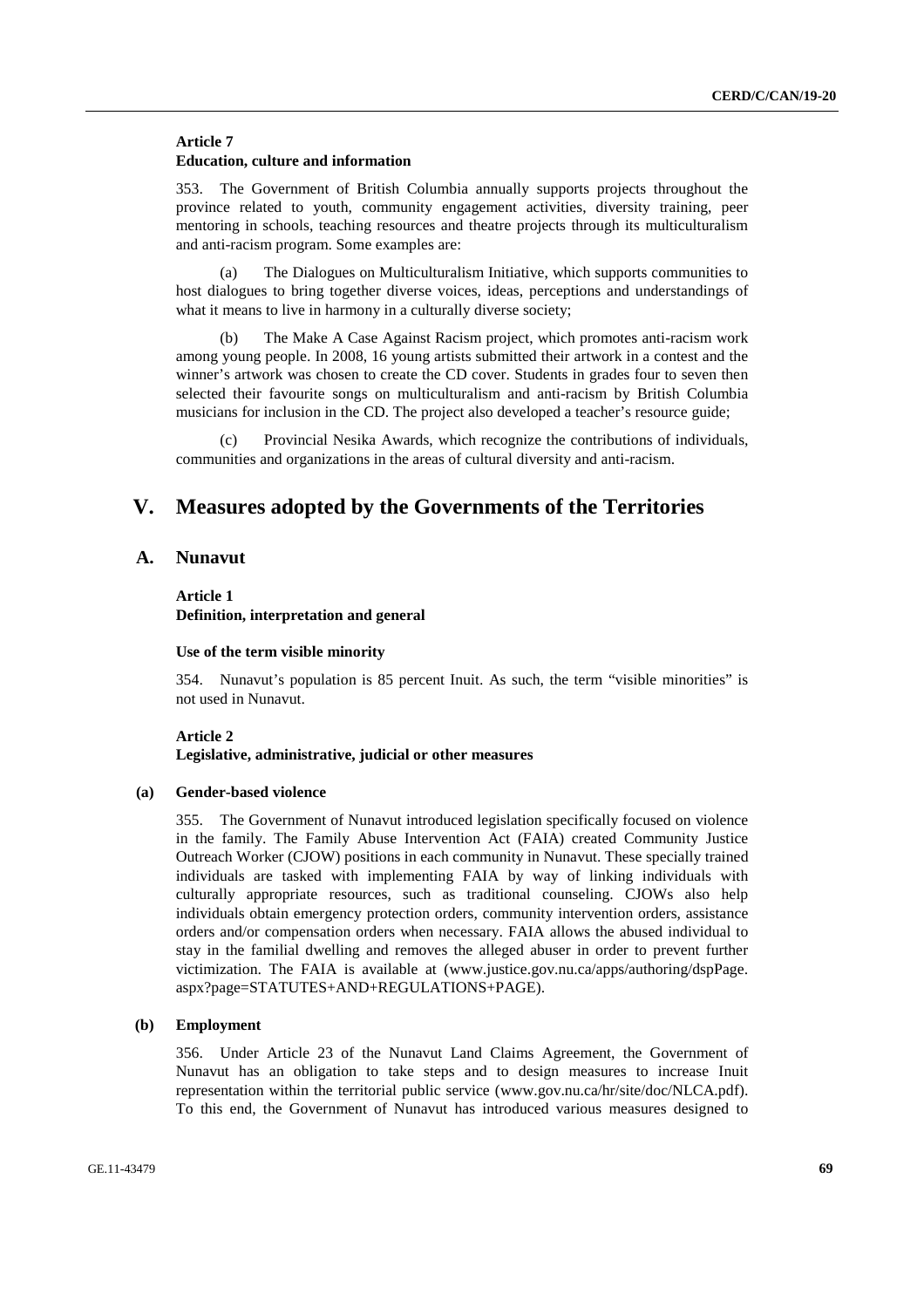#### Article 7
#### Education, culture and information

353. The Government of British Columbia annually supports projects throughout the province related to youth, community engagement activities, diversity training, peer mentoring in schools, teaching resources and theatre projects through its multiculturalism and anti-racism program. Some examples are:

(a) The Dialogues on Multiculturalism Initiative, which supports communities to host dialogues to bring together diverse voices, ideas, perceptions and understandings of what it means to live in harmony in a culturally diverse society;

(b) The Make A Case Against Racism project, which promotes anti-racism work among young people. In 2008, 16 young artists submitted their artwork in a contest and the winner's artwork was chosen to create the CD cover. Students in grades four to seven then selected their favourite songs on multiculturalism and anti-racism by British Columbia musicians for inclusion in the CD. The project also developed a teacher's resource guide;

(c) Provincial Nesika Awards, which recognize the contributions of individuals, communities and organizations in the areas of cultural diversity and anti-racism.

# V. Measures adopted by the Governments of the Territories

## A. Nunavut

#### Article 1
#### Definition, interpretation and general

#### Use of the term visible minority

354. Nunavut's population is 85 percent Inuit. As such, the term "visible minorities" is not used in Nunavut.

#### Article 2
#### Legislative, administrative, judicial or other measures

#### (a) Gender-based violence

355. The Government of Nunavut introduced legislation specifically focused on violence in the family. The Family Abuse Intervention Act (FAIA) created Community Justice Outreach Worker (CJOW) positions in each community in Nunavut. These specially trained individuals are tasked with implementing FAIA by way of linking individuals with culturally appropriate resources, such as traditional counseling. CJOWs also help individuals obtain emergency protection orders, community intervention orders, assistance orders and/or compensation orders when necessary. FAIA allows the abused individual to stay in the familial dwelling and removes the alleged abuser in order to prevent further victimization. The FAIA is available at (www.justice.gov.nu.ca/apps/authoring/dspPage.aspx?page=STATUTES+AND+REGULATIONS+PAGE).

#### (b) Employment

356. Under Article 23 of the Nunavut Land Claims Agreement, the Government of Nunavut has an obligation to take steps and to design measures to increase Inuit representation within the territorial public service (www.gov.nu.ca/hr/site/doc/NLCA.pdf). To this end, the Government of Nunavut has introduced various measures designed to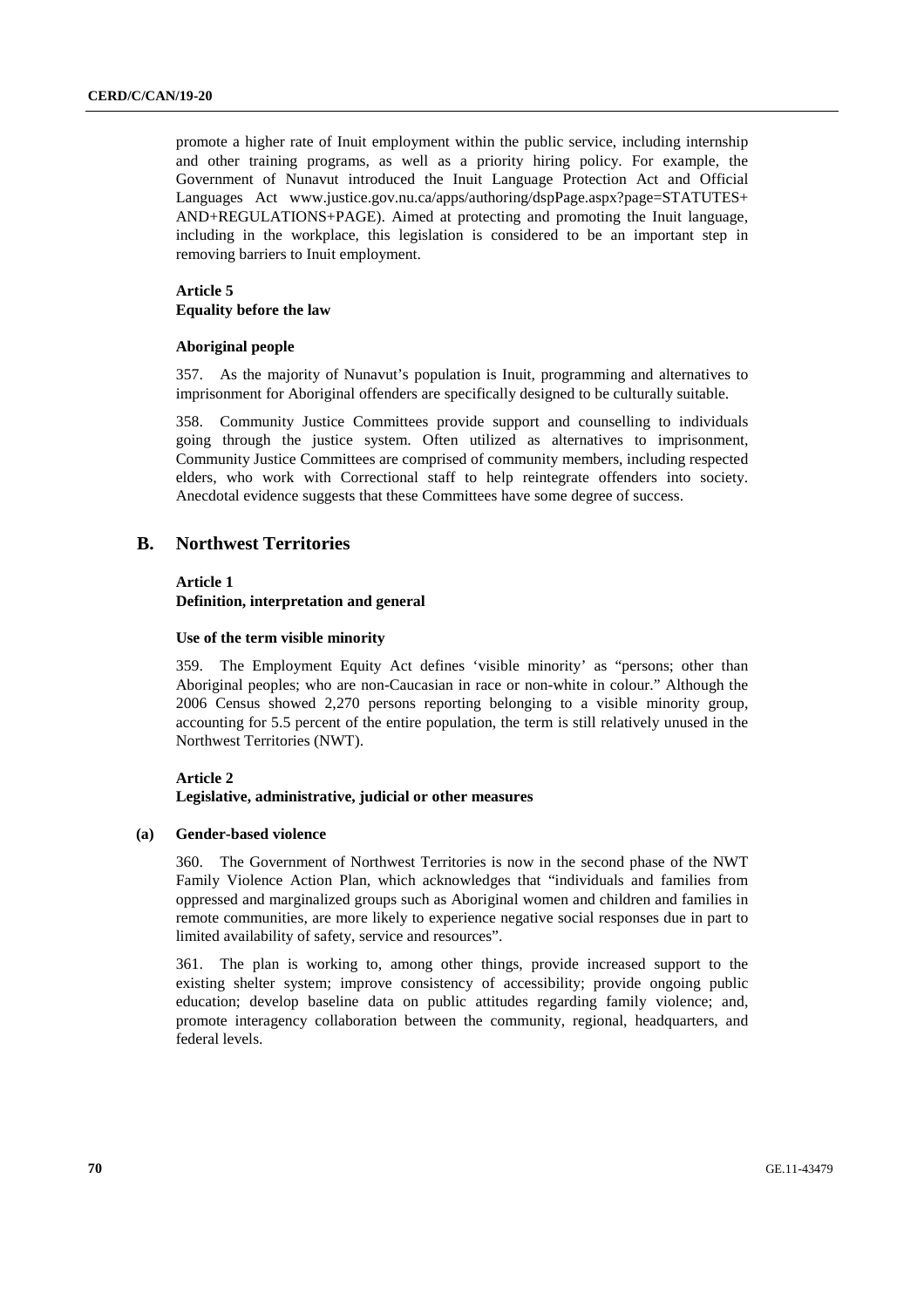promote a higher rate of Inuit employment within the public service, including internship and other training programs, as well as a priority hiring policy. For example, the Government of Nunavut introduced the Inuit Language Protection Act and Official Languages Act www.justice.gov.nu.ca/apps/authoring/dspPage.aspx?page=STATUTES+AND+REGULATIONS+PAGE). Aimed at protecting and promoting the Inuit language, including in the workplace, this legislation is considered to be an important step in removing barriers to Inuit employment.

#### Article 5
#### Equality before the law

#### Aboriginal people

357. As the majority of Nunavut's population is Inuit, programming and alternatives to imprisonment for Aboriginal offenders are specifically designed to be culturally suitable.

358. Community Justice Committees provide support and counselling to individuals going through the justice system. Often utilized as alternatives to imprisonment, Community Justice Committees are comprised of community members, including respected elders, who work with Correctional staff to help reintegrate offenders into society. Anecdotal evidence suggests that these Committees have some degree of success.

## B. Northwest Territories

#### Article 1
#### Definition, interpretation and general

#### Use of the term visible minority

359. The Employment Equity Act defines 'visible minority' as "persons; other than Aboriginal peoples; who are non-Caucasian in race or non-white in colour." Although the 2006 Census showed 2,270 persons reporting belonging to a visible minority group, accounting for 5.5 percent of the entire population, the term is still relatively unused in the Northwest Territories (NWT).

#### Article 2
#### Legislative, administrative, judicial or other measures

#### (a) Gender-based violence

360. The Government of Northwest Territories is now in the second phase of the NWT Family Violence Action Plan, which acknowledges that "individuals and families from oppressed and marginalized groups such as Aboriginal women and children and families in remote communities, are more likely to experience negative social responses due in part to limited availability of safety, service and resources".

361. The plan is working to, among other things, provide increased support to the existing shelter system; improve consistency of accessibility; provide ongoing public education; develop baseline data on public attitudes regarding family violence; and, promote interagency collaboration between the community, regional, headquarters, and federal levels.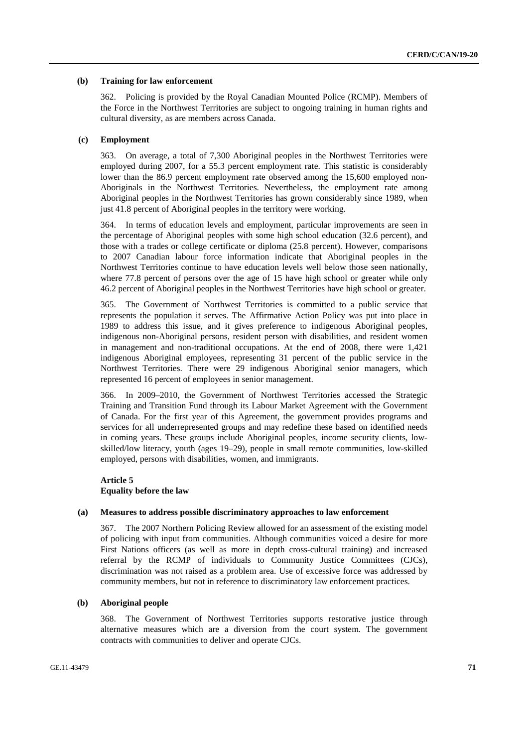### (b) Training for law enforcement

362. Policing is provided by the Royal Canadian Mounted Police (RCMP). Members of the Force in the Northwest Territories are subject to ongoing training in human rights and cultural diversity, as are members across Canada.

### (c) Employment

363. On average, a total of 7,300 Aboriginal peoples in the Northwest Territories were employed during 2007, for a 55.3 percent employment rate. This statistic is considerably lower than the 86.9 percent employment rate observed among the 15,600 employed non-Aboriginals in the Northwest Territories. Nevertheless, the employment rate among Aboriginal peoples in the Northwest Territories has grown considerably since 1989, when just 41.8 percent of Aboriginal peoples in the territory were working.

364. In terms of education levels and employment, particular improvements are seen in the percentage of Aboriginal peoples with some high school education (32.6 percent), and those with a trades or college certificate or diploma (25.8 percent). However, comparisons to 2007 Canadian labour force information indicate that Aboriginal peoples in the Northwest Territories continue to have education levels well below those seen nationally, where 77.8 percent of persons over the age of 15 have high school or greater while only 46.2 percent of Aboriginal peoples in the Northwest Territories have high school or greater.

365. The Government of Northwest Territories is committed to a public service that represents the population it serves. The Affirmative Action Policy was put into place in 1989 to address this issue, and it gives preference to indigenous Aboriginal peoples, indigenous non-Aboriginal persons, resident person with disabilities, and resident women in management and non-traditional occupations. At the end of 2008, there were 1,421 indigenous Aboriginal employees, representing 31 percent of the public service in the Northwest Territories. There were 29 indigenous Aboriginal senior managers, which represented 16 percent of employees in senior management.

366. In 2009–2010, the Government of Northwest Territories accessed the Strategic Training and Transition Fund through its Labour Market Agreement with the Government of Canada. For the first year of this Agreement, the government provides programs and services for all underrepresented groups and may redefine these based on identified needs in coming years. These groups include Aboriginal peoples, income security clients, low-skilled/low literacy, youth (ages 19–29), people in small remote communities, low-skilled employed, persons with disabilities, women, and immigrants.

## Article 5
## Equality before the law

### (a) Measures to address possible discriminatory approaches to law enforcement

367. The 2007 Northern Policing Review allowed for an assessment of the existing model of policing with input from communities. Although communities voiced a desire for more First Nations officers (as well as more in depth cross-cultural training) and increased referral by the RCMP of individuals to Community Justice Committees (CJCs), discrimination was not raised as a problem area. Use of excessive force was addressed by community members, but not in reference to discriminatory law enforcement practices.

### (b) Aboriginal people

368. The Government of Northwest Territories supports restorative justice through alternative measures which are a diversion from the court system. The government contracts with communities to deliver and operate CJCs.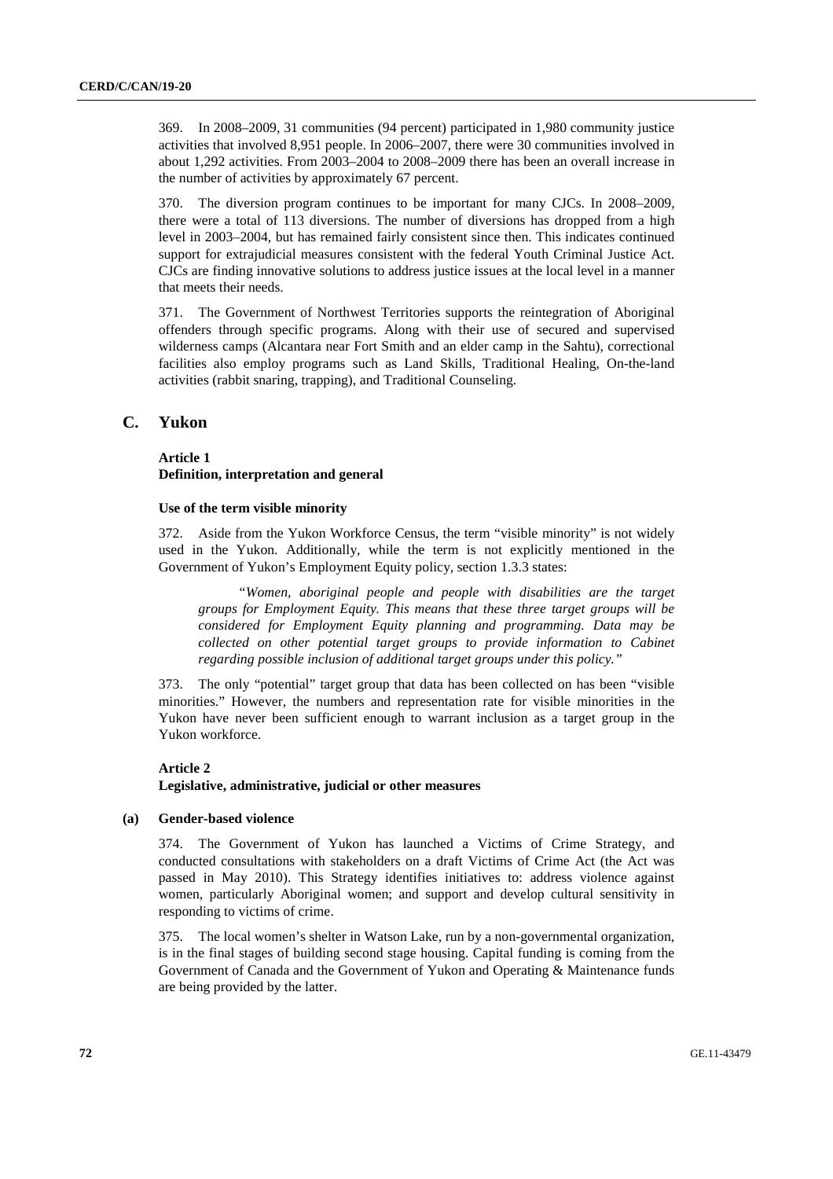369. In 2008–2009, 31 communities (94 percent) participated in 1,980 community justice activities that involved 8,951 people. In 2006–2007, there were 30 communities involved in about 1,292 activities. From 2003–2004 to 2008–2009 there has been an overall increase in the number of activities by approximately 67 percent.

370. The diversion program continues to be important for many CJCs. In 2008–2009, there were a total of 113 diversions. The number of diversions has dropped from a high level in 2003–2004, but has remained fairly consistent since then. This indicates continued support for extrajudicial measures consistent with the federal Youth Criminal Justice Act. CJCs are finding innovative solutions to address justice issues at the local level in a manner that meets their needs.

371. The Government of Northwest Territories supports the reintegration of Aboriginal offenders through specific programs. Along with their use of secured and supervised wilderness camps (Alcantara near Fort Smith and an elder camp in the Sahtu), correctional facilities also employ programs such as Land Skills, Traditional Healing, On-the-land activities (rabbit snaring, trapping), and Traditional Counseling.

## C. Yukon

### Article 1
### Definition, interpretation and general

#### Use of the term visible minority

372. Aside from the Yukon Workforce Census, the term "visible minority" is not widely used in the Yukon. Additionally, while the term is not explicitly mentioned in the Government of Yukon's Employment Equity policy, section 1.3.3 states:

> *"Women, aboriginal people and people with disabilities are the target groups for Employment Equity. This means that these three target groups will be considered for Employment Equity planning and programming. Data may be collected on other potential target groups to provide information to Cabinet regarding possible inclusion of additional target groups under this policy."*

373. The only "potential" target group that data has been collected on has been "visible minorities." However, the numbers and representation rate for visible minorities in the Yukon have never been sufficient enough to warrant inclusion as a target group in the Yukon workforce.

### Article 2
### Legislative, administrative, judicial or other measures

#### (a) Gender-based violence

374. The Government of Yukon has launched a Victims of Crime Strategy, and conducted consultations with stakeholders on a draft Victims of Crime Act (the Act was passed in May 2010). This Strategy identifies initiatives to: address violence against women, particularly Aboriginal women; and support and develop cultural sensitivity in responding to victims of crime.

375. The local women's shelter in Watson Lake, run by a non-governmental organization, is in the final stages of building second stage housing. Capital funding is coming from the Government of Canada and the Government of Yukon and Operating & Maintenance funds are being provided by the latter.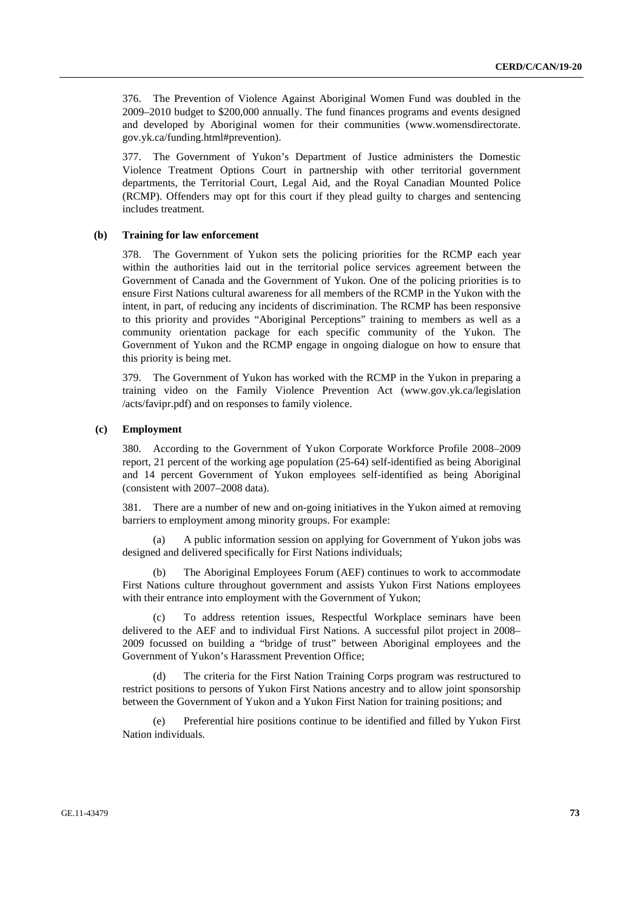376. The Prevention of Violence Against Aboriginal Women Fund was doubled in the 2009–2010 budget to $200,000 annually. The fund finances programs and events designed and developed by Aboriginal women for their communities (www.womensdirectorate.gov.yk.ca/funding.html#prevention).

377. The Government of Yukon's Department of Justice administers the Domestic Violence Treatment Options Court in partnership with other territorial government departments, the Territorial Court, Legal Aid, and the Royal Canadian Mounted Police (RCMP). Offenders may opt for this court if they plead guilty to charges and sentencing includes treatment.

### (b) Training for law enforcement

378. The Government of Yukon sets the policing priorities for the RCMP each year within the authorities laid out in the territorial police services agreement between the Government of Canada and the Government of Yukon. One of the policing priorities is to ensure First Nations cultural awareness for all members of the RCMP in the Yukon with the intent, in part, of reducing any incidents of discrimination. The RCMP has been responsive to this priority and provides "Aboriginal Perceptions" training to members as well as a community orientation package for each specific community of the Yukon. The Government of Yukon and the RCMP engage in ongoing dialogue on how to ensure that this priority is being met.

379. The Government of Yukon has worked with the RCMP in the Yukon in preparing a training video on the Family Violence Prevention Act (www.gov.yk.ca/legislation/acts/favipr.pdf) and on responses to family violence.

### (c) Employment

380. According to the Government of Yukon Corporate Workforce Profile 2008–2009 report, 21 percent of the working age population (25-64) self-identified as being Aboriginal and 14 percent Government of Yukon employees self-identified as being Aboriginal (consistent with 2007–2008 data).

381. There are a number of new and on-going initiatives in the Yukon aimed at removing barriers to employment among minority groups. For example:

(a) A public information session on applying for Government of Yukon jobs was designed and delivered specifically for First Nations individuals;

(b) The Aboriginal Employees Forum (AEF) continues to work to accommodate First Nations culture throughout government and assists Yukon First Nations employees with their entrance into employment with the Government of Yukon;

(c) To address retention issues, Respectful Workplace seminars have been delivered to the AEF and to individual First Nations. A successful pilot project in 2008–2009 focussed on building a "bridge of trust" between Aboriginal employees and the Government of Yukon's Harassment Prevention Office;

(d) The criteria for the First Nation Training Corps program was restructured to restrict positions to persons of Yukon First Nations ancestry and to allow joint sponsorship between the Government of Yukon and a Yukon First Nation for training positions; and

(e) Preferential hire positions continue to be identified and filled by Yukon First Nation individuals.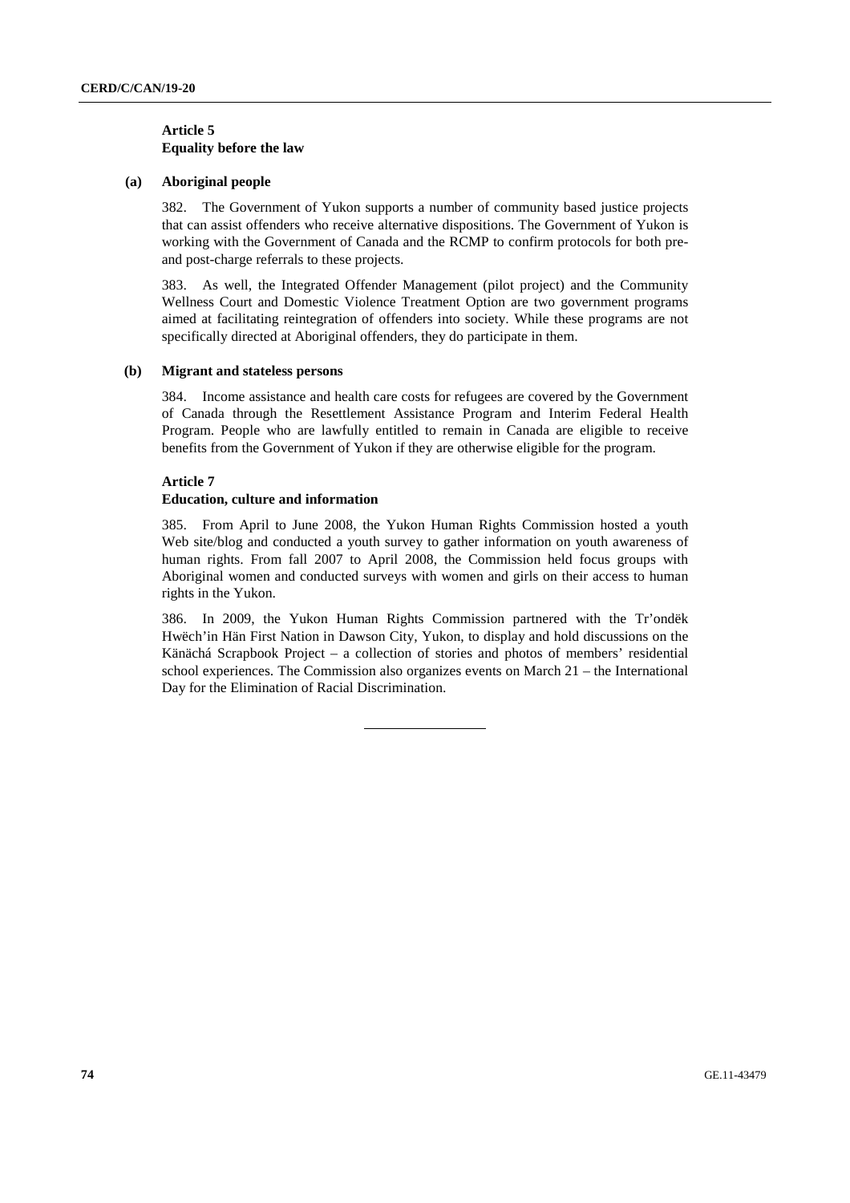**Article 5**
**Equality before the law**

**(a) Aboriginal people**

382. The Government of Yukon supports a number of community based justice projects that can assist offenders who receive alternative dispositions. The Government of Yukon is working with the Government of Canada and the RCMP to confirm protocols for both pre- and post-charge referrals to these projects.

383. As well, the Integrated Offender Management (pilot project) and the Community Wellness Court and Domestic Violence Treatment Option are two government programs aimed at facilitating reintegration of offenders into society. While these programs are not specifically directed at Aboriginal offenders, they do participate in them.

**(b) Migrant and stateless persons**

384. Income assistance and health care costs for refugees are covered by the Government of Canada through the Resettlement Assistance Program and Interim Federal Health Program. People who are lawfully entitled to remain in Canada are eligible to receive benefits from the Government of Yukon if they are otherwise eligible for the program.

**Article 7**
**Education, culture and information**

385. From April to June 2008, the Yukon Human Rights Commission hosted a youth Web site/blog and conducted a youth survey to gather information on youth awareness of human rights. From fall 2007 to April 2008, the Commission held focus groups with Aboriginal women and conducted surveys with women and girls on their access to human rights in the Yukon.

386. In 2009, the Yukon Human Rights Commission partnered with the Tr'ondëk Hwëch'in Hän First Nation in Dawson City, Yukon, to display and hold discussions on the Känächá Scrapbook Project – a collection of stories and photos of members' residential school experiences. The Commission also organizes events on March 21 – the International Day for the Elimination of Racial Discrimination.